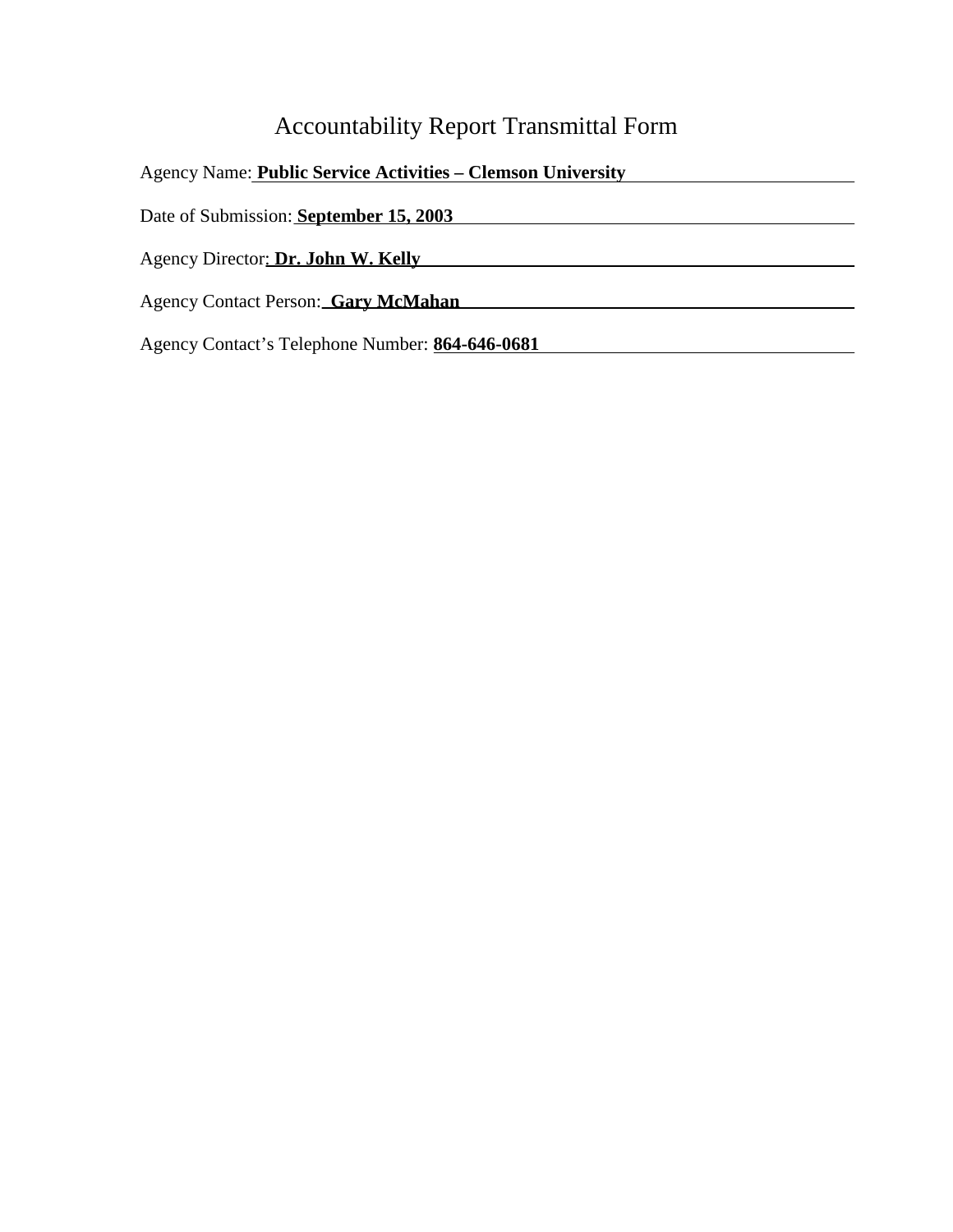# Accountability Report Transmittal Form

Agency Name: **Public Service Activities – Clemson University**

Date of Submission: **September 15, 2003**

Agency Director: **Dr. John W. Kelly**

Agency Contact Person: **Gary McMahan**

Agency Contact's Telephone Number: **864-646-0681**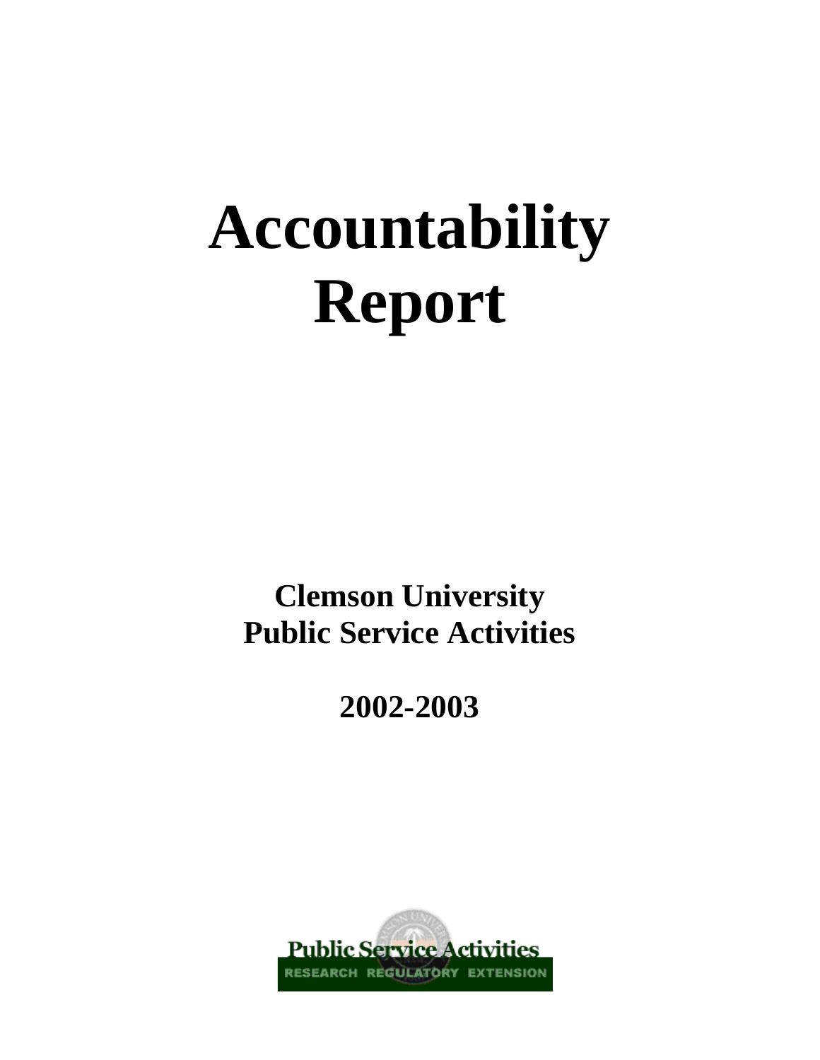# Accountability Report

**Clemson University**
**Public Service Activities**

**2002-2003**

Public Service Activities
RESEARCH REGULATORY EXTENSION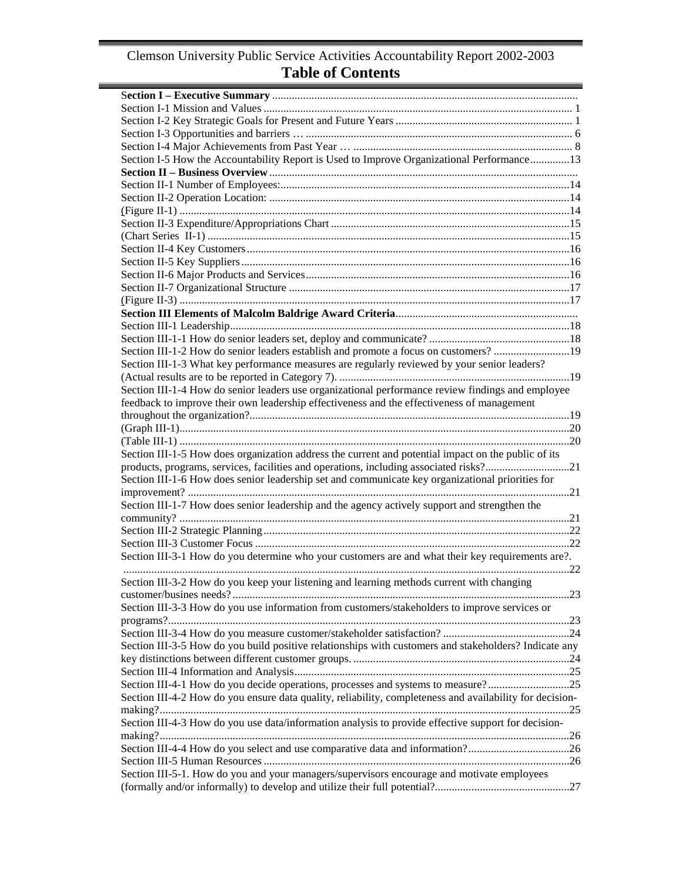# Clemson University Public Service Activities Accountability Report 2002-2003

## Table of Contents

**Section I – Executive Summary**

Section I-1 Mission and Values ... 1

Section I-2 Key Strategic Goals for Present and Future Years ... 1

Section I-3 Opportunities and barriers … ... 6

Section I-4 Major Achievements from Past Year … ... 8

Section I-5 How the Accountability Report is Used to Improve Organizational Performance ... 13

**Section II – Business Overview**

Section II-1 Number of Employees: ... 14

Section II-2 Operation Location: ... 14

(Figure II-1) ... 14

Section II-3 Expenditure/Appropriations Chart ... 15

(Chart Series II-1) ... 15

Section II-4 Key Customers ... 16

Section II-5 Key Suppliers ... 16

Section II-6 Major Products and Services ... 16

Section II-7 Organizational Structure ... 17

(Figure II-3) ... 17

**Section III Elements of Malcolm Baldrige Award Criteria**

Section III-1 Leadership ... 18

Section III-1-1 How do senior leaders set, deploy and communicate? ... 18

Section III-1-2 How do senior leaders establish and promote a focus on customers? ... 19

Section III-1-3 What key performance measures are regularly reviewed by your senior leaders? (Actual results are to be reported in Category 7). ... 19

Section III-1-4 How do senior leaders use organizational performance review findings and employee feedback to improve their own leadership effectiveness and the effectiveness of management throughout the organization? ... 19

(Graph III-1) ... 20

(Table III-1) ... 20

Section III-1-5 How does organization address the current and potential impact on the public of its products, programs, services, facilities and operations, including associated risks? ... 21

Section III-1-6 How does senior leadership set and communicate key organizational priorities for improvement? ... 21

Section III-1-7 How does senior leadership and the agency actively support and strengthen the community? ... 21

Section III-2 Strategic Planning ... 22

Section III-3 Customer Focus ... 22

Section III-3-1 How do you determine who your customers are and what their key requirements are?. ... 22

Section III-3-2 How do you keep your listening and learning methods current with changing customer/busines needs? ... 23

Section III-3-3 How do you use information from customers/stakeholders to improve services or programs? ... 23

Section III-3-4 How do you measure customer/stakeholder satisfaction? ... 24

Section III-3-5 How do you build positive relationships with customers and stakeholders? Indicate any key distinctions between different customer groups. ... 24

Section III-4 Information and Analysis ... 25

Section III-4-1 How do you decide operations, processes and systems to measure? ... 25

Section III-4-2 How do you ensure data quality, reliability, completeness and availability for decision-making? ... 25

Section III-4-3 How do you use data/information analysis to provide effective support for decision-making? ... 26

Section III-4-4 How do you select and use comparative data and information? ... 26

Section III-5 Human Resources ... 26

Section III-5-1. How do you and your managers/supervisors encourage and motivate employees (formally and/or informally) to develop and utilize their full potential? ... 27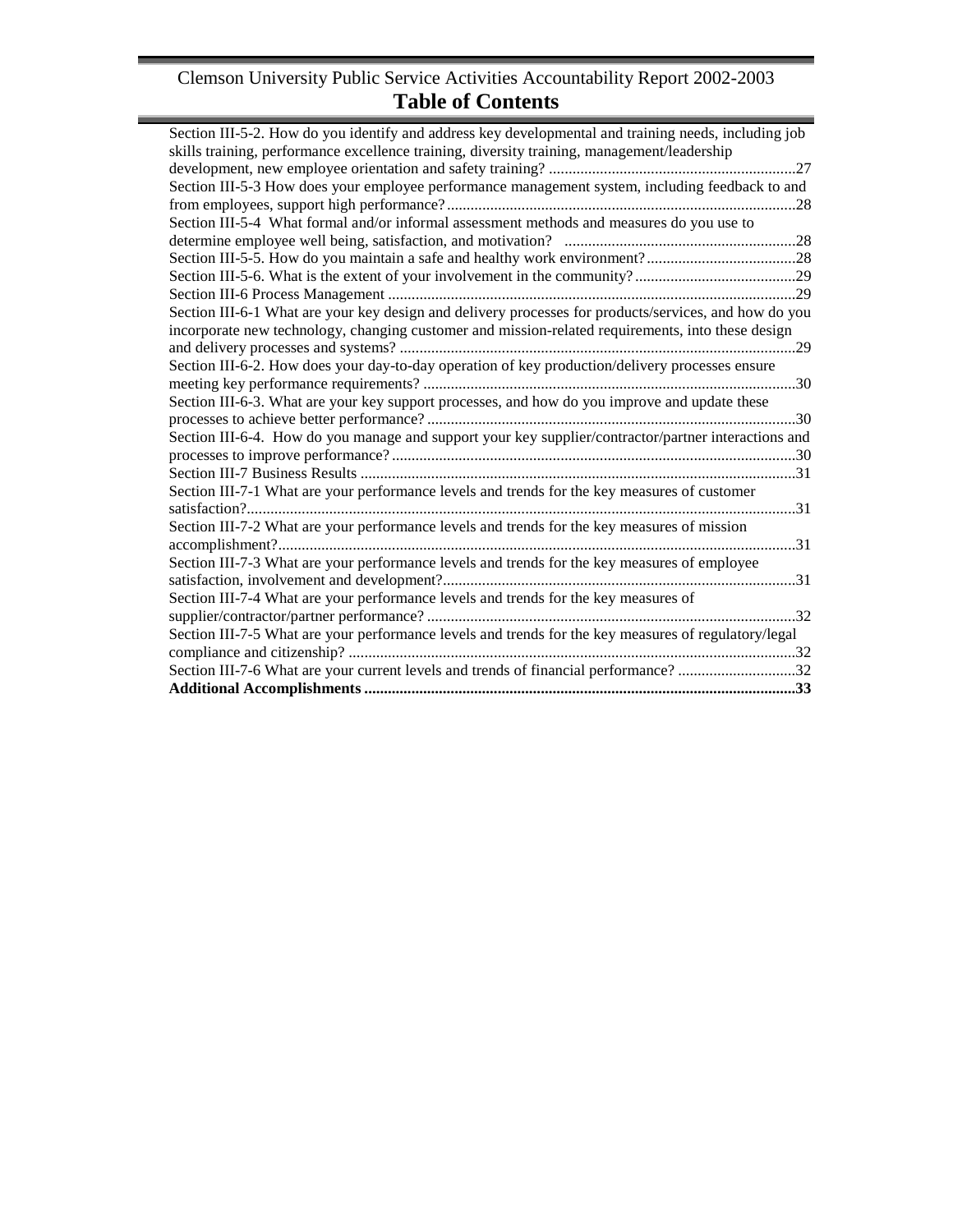Clemson University Public Service Activities Accountability Report 2002-2003

# Table of Contents

Section III-5-2. How do you identify and address key developmental and training needs, including job skills training, performance excellence training, diversity training, management/leadership development, new employee orientation and safety training? ...............................................................27
Section III-5-3 How does your employee performance management system, including feedback to and from employees, support high performance? .........................................................................................28
Section III-5-4 What formal and/or informal assessment methods and measures do you use to determine employee well being, satisfaction, and motivation? ...........................................................28
Section III-5-5. How do you maintain a safe and healthy work environment? ......................................28
Section III-5-6. What is the extent of your involvement in the community? .........................................29
Section III-6 Process Management ........................................................................................................29
Section III-6-1 What are your key design and delivery processes for products/services, and how do you incorporate new technology, changing customer and mission-related requirements, into these design and delivery processes and systems? .....................................................................................................29
Section III-6-2. How does your day-to-day operation of key production/delivery processes ensure meeting key performance requirements? ...............................................................................................30
Section III-6-3. What are your key support processes, and how do you improve and update these processes to achieve better performance? ..............................................................................................30
Section III-6-4. How do you manage and support your key supplier/contractor/partner interactions and processes to improve performance? .......................................................................................................30
Section III-7 Business Results ...............................................................................................................31
Section III-7-1 What are your performance levels and trends for the key measures of customer satisfaction? ............................................................................................................................................31
Section III-7-2 What are your performance levels and trends for the key measures of mission accomplishment? ....................................................................................................................................31
Section III-7-3 What are your performance levels and trends for the key measures of employee satisfaction, involvement and development? ..........................................................................................31
Section III-7-4 What are your performance levels and trends for the key measures of supplier/contractor/partner performance? ..............................................................................................32
Section III-7-5 What are your performance levels and trends for the key measures of regulatory/legal compliance and citizenship? ..................................................................................................................32
Section III-7-6 What are your current levels and trends of financial performance? ..............................32
**Additional Accomplishments .............................................................................................................33**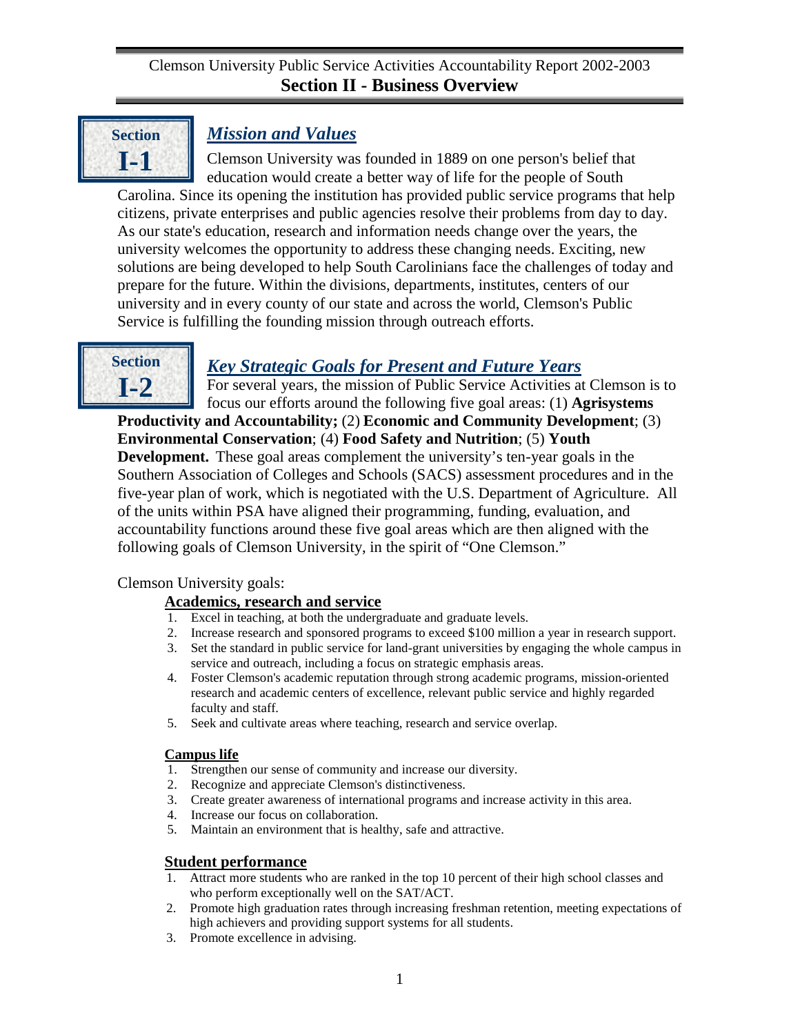## Section II - Business Overview

### Section I-1 — *Mission and Values*

Clemson University was founded in 1889 on one person's belief that education would create a better way of life for the people of South Carolina. Since its opening the institution has provided public service programs that help citizens, private enterprises and public agencies resolve their problems from day to day. As our state's education, research and information needs change over the years, the university welcomes the opportunity to address these changing needs. Exciting, new solutions are being developed to help South Carolinians face the challenges of today and prepare for the future. Within the divisions, departments, institutes, centers of our university and in every county of our state and across the world, Clemson's Public Service is fulfilling the founding mission through outreach efforts.

### Section I-2 — *Key Strategic Goals for Present and Future Years*

For several years, the mission of Public Service Activities at Clemson is to focus our efforts around the following five goal areas: (1) **Agrisystems Productivity and Accountability;** (2) **Economic and Community Development**; (3) **Environmental Conservation**; (4) **Food Safety and Nutrition**; (5) **Youth Development.** These goal areas complement the university's ten-year goals in the Southern Association of Colleges and Schools (SACS) assessment procedures and in the five-year plan of work, which is negotiated with the U.S. Department of Agriculture. All of the units within PSA have aligned their programming, funding, evaluation, and accountability functions around these five goal areas which are then aligned with the following goals of Clemson University, in the spirit of "One Clemson."

Clemson University goals:

**Academics, research and service**

1. Excel in teaching, at both the undergraduate and graduate levels.
2. Increase research and sponsored programs to exceed $100 million a year in research support.
3. Set the standard in public service for land-grant universities by engaging the whole campus in service and outreach, including a focus on strategic emphasis areas.
4. Foster Clemson's academic reputation through strong academic programs, mission-oriented research and academic centers of excellence, relevant public service and highly regarded faculty and staff.
5. Seek and cultivate areas where teaching, research and service overlap.

**Campus life**

1. Strengthen our sense of community and increase our diversity.
2. Recognize and appreciate Clemson's distinctiveness.
3. Create greater awareness of international programs and increase activity in this area.
4. Increase our focus on collaboration.
5. Maintain an environment that is healthy, safe and attractive.

**Student performance**

1. Attract more students who are ranked in the top 10 percent of their high school classes and who perform exceptionally well on the SAT/ACT.
2. Promote high graduation rates through increasing freshman retention, meeting expectations of high achievers and providing support systems for all students.
3. Promote excellence in advising.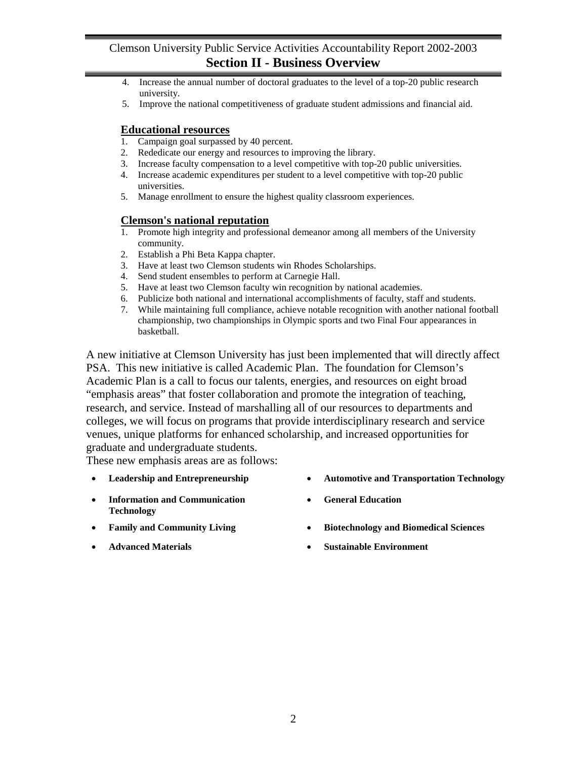4. Increase the annual number of doctoral graduates to the level of a top-20 public research university.
5. Improve the national competitiveness of graduate student admissions and financial aid.

### Educational resources

1. Campaign goal surpassed by 40 percent.
2. Rededicate our energy and resources to improving the library.
3. Increase faculty compensation to a level competitive with top-20 public universities.
4. Increase academic expenditures per student to a level competitive with top-20 public universities.
5. Manage enrollment to ensure the highest quality classroom experiences.

### Clemson's national reputation

1. Promote high integrity and professional demeanor among all members of the University community.
2. Establish a Phi Beta Kappa chapter.
3. Have at least two Clemson students win Rhodes Scholarships.
4. Send student ensembles to perform at Carnegie Hall.
5. Have at least two Clemson faculty win recognition by national academies.
6. Publicize both national and international accomplishments of faculty, staff and students.
7. While maintaining full compliance, achieve notable recognition with another national football championship, two championships in Olympic sports and two Final Four appearances in basketball.

A new initiative at Clemson University has just been implemented that will directly affect PSA. This new initiative is called Academic Plan. The foundation for Clemson's Academic Plan is a call to focus our talents, energies, and resources on eight broad "emphasis areas" that foster collaboration and promote the integration of teaching, research, and service. Instead of marshalling all of our resources to departments and colleges, we will focus on programs that provide interdisciplinary research and service venues, unique platforms for enhanced scholarship, and increased opportunities for graduate and undergraduate students.

These new emphasis areas are as follows:

- **Leadership and Entrepreneurship**
- **Information and Communication Technology**
- **Family and Community Living**
- **Advanced Materials**
- **Automotive and Transportation Technology**
- **General Education**
- **Biotechnology and Biomedical Sciences**
- **Sustainable Environment**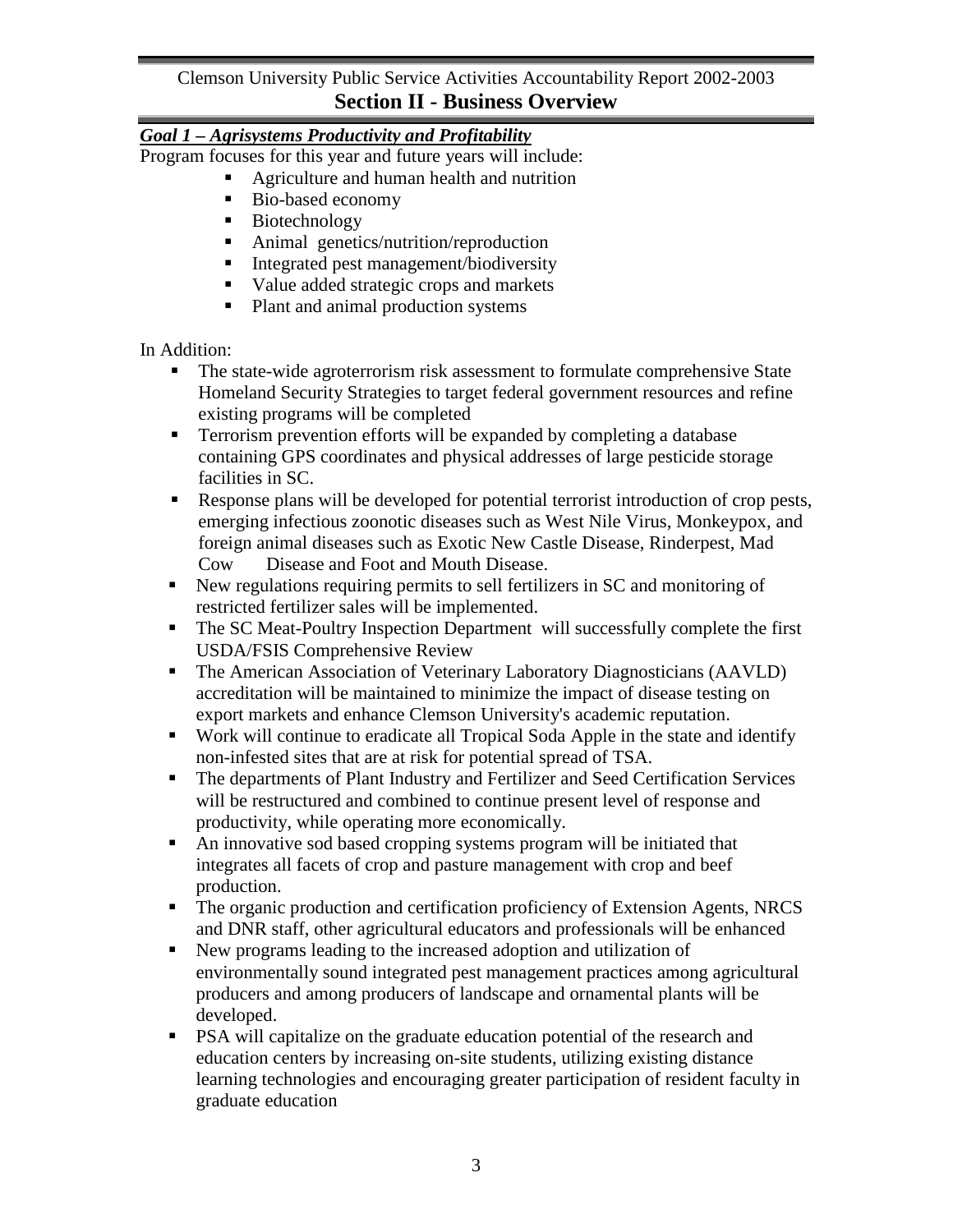## Section II - Business Overview

***Goal 1 – Agrisystems Productivity and Profitability***

Program focuses for this year and future years will include:

- Agriculture and human health and nutrition
- Bio-based economy
- Biotechnology
- Animal genetics/nutrition/reproduction
- Integrated pest management/biodiversity
- Value added strategic crops and markets
- Plant and animal production systems

In Addition:

- The state-wide agroterrorism risk assessment to formulate comprehensive State Homeland Security Strategies to target federal government resources and refine existing programs will be completed
- Terrorism prevention efforts will be expanded by completing a database containing GPS coordinates and physical addresses of large pesticide storage facilities in SC.
- Response plans will be developed for potential terrorist introduction of crop pests, emerging infectious zoonotic diseases such as West Nile Virus, Monkeypox, and foreign animal diseases such as Exotic New Castle Disease, Rinderpest, Mad Cow Disease and Foot and Mouth Disease.
- New regulations requiring permits to sell fertilizers in SC and monitoring of restricted fertilizer sales will be implemented.
- The SC Meat-Poultry Inspection Department will successfully complete the first USDA/FSIS Comprehensive Review
- The American Association of Veterinary Laboratory Diagnosticians (AAVLD) accreditation will be maintained to minimize the impact of disease testing on export markets and enhance Clemson University's academic reputation.
- Work will continue to eradicate all Tropical Soda Apple in the state and identify non-infested sites that are at risk for potential spread of TSA.
- The departments of Plant Industry and Fertilizer and Seed Certification Services will be restructured and combined to continue present level of response and productivity, while operating more economically.
- An innovative sod based cropping systems program will be initiated that integrates all facets of crop and pasture management with crop and beef production.
- The organic production and certification proficiency of Extension Agents, NRCS and DNR staff, other agricultural educators and professionals will be enhanced
- New programs leading to the increased adoption and utilization of environmentally sound integrated pest management practices among agricultural producers and among producers of landscape and ornamental plants will be developed.
- PSA will capitalize on the graduate education potential of the research and education centers by increasing on-site students, utilizing existing distance learning technologies and encouraging greater participation of resident faculty in graduate education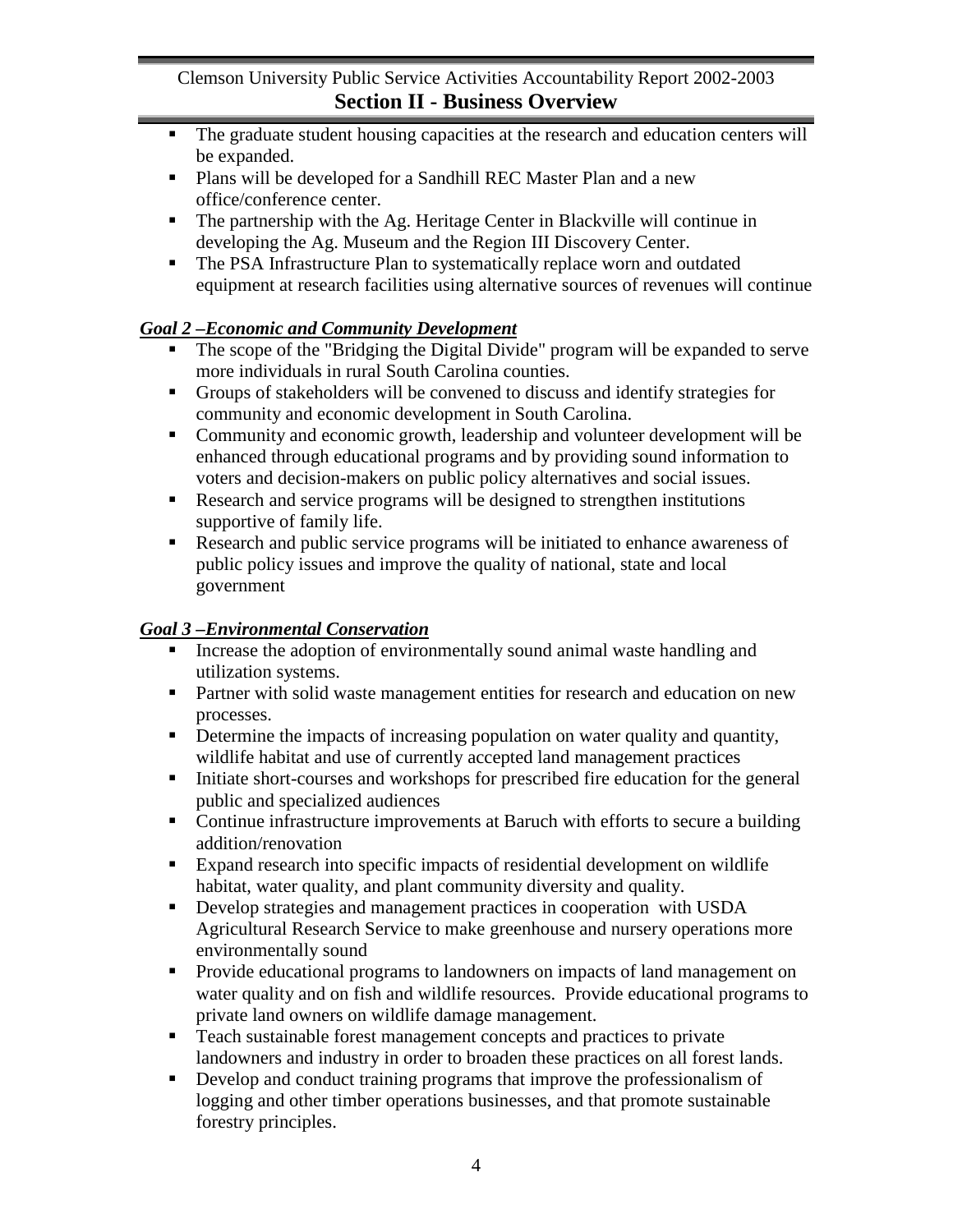- The graduate student housing capacities at the research and education centers will be expanded.
- Plans will be developed for a Sandhill REC Master Plan and a new office/conference center.
- The partnership with the Ag. Heritage Center in Blackville will continue in developing the Ag. Museum and the Region III Discovery Center.
- The PSA Infrastructure Plan to systematically replace worn and outdated equipment at research facilities using alternative sources of revenues will continue

***Goal 2 –Economic and Community Development***

- The scope of the "Bridging the Digital Divide" program will be expanded to serve more individuals in rural South Carolina counties.
- Groups of stakeholders will be convened to discuss and identify strategies for community and economic development in South Carolina.
- Community and economic growth, leadership and volunteer development will be enhanced through educational programs and by providing sound information to voters and decision-makers on public policy alternatives and social issues.
- Research and service programs will be designed to strengthen institutions supportive of family life.
- Research and public service programs will be initiated to enhance awareness of public policy issues and improve the quality of national, state and local government

***Goal 3 –Environmental Conservation***

- Increase the adoption of environmentally sound animal waste handling and utilization systems.
- Partner with solid waste management entities for research and education on new processes.
- Determine the impacts of increasing population on water quality and quantity, wildlife habitat and use of currently accepted land management practices
- Initiate short-courses and workshops for prescribed fire education for the general public and specialized audiences
- Continue infrastructure improvements at Baruch with efforts to secure a building addition/renovation
- Expand research into specific impacts of residential development on wildlife habitat, water quality, and plant community diversity and quality.
- Develop strategies and management practices in cooperation with USDA Agricultural Research Service to make greenhouse and nursery operations more environmentally sound
- Provide educational programs to landowners on impacts of land management on water quality and on fish and wildlife resources. Provide educational programs to private land owners on wildlife damage management.
- Teach sustainable forest management concepts and practices to private landowners and industry in order to broaden these practices on all forest lands.
- Develop and conduct training programs that improve the professionalism of logging and other timber operations businesses, and that promote sustainable forestry principles.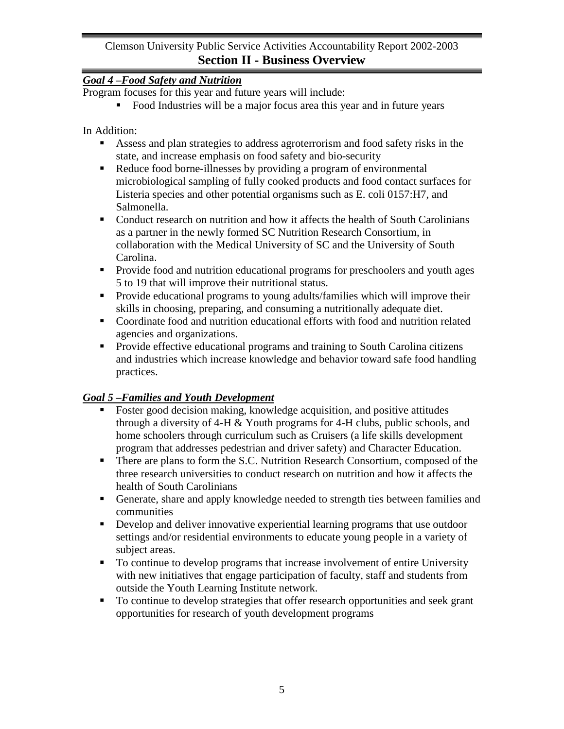### *Goal 4 –Food Safety and Nutrition*

Program focuses for this year and future years will include:

- Food Industries will be a major focus area this year and in future years

In Addition:

- Assess and plan strategies to address agroterrorism and food safety risks in the state, and increase emphasis on food safety and bio-security
- Reduce food borne-illnesses by providing a program of environmental microbiological sampling of fully cooked products and food contact surfaces for Listeria species and other potential organisms such as E. coli 0157:H7, and Salmonella.
- Conduct research on nutrition and how it affects the health of South Carolinians as a partner in the newly formed SC Nutrition Research Consortium, in collaboration with the Medical University of SC and the University of South Carolina.
- Provide food and nutrition educational programs for preschoolers and youth ages 5 to 19 that will improve their nutritional status.
- Provide educational programs to young adults/families which will improve their skills in choosing, preparing, and consuming a nutritionally adequate diet.
- Coordinate food and nutrition educational efforts with food and nutrition related agencies and organizations.
- Provide effective educational programs and training to South Carolina citizens and industries which increase knowledge and behavior toward safe food handling practices.

### *Goal 5 –Families and Youth Development*

- Foster good decision making, knowledge acquisition, and positive attitudes through a diversity of 4-H & Youth programs for 4-H clubs, public schools, and home schoolers through curriculum such as Cruisers (a life skills development program that addresses pedestrian and driver safety) and Character Education.
- There are plans to form the S.C. Nutrition Research Consortium, composed of the three research universities to conduct research on nutrition and how it affects the health of South Carolinians
- Generate, share and apply knowledge needed to strength ties between families and communities
- Develop and deliver innovative experiential learning programs that use outdoor settings and/or residential environments to educate young people in a variety of subject areas.
- To continue to develop programs that increase involvement of entire University with new initiatives that engage participation of faculty, staff and students from outside the Youth Learning Institute network.
- To continue to develop strategies that offer research opportunities and seek grant opportunities for research of youth development programs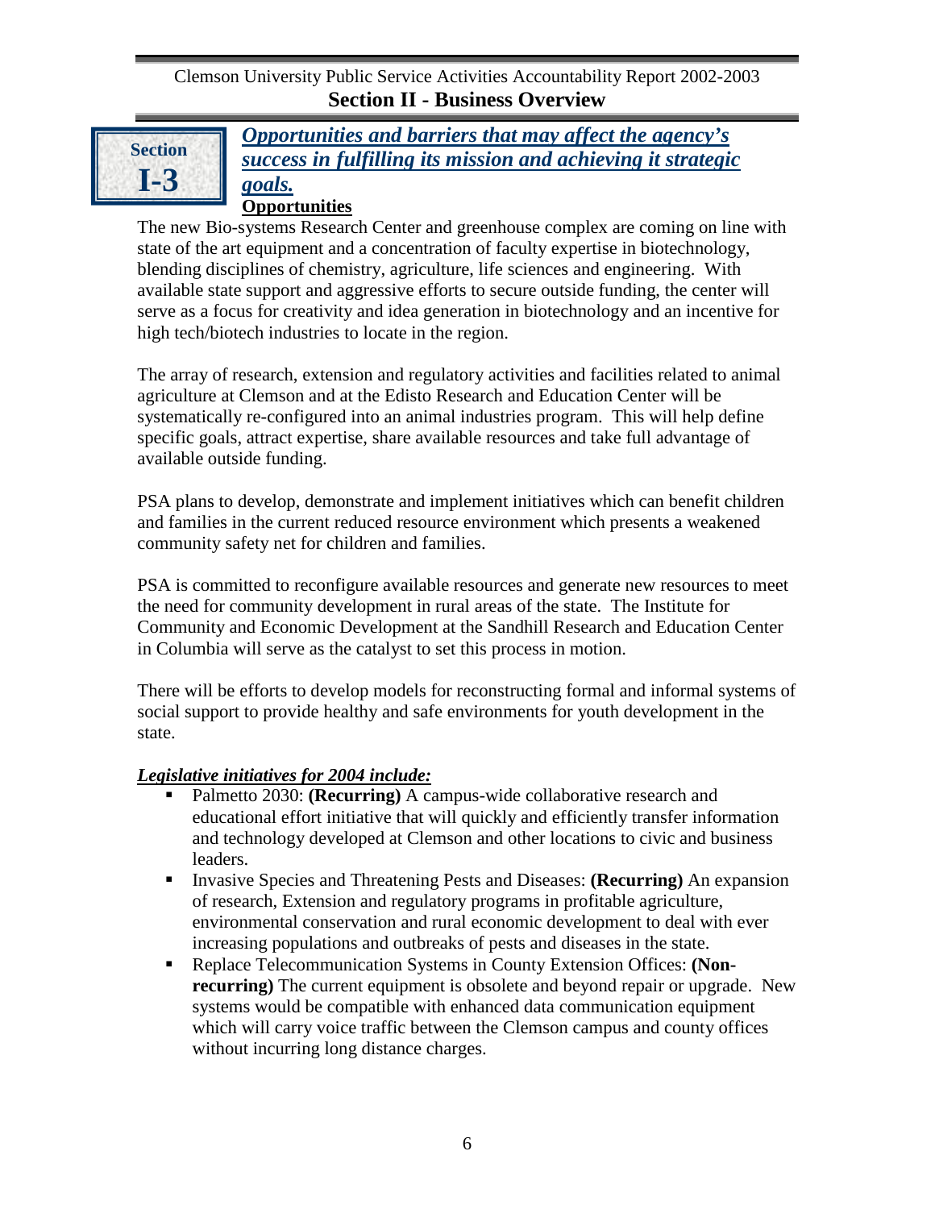**Section I-3**

## *Opportunities and barriers that may affect the agency's success in fulfilling its mission and achieving it strategic goals.*

**Opportunities**

The new Bio-systems Research Center and greenhouse complex are coming on line with state of the art equipment and a concentration of faculty expertise in biotechnology, blending disciplines of chemistry, agriculture, life sciences and engineering. With available state support and aggressive efforts to secure outside funding, the center will serve as a focus for creativity and idea generation in biotechnology and an incentive for high tech/biotech industries to locate in the region.

The array of research, extension and regulatory activities and facilities related to animal agriculture at Clemson and at the Edisto Research and Education Center will be systematically re-configured into an animal industries program. This will help define specific goals, attract expertise, share available resources and take full advantage of available outside funding.

PSA plans to develop, demonstrate and implement initiatives which can benefit children and families in the current reduced resource environment which presents a weakened community safety net for children and families.

PSA is committed to reconfigure available resources and generate new resources to meet the need for community development in rural areas of the state. The Institute for Community and Economic Development at the Sandhill Research and Education Center in Columbia will serve as the catalyst to set this process in motion.

There will be efforts to develop models for reconstructing formal and informal systems of social support to provide healthy and safe environments for youth development in the state.

***Legislative initiatives for 2004 include:***

- Palmetto 2030: **(Recurring)** A campus-wide collaborative research and educational effort initiative that will quickly and efficiently transfer information and technology developed at Clemson and other locations to civic and business leaders.
- Invasive Species and Threatening Pests and Diseases: **(Recurring)** An expansion of research, Extension and regulatory programs in profitable agriculture, environmental conservation and rural economic development to deal with ever increasing populations and outbreaks of pests and diseases in the state.
- Replace Telecommunication Systems in County Extension Offices: **(Non-recurring)** The current equipment is obsolete and beyond repair or upgrade. New systems would be compatible with enhanced data communication equipment which will carry voice traffic between the Clemson campus and county offices without incurring long distance charges.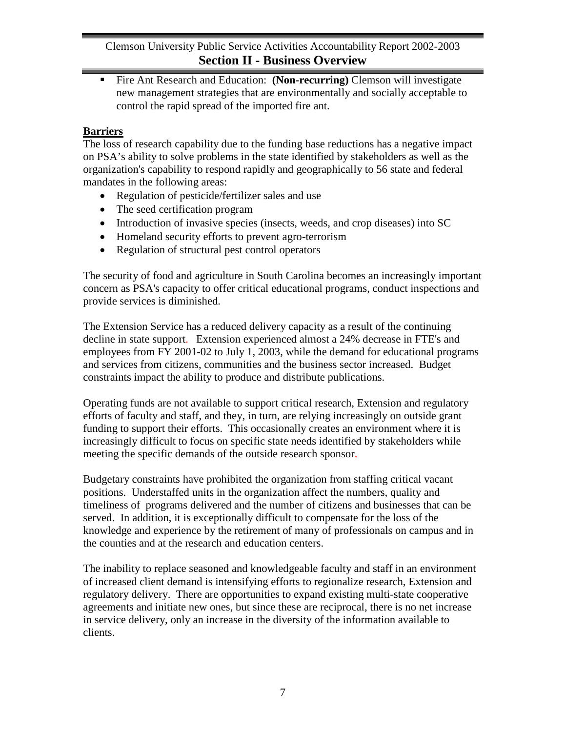- Fire Ant Research and Education: **(Non-recurring)** Clemson will investigate new management strategies that are environmentally and socially acceptable to control the rapid spread of the imported fire ant.

**Barriers**

The loss of research capability due to the funding base reductions has a negative impact on PSA's ability to solve problems in the state identified by stakeholders as well as the organization's capability to respond rapidly and geographically to 56 state and federal mandates in the following areas:

- Regulation of pesticide/fertilizer sales and use
- The seed certification program
- Introduction of invasive species (insects, weeds, and crop diseases) into SC
- Homeland security efforts to prevent agro-terrorism
- Regulation of structural pest control operators

The security of food and agriculture in South Carolina becomes an increasingly important concern as PSA's capacity to offer critical educational programs, conduct inspections and provide services is diminished.

The Extension Service has a reduced delivery capacity as a result of the continuing decline in state support. Extension experienced almost a 24% decrease in FTE's and employees from FY 2001-02 to July 1, 2003, while the demand for educational programs and services from citizens, communities and the business sector increased. Budget constraints impact the ability to produce and distribute publications.

Operating funds are not available to support critical research, Extension and regulatory efforts of faculty and staff, and they, in turn, are relying increasingly on outside grant funding to support their efforts. This occasionally creates an environment where it is increasingly difficult to focus on specific state needs identified by stakeholders while meeting the specific demands of the outside research sponsor.

Budgetary constraints have prohibited the organization from staffing critical vacant positions. Understaffed units in the organization affect the numbers, quality and timeliness of programs delivered and the number of citizens and businesses that can be served. In addition, it is exceptionally difficult to compensate for the loss of the knowledge and experience by the retirement of many of professionals on campus and in the counties and at the research and education centers.

The inability to replace seasoned and knowledgeable faculty and staff in an environment of increased client demand is intensifying efforts to regionalize research, Extension and regulatory delivery. There are opportunities to expand existing multi-state cooperative agreements and initiate new ones, but since these are reciprocal, there is no net increase in service delivery, only an increase in the diversity of the information available to clients.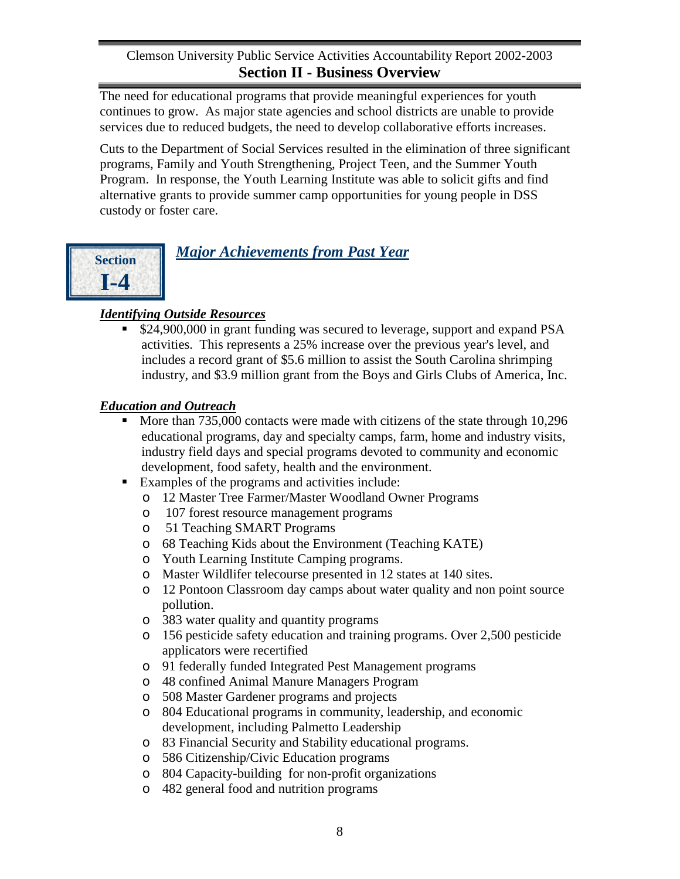The need for educational programs that provide meaningful experiences for youth continues to grow. As major state agencies and school districts are unable to provide services due to reduced budgets, the need to develop collaborative efforts increases.

Cuts to the Department of Social Services resulted in the elimination of three significant programs, Family and Youth Strengthening, Project Teen, and the Summer Youth Program. In response, the Youth Learning Institute was able to solicit gifts and find alternative grants to provide summer camp opportunities for young people in DSS custody or foster care.

**Section I-4**

## *Major Achievements from Past Year*

### *Identifying Outside Resources*

- $24,900,000 in grant funding was secured to leverage, support and expand PSA activities. This represents a 25% increase over the previous year's level, and includes a record grant of $5.6 million to assist the South Carolina shrimping industry, and $3.9 million grant from the Boys and Girls Clubs of America, Inc.

### *Education and Outreach*

- More than 735,000 contacts were made with citizens of the state through 10,296 educational programs, day and specialty camps, farm, home and industry visits, industry field days and special programs devoted to community and economic development, food safety, health and the environment.
- Examples of the programs and activities include:
  - 12 Master Tree Farmer/Master Woodland Owner Programs
  - 107 forest resource management programs
  - 51 Teaching SMART Programs
  - 68 Teaching Kids about the Environment (Teaching KATE)
  - Youth Learning Institute Camping programs.
  - Master Wildlifer telecourse presented in 12 states at 140 sites.
  - 12 Pontoon Classroom day camps about water quality and non point source pollution.
  - 383 water quality and quantity programs
  - 156 pesticide safety education and training programs. Over 2,500 pesticide applicators were recertified
  - 91 federally funded Integrated Pest Management programs
  - 48 confined Animal Manure Managers Program
  - 508 Master Gardener programs and projects
  - 804 Educational programs in community, leadership, and economic development, including Palmetto Leadership
  - 83 Financial Security and Stability educational programs.
  - 586 Citizenship/Civic Education programs
  - 804 Capacity-building for non-profit organizations
  - 482 general food and nutrition programs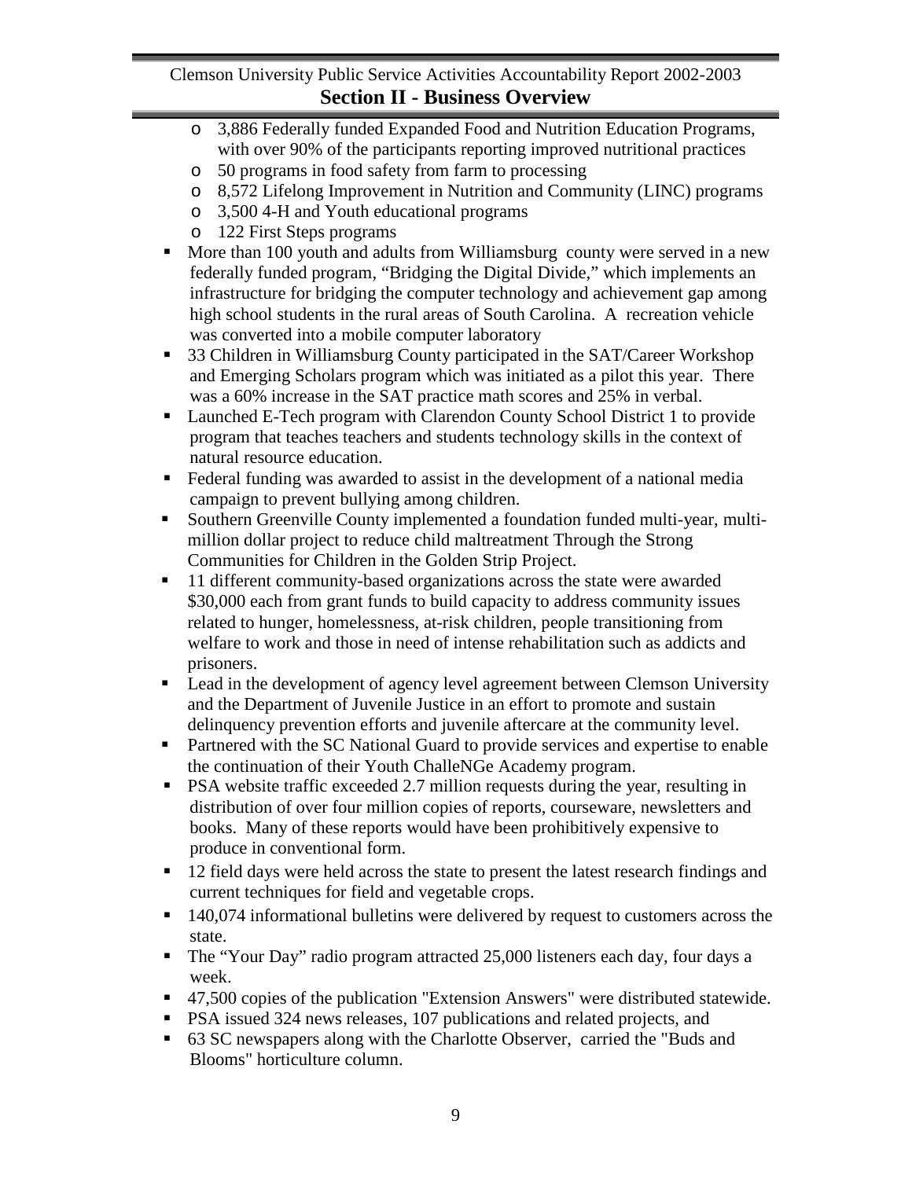- 3,886 Federally funded Expanded Food and Nutrition Education Programs, with over 90% of the participants reporting improved nutritional practices
  - 50 programs in food safety from farm to processing
  - 8,572 Lifelong Improvement in Nutrition and Community (LINC) programs
  - 3,500 4-H and Youth educational programs
  - 122 First Steps programs
- More than 100 youth and adults from Williamsburg county were served in a new federally funded program, "Bridging the Digital Divide," which implements an infrastructure for bridging the computer technology and achievement gap among high school students in the rural areas of South Carolina. A recreation vehicle was converted into a mobile computer laboratory
- 33 Children in Williamsburg County participated in the SAT/Career Workshop and Emerging Scholars program which was initiated as a pilot this year. There was a 60% increase in the SAT practice math scores and 25% in verbal.
- Launched E-Tech program with Clarendon County School District 1 to provide program that teaches teachers and students technology skills in the context of natural resource education.
- Federal funding was awarded to assist in the development of a national media campaign to prevent bullying among children.
- Southern Greenville County implemented a foundation funded multi-year, multi-million dollar project to reduce child maltreatment Through the Strong Communities for Children in the Golden Strip Project.
- 11 different community-based organizations across the state were awarded $30,000 each from grant funds to build capacity to address community issues related to hunger, homelessness, at-risk children, people transitioning from welfare to work and those in need of intense rehabilitation such as addicts and prisoners.
- Lead in the development of agency level agreement between Clemson University and the Department of Juvenile Justice in an effort to promote and sustain delinquency prevention efforts and juvenile aftercare at the community level.
- Partnered with the SC National Guard to provide services and expertise to enable the continuation of their Youth ChalleNGe Academy program.
- PSA website traffic exceeded 2.7 million requests during the year, resulting in distribution of over four million copies of reports, courseware, newsletters and books. Many of these reports would have been prohibitively expensive to produce in conventional form.
- 12 field days were held across the state to present the latest research findings and current techniques for field and vegetable crops.
- 140,074 informational bulletins were delivered by request to customers across the state.
- The "Your Day" radio program attracted 25,000 listeners each day, four days a week.
- 47,500 copies of the publication "Extension Answers" were distributed statewide.
- PSA issued 324 news releases, 107 publications and related projects, and
- 63 SC newspapers along with the Charlotte Observer, carried the "Buds and Blooms" horticulture column.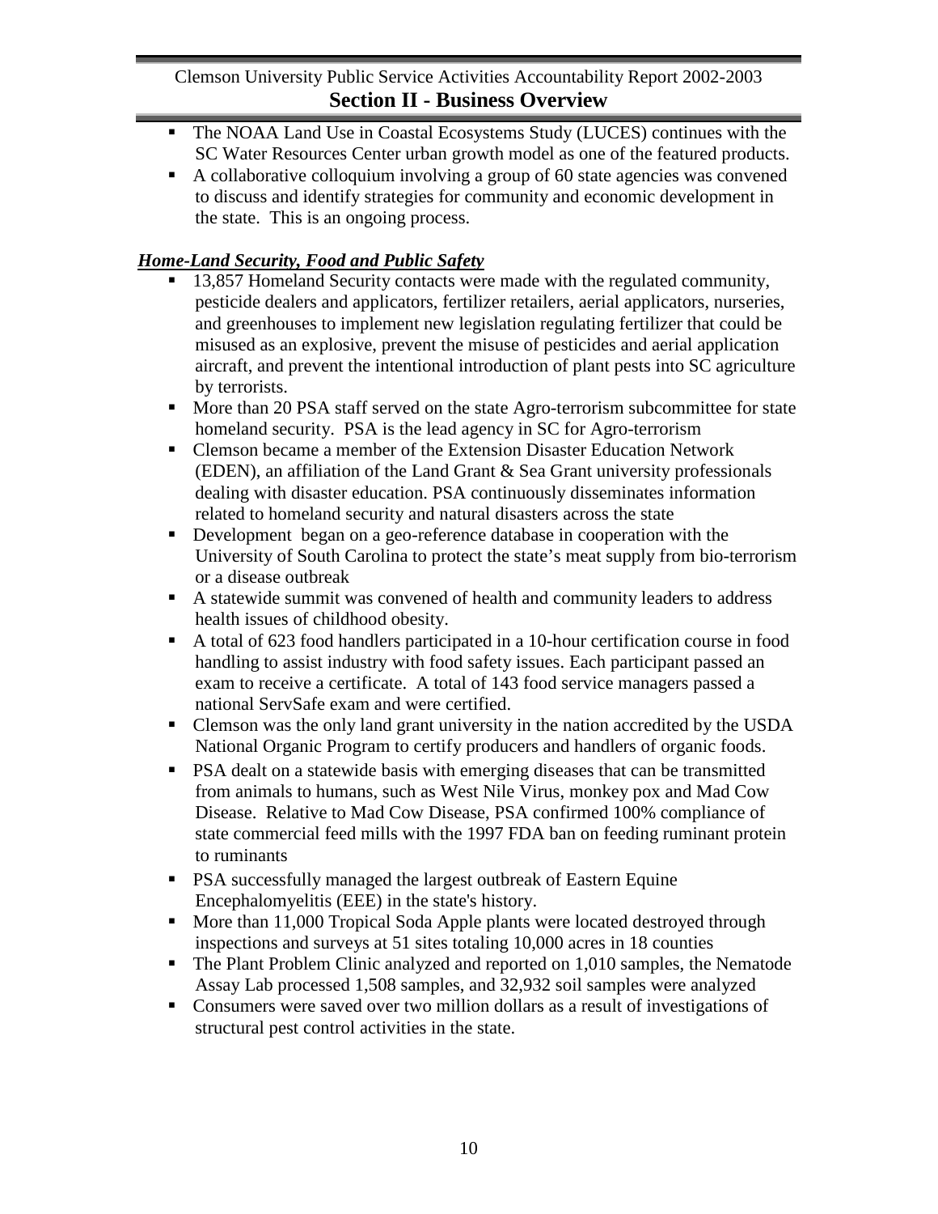- The NOAA Land Use in Coastal Ecosystems Study (LUCES) continues with the SC Water Resources Center urban growth model as one of the featured products.
- A collaborative colloquium involving a group of 60 state agencies was convened to discuss and identify strategies for community and economic development in the state. This is an ongoing process.

***Home-Land Security, Food and Public Safety***

- 13,857 Homeland Security contacts were made with the regulated community, pesticide dealers and applicators, fertilizer retailers, aerial applicators, nurseries, and greenhouses to implement new legislation regulating fertilizer that could be misused as an explosive, prevent the misuse of pesticides and aerial application aircraft, and prevent the intentional introduction of plant pests into SC agriculture by terrorists.
- More than 20 PSA staff served on the state Agro-terrorism subcommittee for state homeland security. PSA is the lead agency in SC for Agro-terrorism
- Clemson became a member of the Extension Disaster Education Network (EDEN), an affiliation of the Land Grant & Sea Grant university professionals dealing with disaster education. PSA continuously disseminates information related to homeland security and natural disasters across the state
- Development began on a geo-reference database in cooperation with the University of South Carolina to protect the state's meat supply from bio-terrorism or a disease outbreak
- A statewide summit was convened of health and community leaders to address health issues of childhood obesity.
- A total of 623 food handlers participated in a 10-hour certification course in food handling to assist industry with food safety issues. Each participant passed an exam to receive a certificate. A total of 143 food service managers passed a national ServSafe exam and were certified.
- Clemson was the only land grant university in the nation accredited by the USDA National Organic Program to certify producers and handlers of organic foods.
- PSA dealt on a statewide basis with emerging diseases that can be transmitted from animals to humans, such as West Nile Virus, monkey pox and Mad Cow Disease. Relative to Mad Cow Disease, PSA confirmed 100% compliance of state commercial feed mills with the 1997 FDA ban on feeding ruminant protein to ruminants
- PSA successfully managed the largest outbreak of Eastern Equine Encephalomyelitis (EEE) in the state's history.
- More than 11,000 Tropical Soda Apple plants were located destroyed through inspections and surveys at 51 sites totaling 10,000 acres in 18 counties
- The Plant Problem Clinic analyzed and reported on 1,010 samples, the Nematode Assay Lab processed 1,508 samples, and 32,932 soil samples were analyzed
- Consumers were saved over two million dollars as a result of investigations of structural pest control activities in the state.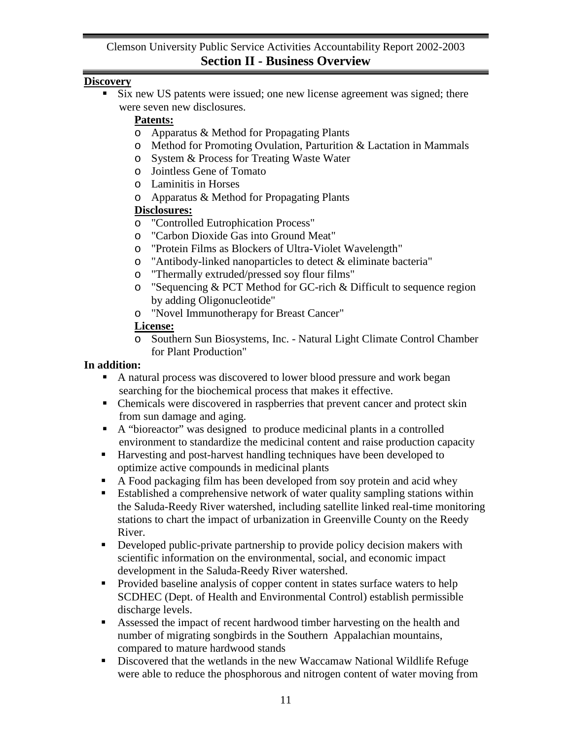**Discovery**

- Six new US patents were issued; one new license agreement was signed; there were seven new disclosures.

  **Patents:**

  - Apparatus & Method for Propagating Plants
  - Method for Promoting Ovulation, Parturition & Lactation in Mammals
  - System & Process for Treating Waste Water
  - Jointless Gene of Tomato
  - Laminitis in Horses
  - Apparatus & Method for Propagating Plants

  **Disclosures:**

  - "Controlled Eutrophication Process"
  - "Carbon Dioxide Gas into Ground Meat"
  - "Protein Films as Blockers of Ultra-Violet Wavelength"
  - "Antibody-linked nanoparticles to detect & eliminate bacteria"
  - "Thermally extruded/pressed soy flour films"
  - "Sequencing & PCT Method for GC-rich & Difficult to sequence region by adding Oligonucleotide"
  - "Novel Immunotherapy for Breast Cancer"

  **License:**

  - Southern Sun Biosystems, Inc. - Natural Light Climate Control Chamber for Plant Production"

**In addition:**

- A natural process was discovered to lower blood pressure and work began searching for the biochemical process that makes it effective.
- Chemicals were discovered in raspberries that prevent cancer and protect skin from sun damage and aging.
- A "bioreactor" was designed to produce medicinal plants in a controlled environment to standardize the medicinal content and raise production capacity
- Harvesting and post-harvest handling techniques have been developed to optimize active compounds in medicinal plants
- A Food packaging film has been developed from soy protein and acid whey
- Established a comprehensive network of water quality sampling stations within the Saluda-Reedy River watershed, including satellite linked real-time monitoring stations to chart the impact of urbanization in Greenville County on the Reedy River.
- Developed public-private partnership to provide policy decision makers with scientific information on the environmental, social, and economic impact development in the Saluda-Reedy River watershed.
- Provided baseline analysis of copper content in states surface waters to help SCDHEC (Dept. of Health and Environmental Control) establish permissible discharge levels.
- Assessed the impact of recent hardwood timber harvesting on the health and number of migrating songbirds in the Southern Appalachian mountains, compared to mature hardwood stands
- Discovered that the wetlands in the new Waccamaw National Wildlife Refuge were able to reduce the phosphorous and nitrogen content of water moving from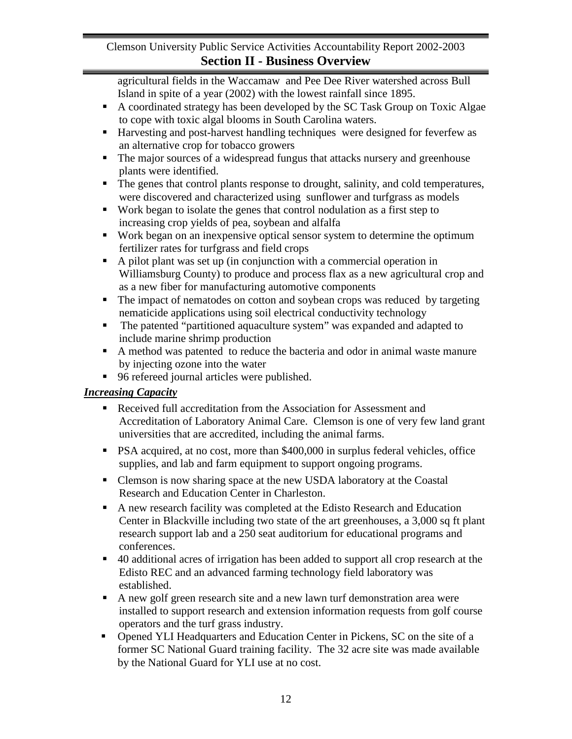agricultural fields in the Waccamaw and Pee Dee River watershed across Bull Island in spite of a year (2002) with the lowest rainfall since 1895.

- A coordinated strategy has been developed by the SC Task Group on Toxic Algae to cope with toxic algal blooms in South Carolina waters.
- Harvesting and post-harvest handling techniques were designed for feverfew as an alternative crop for tobacco growers
- The major sources of a widespread fungus that attacks nursery and greenhouse plants were identified.
- The genes that control plants response to drought, salinity, and cold temperatures, were discovered and characterized using sunflower and turfgrass as models
- Work began to isolate the genes that control nodulation as a first step to increasing crop yields of pea, soybean and alfalfa
- Work began on an inexpensive optical sensor system to determine the optimum fertilizer rates for turfgrass and field crops
- A pilot plant was set up (in conjunction with a commercial operation in Williamsburg County) to produce and process flax as a new agricultural crop and as a new fiber for manufacturing automotive components
- The impact of nematodes on cotton and soybean crops was reduced by targeting nematicide applications using soil electrical conductivity technology
- The patented "partitioned aquaculture system" was expanded and adapted to include marine shrimp production
- A method was patented to reduce the bacteria and odor in animal waste manure by injecting ozone into the water
- 96 refereed journal articles were published.

***Increasing Capacity***

- Received full accreditation from the Association for Assessment and Accreditation of Laboratory Animal Care. Clemson is one of very few land grant universities that are accredited, including the animal farms.
- PSA acquired, at no cost, more than $400,000 in surplus federal vehicles, office supplies, and lab and farm equipment to support ongoing programs.
- Clemson is now sharing space at the new USDA laboratory at the Coastal Research and Education Center in Charleston.
- A new research facility was completed at the Edisto Research and Education Center in Blackville including two state of the art greenhouses, a 3,000 sq ft plant research support lab and a 250 seat auditorium for educational programs and conferences.
- 40 additional acres of irrigation has been added to support all crop research at the Edisto REC and an advanced farming technology field laboratory was established.
- A new golf green research site and a new lawn turf demonstration area were installed to support research and extension information requests from golf course operators and the turf grass industry.
- Opened YLI Headquarters and Education Center in Pickens, SC on the site of a former SC National Guard training facility. The 32 acre site was made available by the National Guard for YLI use at no cost.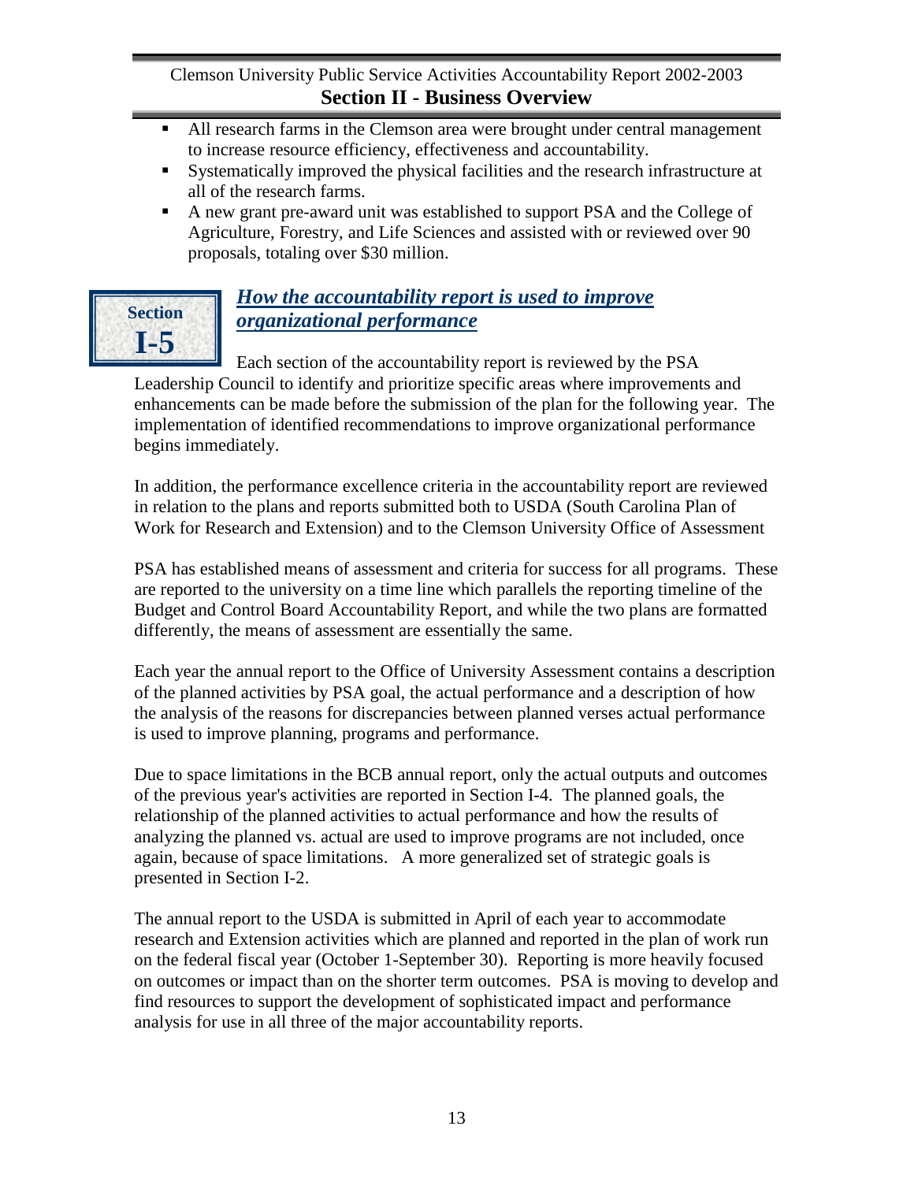- All research farms in the Clemson area were brought under central management to increase resource efficiency, effectiveness and accountability.
- Systematically improved the physical facilities and the research infrastructure at all of the research farms.
- A new grant pre-award unit was established to support PSA and the College of Agriculture, Forestry, and Life Sciences and assisted with or reviewed over 90 proposals, totaling over $30 million.

## Section I-5

## *How the accountability report is used to improve organizational performance*

Each section of the accountability report is reviewed by the PSA Leadership Council to identify and prioritize specific areas where improvements and enhancements can be made before the submission of the plan for the following year. The implementation of identified recommendations to improve organizational performance begins immediately.

In addition, the performance excellence criteria in the accountability report are reviewed in relation to the plans and reports submitted both to USDA (South Carolina Plan of Work for Research and Extension) and to the Clemson University Office of Assessment

PSA has established means of assessment and criteria for success for all programs. These are reported to the university on a time line which parallels the reporting timeline of the Budget and Control Board Accountability Report, and while the two plans are formatted differently, the means of assessment are essentially the same.

Each year the annual report to the Office of University Assessment contains a description of the planned activities by PSA goal, the actual performance and a description of how the analysis of the reasons for discrepancies between planned verses actual performance is used to improve planning, programs and performance.

Due to space limitations in the BCB annual report, only the actual outputs and outcomes of the previous year's activities are reported in Section I-4. The planned goals, the relationship of the planned activities to actual performance and how the results of analyzing the planned vs. actual are used to improve programs are not included, once again, because of space limitations. A more generalized set of strategic goals is presented in Section I-2.

The annual report to the USDA is submitted in April of each year to accommodate research and Extension activities which are planned and reported in the plan of work run on the federal fiscal year (October 1-September 30). Reporting is more heavily focused on outcomes or impact than on the shorter term outcomes. PSA is moving to develop and find resources to support the development of sophisticated impact and performance analysis for use in all three of the major accountability reports.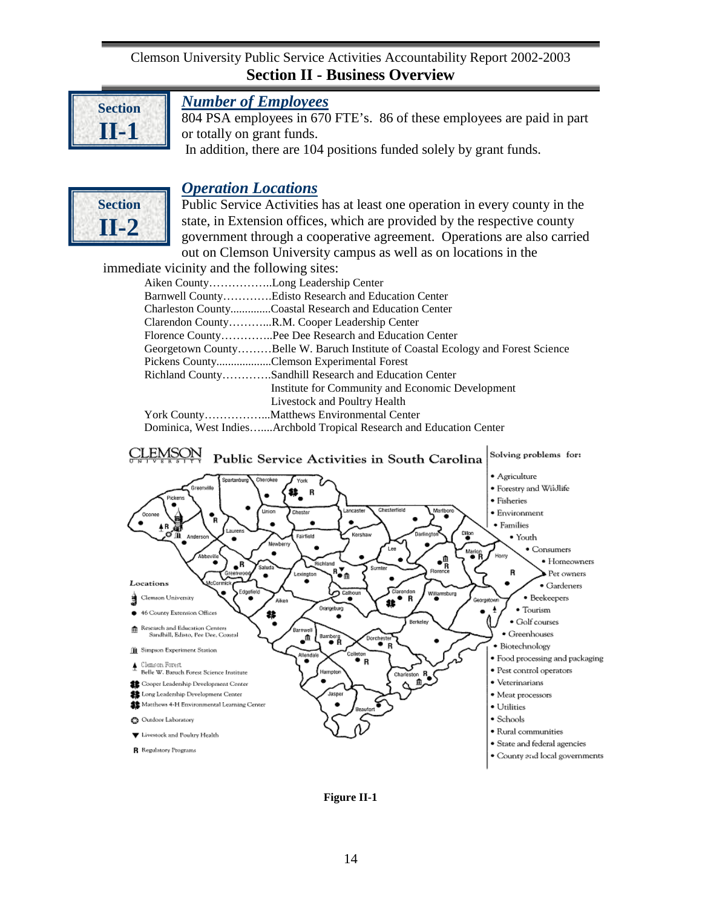# Section II - Business Overview

## Section II-1

### *Number of Employees*

804 PSA employees in 670 FTE's. 86 of these employees are paid in part or totally on grant funds.
In addition, there are 104 positions funded solely by grant funds.

## Section II-2

### *Operation Locations*

Public Service Activities has at least one operation in every county in the state, in Extension offices, which are provided by the respective county government through a cooperative agreement. Operations are also carried out on Clemson University campus as well as on locations in the immediate vicinity and the following sites:

| | |
|---|---|
| Aiken County | Long Leadership Center |
| Barnwell County | Edisto Research and Education Center |
| Charleston County | Coastal Research and Education Center |
| Clarendon County | R.M. Cooper Leadership Center |
| Florence County | Pee Dee Research and Education Center |
| Georgetown County | Belle W. Baruch Institute of Coastal Ecology and Forest Science |
| Pickens County | Clemson Experimental Forest |
| Richland County | Sandhill Research and Education Center |
| | Institute for Community and Economic Development |
| | Livestock and Poultry Health |
| York County | Matthews Environmental Center |
| Dominica, West Indies | Archbold Tropical Research and Education Center |

**Figure II-1**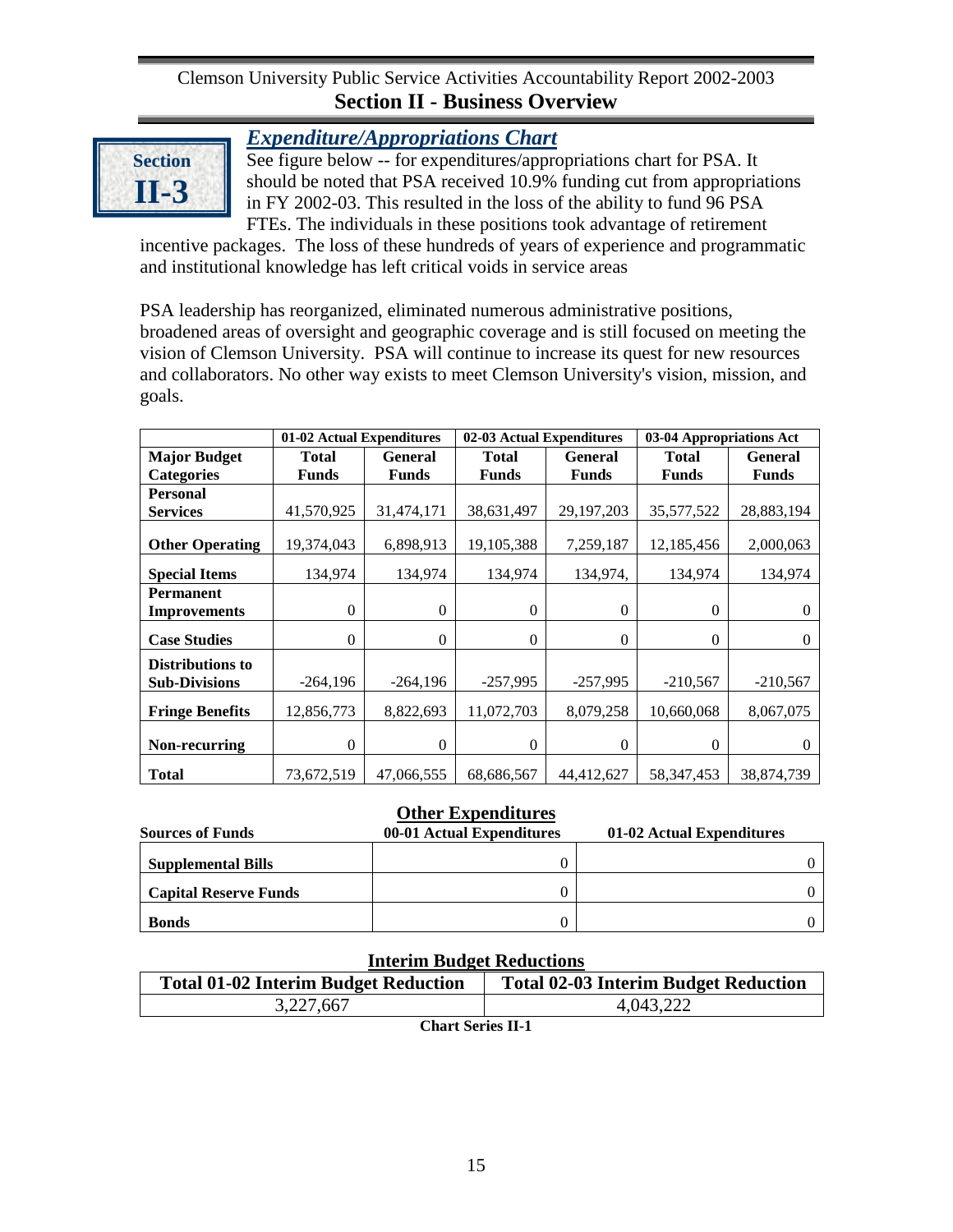## Section II-3

### *Expenditure/Appropriations Chart*

See figure below -- for expenditures/appropriations chart for PSA. It should be noted that PSA received 10.9% funding cut from appropriations in FY 2002-03. This resulted in the loss of the ability to fund 96 PSA FTEs. The individuals in these positions took advantage of retirement incentive packages. The loss of these hundreds of years of experience and programmatic and institutional knowledge has left critical voids in service areas

PSA leadership has reorganized, eliminated numerous administrative positions, broadened areas of oversight and geographic coverage and is still focused on meeting the vision of Clemson University. PSA will continue to increase its quest for new resources and collaborators. No other way exists to meet Clemson University's vision, mission, and goals.

| | 01-02 Actual Expenditures | | 02-03 Actual Expenditures | | 03-04 Appropriations Act | |
|---|---|---|---|---|---|---|
| **Major Budget Categories** | **Total Funds** | **General Funds** | **Total Funds** | **General Funds** | **Total Funds** | **General Funds** |
| **Personal Services** | 41,570,925 | 31,474,171 | 38,631,497 | 29,197,203 | 35,577,522 | 28,883,194 |
| **Other Operating** | 19,374,043 | 6,898,913 | 19,105,388 | 7,259,187 | 12,185,456 | 2,000,063 |
| **Special Items** | 134,974 | 134,974 | 134,974 | 134,974, | 134,974 | 134,974 |
| **Permanent Improvements** | 0 | 0 | 0 | 0 | 0 | 0 |
| **Case Studies** | 0 | 0 | 0 | 0 | 0 | 0 |
| **Distributions to Sub-Divisions** | -264,196 | -264,196 | -257,995 | -257,995 | -210,567 | -210,567 |
| **Fringe Benefits** | 12,856,773 | 8,822,693 | 11,072,703 | 8,079,258 | 10,660,068 | 8,067,075 |
| **Non-recurring** | 0 | 0 | 0 | 0 | 0 | 0 |
| **Total** | 73,672,519 | 47,066,555 | 68,686,567 | 44,412,627 | 58,347,453 | 38,874,739 |

**Other Expenditures**

| Sources of Funds | 00-01 Actual Expenditures | 01-02 Actual Expenditures |
|---|---|---|
| **Supplemental Bills** | 0 | 0 |
| **Capital Reserve Funds** | 0 | 0 |
| **Bonds** | 0 | 0 |

**Interim Budget Reductions**

| Total 01-02 Interim Budget Reduction | Total 02-03 Interim Budget Reduction |
|---|---|
| 3,227,667 | 4,043,222 |

**Chart Series II-1**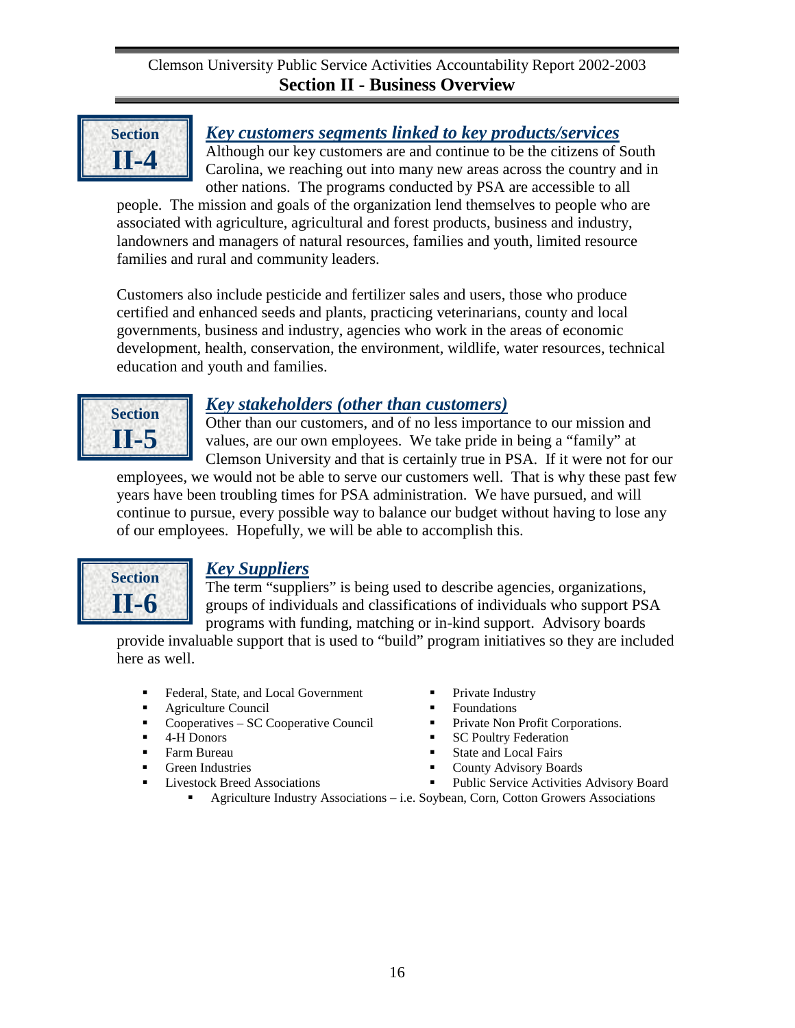## Section II-4

### *Key customers segments linked to key products/services*

Although our key customers are and continue to be the citizens of South Carolina, we reaching out into many new areas across the country and in other nations. The programs conducted by PSA are accessible to all people. The mission and goals of the organization lend themselves to people who are associated with agriculture, agricultural and forest products, business and industry, landowners and managers of natural resources, families and youth, limited resource families and rural and community leaders.

Customers also include pesticide and fertilizer sales and users, those who produce certified and enhanced seeds and plants, practicing veterinarians, county and local governments, business and industry, agencies who work in the areas of economic development, health, conservation, the environment, wildlife, water resources, technical education and youth and families.

## Section II-5

### *Key stakeholders (other than customers)*

Other than our customers, and of no less importance to our mission and values, are our own employees. We take pride in being a "family" at Clemson University and that is certainly true in PSA. If it were not for our employees, we would not be able to serve our customers well. That is why these past few years have been troubling times for PSA administration. We have pursued, and will continue to pursue, every possible way to balance our budget without having to lose any of our employees. Hopefully, we will be able to accomplish this.

## Section II-6

### *Key Suppliers*

The term "suppliers" is being used to describe agencies, organizations, groups of individuals and classifications of individuals who support PSA programs with funding, matching or in-kind support. Advisory boards provide invaluable support that is used to "build" program initiatives so they are included here as well.

- Federal, State, and Local Government
- Agriculture Council
- Cooperatives – SC Cooperative Council
- 4-H Donors
- Farm Bureau
- Green Industries
- Livestock Breed Associations
- Private Industry
- Foundations
- Private Non Profit Corporations.
- SC Poultry Federation
- State and Local Fairs
- County Advisory Boards
- Public Service Activities Advisory Board
- Agriculture Industry Associations – i.e. Soybean, Corn, Cotton Growers Associations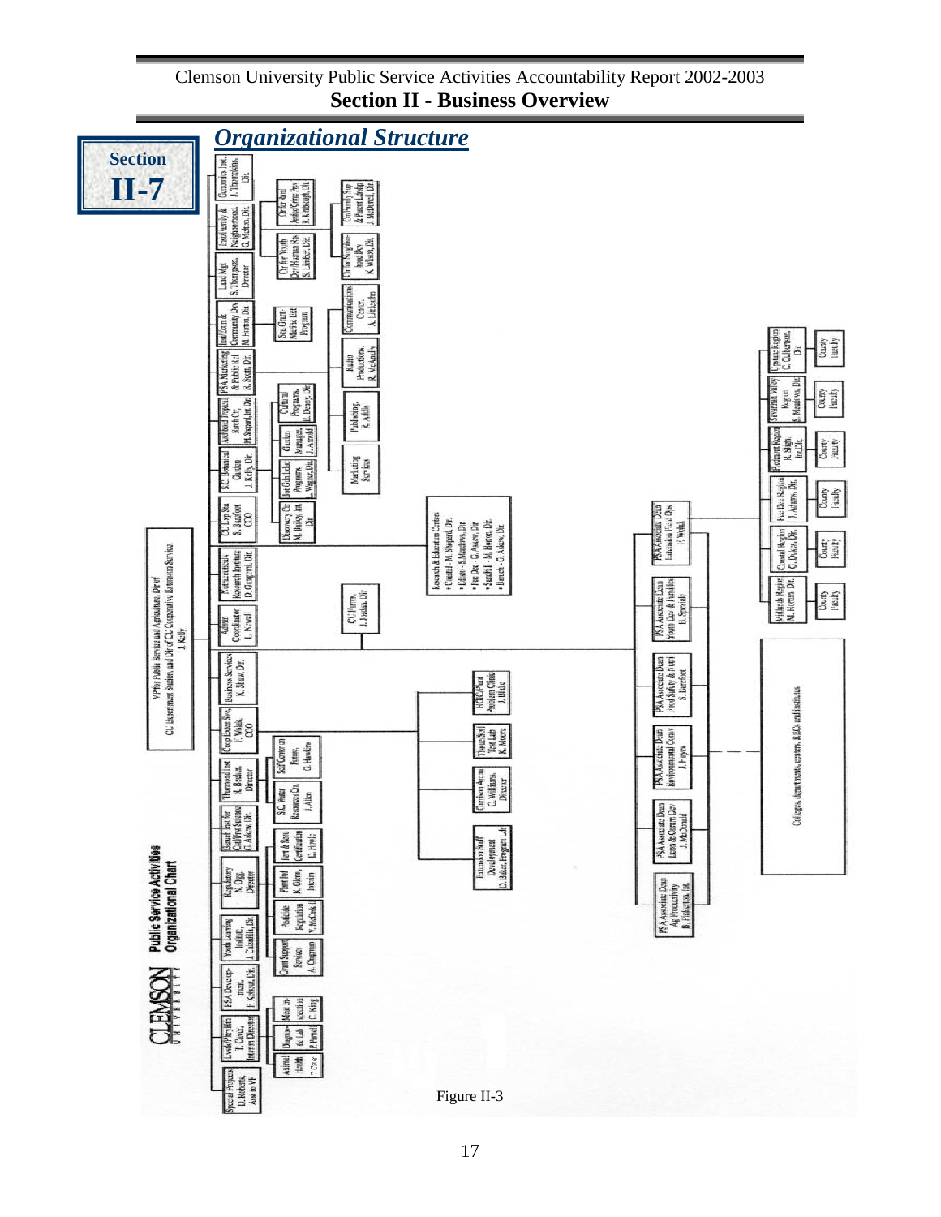# Section II-7

## *Organizational Structure*

**CLEMSON UNIVERSITY — Public Service Activities Organizational Chart**

VP for Public Service and Agriculture, Dir of CU Experiment Station, and Dir of CU Cooperative Extension Service
J. Kelly

- Special Projects — D. Roberts, Asst to VP
- Lvstk/Pltry Hlth — T. Cover, Interim Director
  - Animal Health — T. Cover
  - Diagnostic Lab — P. Hamell
  - Meat Inspection — C. King
- PSA Development — F. Kotlowski, Dir.
- Youth Learning Institute — J. Cazallis, Dir.
  - Grant Support Services — A. Chapman
- Regulatory — N. Ogg, Director
  - Pesticide Regulation — V. McCaskill
  - Plant Ind — K. Okon, Interim
  - Fert & Seed Certification — D. Howle
- Baruch Inst for Coastline Science — G. Askew, Dir.
- S.C. Water Resources Ctr. — J. Allen
- Thurmond Inst — H. Becker, Director
  - Stoll Center on Futures — O. Hawkins
- Comp Extens Sys — F. Wolak, COO
- Business Services — K. Shaw, Dir.
- Admin Coordinator — L. Nowell
- Nutraceuticals Research Institute — D. Gangemi, Dir.
- CU Exp Sta — S. Barefoot, COO
  - Discovery Ctr — M. Bailey, Int. Dir.
  - CU Farms — J. Jordan, Dir
  - Research & Education Centers
    - Coastal - M. Shepard, Dir.
    - Edisto - S. Meadows, Dir.
    - Pee Dee - G. Askew, Dir.
    - Sandhill - M. Horton, Dir.
    - Baruch - G. Askew, Dir.
- S.C. Botanical Garden — J. Kelly, Dir.
  - Bot Gdn Educ Programs — L. Wagner, Dir.
  - Garden Manager — J. Arnold
  - Marketing Services
- Archbold Tropical Resch Ctr. — M. Shepard, Int. Dir.
  - Cultural Programs — L. Denny, Dir.
  - Publishing — R. Addis
- PSA Marketing & Public Rel — R. Scott, Dir.
  - Radio Productions — R. McAnally
- Inst/Econ & Community Dev — M. Horton, Dir.
  - Sea Grant Marine Ext Program
  - Communications Center — A. Littlejohn
- Land Mgt — S. Thompson, Director
- Inst/Family & Neighborhood — G. Melton, Dir.
  - Ctr for Youth Dev/Human Rs — S. Limber, Dir.
  - Ctr for Neighborhood Dev — K. Wilson, Dir.
  - Ctr for Rural Justice/Crime Prev — R. Kimbrough, Dir.
  - Ctr/Family Sup & Parent Ldrshp — J. McDonell, Dir.
- Genomics Inst. — J. Thompson, Dir.

Comp Extens Sys units:
- Extension Staff Development — D. Baker, Program Ldr
- Garrison Arena — C. Williams, Director
- Tissue/Soil Test Lab — K. Moore
- HGIC/Plant Problem Clinic — J. Blake

PSA Associate Deans:
- PSA Associate Dean Ag Productivity — B. Pinkerton, Int.
- PSA Associate Dean Econ & Comm Dev — J. McDonald
- PSA Associate Dean Environmental Conv — J. Hayes
- PSA Associate Dean Food Safety & Nutri — S. Barefoot
- PSA Associate Dean Youth Dev & Families — B. Speziale
- PSA Associate Dean Extension Field Ops — H. Webb
  - Midlands Region — M. Horton, Dir. — County Faculty
  - Coastal Region — G. Dukes, Dir. — County Faculty
  - Pee Dee Region — J. Adams, Dir. — County Faculty
  - Piedmont Region — R. Sligh, Int. Dir. — County Faculty
  - Savannah Valley Region — S. Meadows, Dir. — County Faculty
  - Upstate Region — C. Culbertson, Dir. — County Faculty

Colleges, departments, centers, REC's and institutes

Figure II-3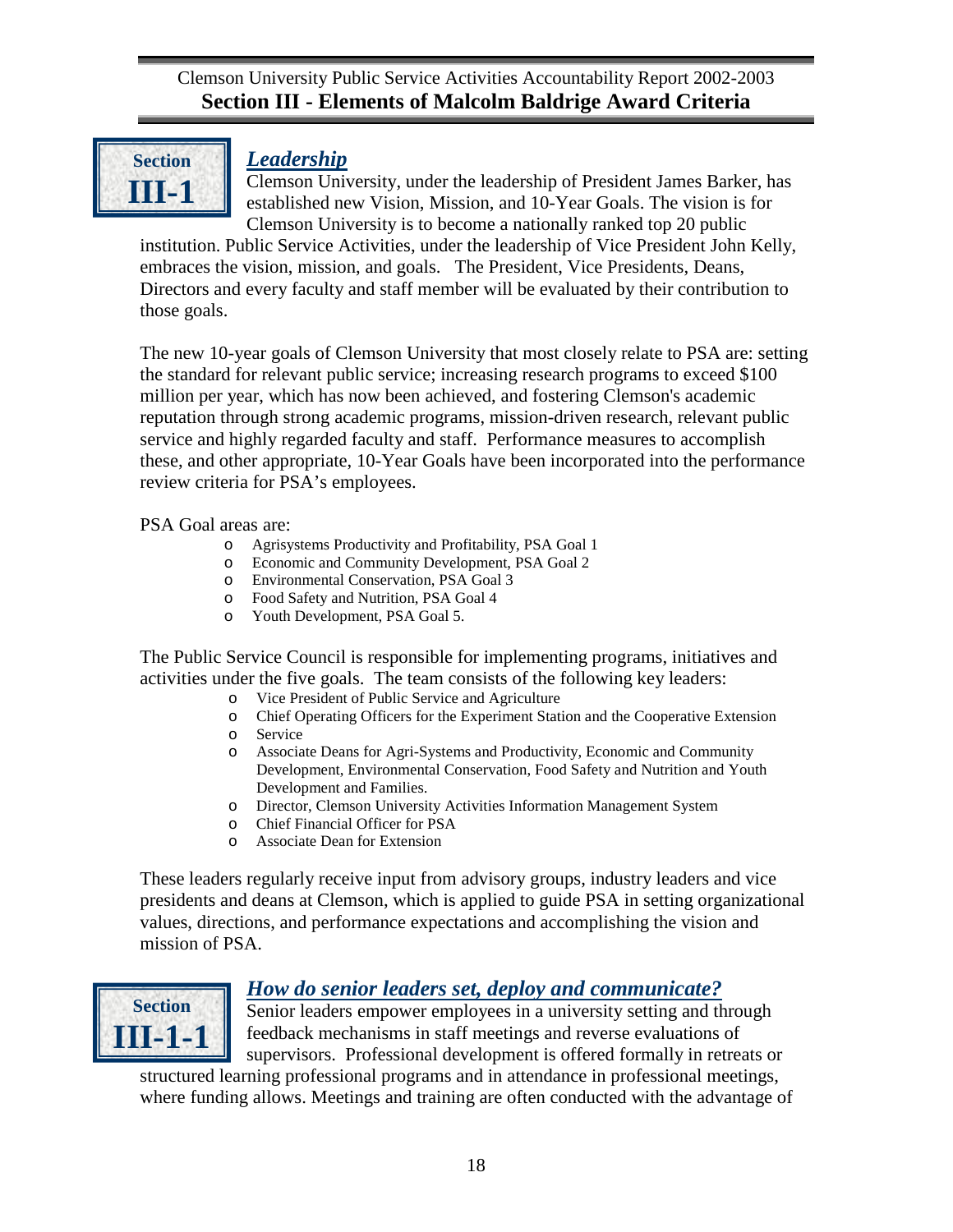## Section III-1

### *Leadership*

Clemson University, under the leadership of President James Barker, has established new Vision, Mission, and 10-Year Goals. The vision is for Clemson University is to become a nationally ranked top 20 public institution. Public Service Activities, under the leadership of Vice President John Kelly, embraces the vision, mission, and goals. The President, Vice Presidents, Deans, Directors and every faculty and staff member will be evaluated by their contribution to those goals.

The new 10-year goals of Clemson University that most closely relate to PSA are: setting the standard for relevant public service; increasing research programs to exceed $100 million per year, which has now been achieved, and fostering Clemson's academic reputation through strong academic programs, mission-driven research, relevant public service and highly regarded faculty and staff. Performance measures to accomplish these, and other appropriate, 10-Year Goals have been incorporated into the performance review criteria for PSA's employees.

PSA Goal areas are:

- Agrisystems Productivity and Profitability, PSA Goal 1
- Economic and Community Development, PSA Goal 2
- Environmental Conservation, PSA Goal 3
- Food Safety and Nutrition, PSA Goal 4
- Youth Development, PSA Goal 5.

The Public Service Council is responsible for implementing programs, initiatives and activities under the five goals. The team consists of the following key leaders:

- Vice President of Public Service and Agriculture
- Chief Operating Officers for the Experiment Station and the Cooperative Extension
- Service
- Associate Deans for Agri-Systems and Productivity, Economic and Community Development, Environmental Conservation, Food Safety and Nutrition and Youth Development and Families.
- Director, Clemson University Activities Information Management System
- Chief Financial Officer for PSA
- Associate Dean for Extension

These leaders regularly receive input from advisory groups, industry leaders and vice presidents and deans at Clemson, which is applied to guide PSA in setting organizational values, directions, and performance expectations and accomplishing the vision and mission of PSA.

## Section III-1-1

### *How do senior leaders set, deploy and communicate?*

Senior leaders empower employees in a university setting and through feedback mechanisms in staff meetings and reverse evaluations of supervisors. Professional development is offered formally in retreats or structured learning professional programs and in attendance in professional meetings, where funding allows. Meetings and training are often conducted with the advantage of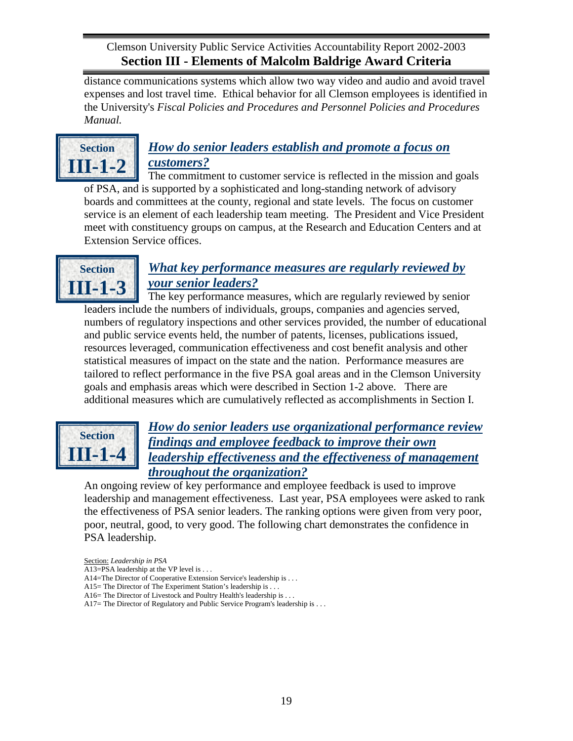distance communications systems which allow two way video and audio and avoid travel expenses and lost travel time. Ethical behavior for all Clemson employees is identified in the University's *Fiscal Policies and Procedures and Personnel Policies and Procedures Manual.*

## Section III-1-2

### *How do senior leaders establish and promote a focus on customers?*

The commitment to customer service is reflected in the mission and goals of PSA, and is supported by a sophisticated and long-standing network of advisory boards and committees at the county, regional and state levels. The focus on customer service is an element of each leadership team meeting. The President and Vice President meet with constituency groups on campus, at the Research and Education Centers and at Extension Service offices.

## Section III-1-3

### *What key performance measures are regularly reviewed by your senior leaders?*

The key performance measures, which are regularly reviewed by senior leaders include the numbers of individuals, groups, companies and agencies served, numbers of regulatory inspections and other services provided, the number of educational and public service events held, the number of patents, licenses, publications issued, resources leveraged, communication effectiveness and cost benefit analysis and other statistical measures of impact on the state and the nation. Performance measures are tailored to reflect performance in the five PSA goal areas and in the Clemson University goals and emphasis areas which were described in Section 1-2 above. There are additional measures which are cumulatively reflected as accomplishments in Section I.

## Section III-1-4

### *How do senior leaders use organizational performance review findings and employee feedback to improve their own leadership effectiveness and the effectiveness of management throughout the organization?*

An ongoing review of key performance and employee feedback is used to improve leadership and management effectiveness. Last year, PSA employees were asked to rank the effectiveness of PSA senior leaders. The ranking options were given from very poor, poor, neutral, good, to very good. The following chart demonstrates the confidence in PSA leadership.

Section: *Leadership in PSA*

A13=PSA leadership at the VP level is . . .

A14=The Director of Cooperative Extension Service's leadership is . . .

A15= The Director of The Experiment Station's leadership is . . .

A16= The Director of Livestock and Poultry Health's leadership is . . .

A17= The Director of Regulatory and Public Service Program's leadership is . . .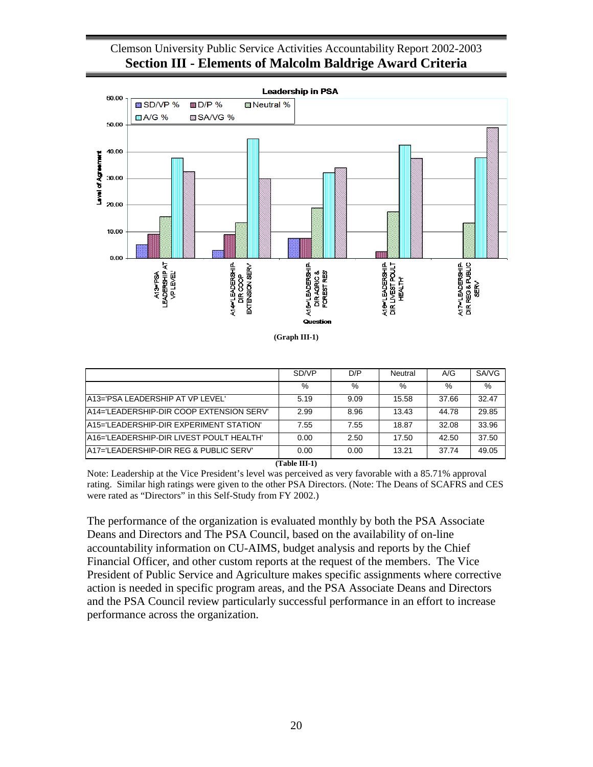(Graph III-1)

| | SD/VP | D/P | Neutral | A/G | SA/VG |
|---|---|---|---|---|---|
| | % | % | % | % | % |
| A13='PSA LEADERSHIP AT VP LEVEL' | 5.19 | 9.09 | 15.58 | 37.66 | 32.47 |
| A14='LEADERSHIP-DIR COOP EXTENSION SERV' | 2.99 | 8.96 | 13.43 | 44.78 | 29.85 |
| A15='LEADERSHIP-DIR EXPERIMENT STATION' | 7.55 | 7.55 | 18.87 | 32.08 | 33.96 |
| A16='LEADERSHIP-DIR LIVEST POULT HEALTH' | 0.00 | 2.50 | 17.50 | 42.50 | 37.50 |
| A17='LEADERSHIP-DIR REG & PUBLIC SERV' | 0.00 | 0.00 | 13.21 | 37.74 | 49.05 |

**(Table III-1)**

Note: Leadership at the Vice President's level was perceived as very favorable with a 85.71% approval rating. Similar high ratings were given to the other PSA Directors. (Note: The Deans of SCAFRS and CES were rated as "Directors" in this Self-Study from FY 2002.)

The performance of the organization is evaluated monthly by both the PSA Associate Deans and Directors and The PSA Council, based on the availability of on-line accountability information on CU-AIMS, budget analysis and reports by the Chief Financial Officer, and other custom reports at the request of the members. The Vice President of Public Service and Agriculture makes specific assignments where corrective action is needed in specific program areas, and the PSA Associate Deans and Directors and the PSA Council review particularly successful performance in an effort to increase performance across the organization.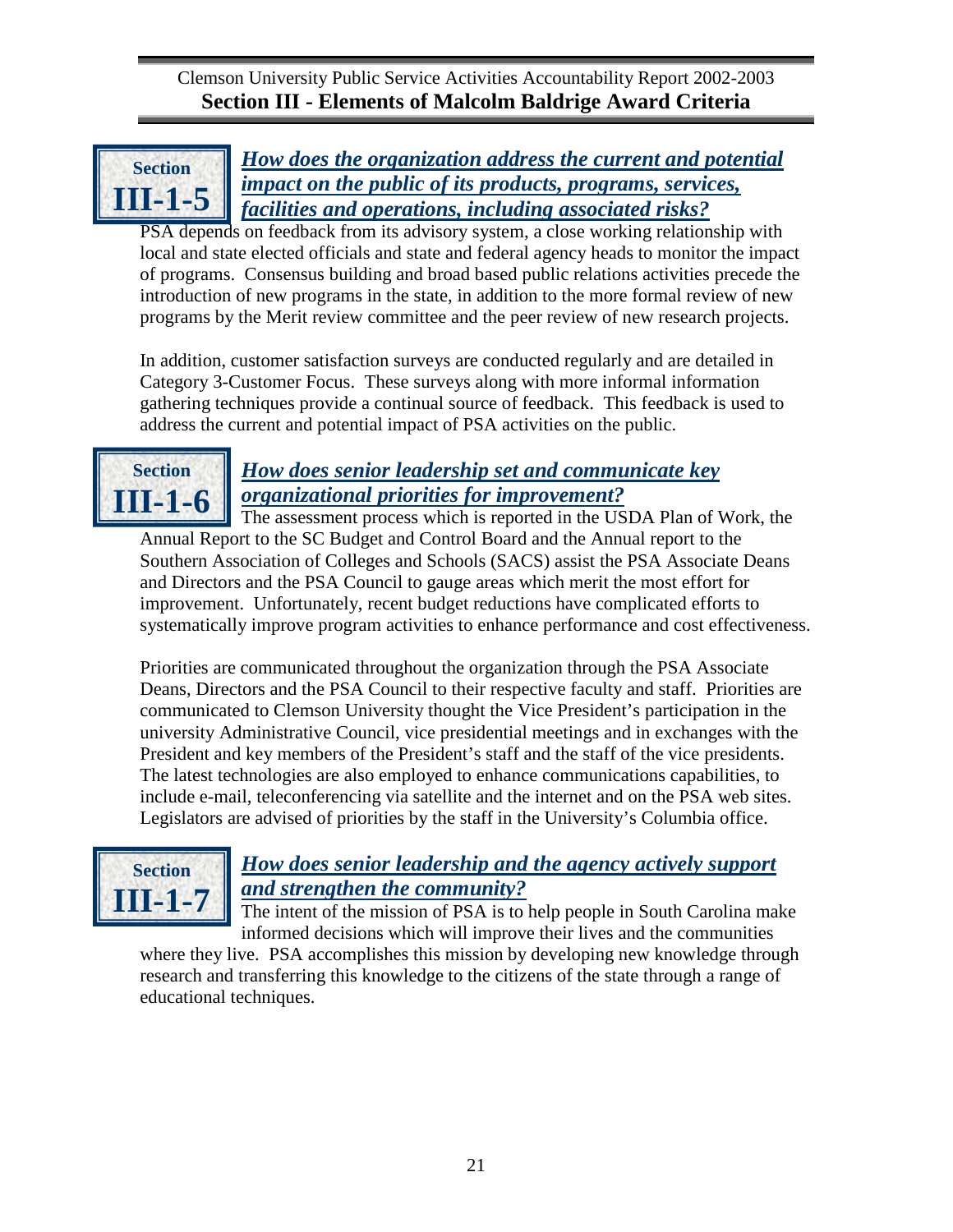## Section III-1-5

### *How does the organization address the current and potential impact on the public of its products, programs, services, facilities and operations, including associated risks?*

PSA depends on feedback from its advisory system, a close working relationship with local and state elected officials and state and federal agency heads to monitor the impact of programs. Consensus building and broad based public relations activities precede the introduction of new programs in the state, in addition to the more formal review of new programs by the Merit review committee and the peer review of new research projects.

In addition, customer satisfaction surveys are conducted regularly and are detailed in Category 3-Customer Focus. These surveys along with more informal information gathering techniques provide a continual source of feedback. This feedback is used to address the current and potential impact of PSA activities on the public.

## Section III-1-6

### *How does senior leadership set and communicate key organizational priorities for improvement?*

The assessment process which is reported in the USDA Plan of Work, the Annual Report to the SC Budget and Control Board and the Annual report to the Southern Association of Colleges and Schools (SACS) assist the PSA Associate Deans and Directors and the PSA Council to gauge areas which merit the most effort for improvement. Unfortunately, recent budget reductions have complicated efforts to systematically improve program activities to enhance performance and cost effectiveness.

Priorities are communicated throughout the organization through the PSA Associate Deans, Directors and the PSA Council to their respective faculty and staff. Priorities are communicated to Clemson University thought the Vice President's participation in the university Administrative Council, vice presidential meetings and in exchanges with the President and key members of the President's staff and the staff of the vice presidents. The latest technologies are also employed to enhance communications capabilities, to include e-mail, teleconferencing via satellite and the internet and on the PSA web sites. Legislators are advised of priorities by the staff in the University's Columbia office.

## Section III-1-7

### *How does senior leadership and the agency actively support and strengthen the community?*

The intent of the mission of PSA is to help people in South Carolina make informed decisions which will improve their lives and the communities where they live. PSA accomplishes this mission by developing new knowledge through research and transferring this knowledge to the citizens of the state through a range of educational techniques.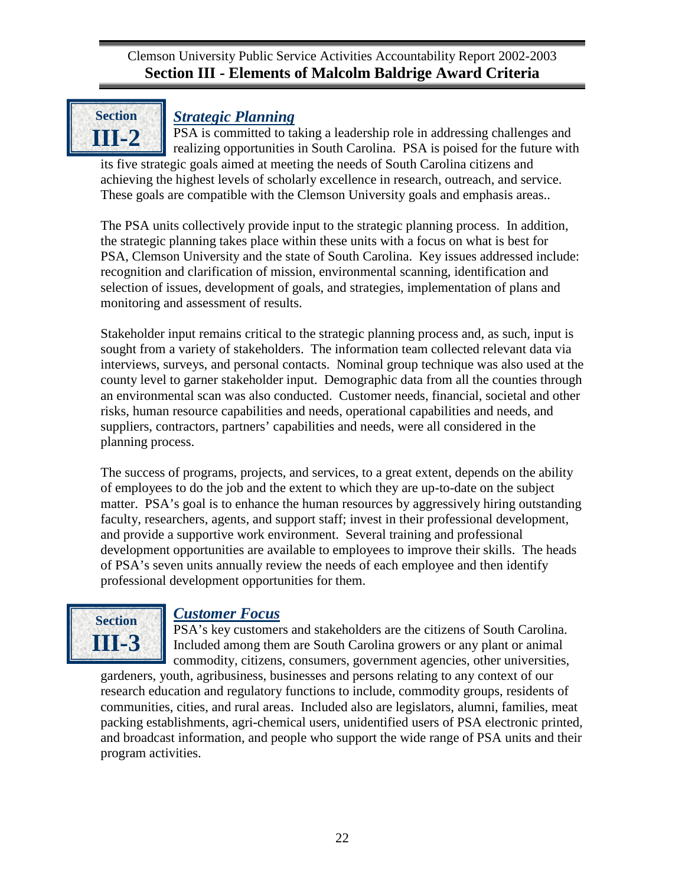## Section III-2

### *Strategic Planning*

PSA is committed to taking a leadership role in addressing challenges and realizing opportunities in South Carolina. PSA is poised for the future with its five strategic goals aimed at meeting the needs of South Carolina citizens and achieving the highest levels of scholarly excellence in research, outreach, and service. These goals are compatible with the Clemson University goals and emphasis areas..

The PSA units collectively provide input to the strategic planning process. In addition, the strategic planning takes place within these units with a focus on what is best for PSA, Clemson University and the state of South Carolina. Key issues addressed include: recognition and clarification of mission, environmental scanning, identification and selection of issues, development of goals, and strategies, implementation of plans and monitoring and assessment of results.

Stakeholder input remains critical to the strategic planning process and, as such, input is sought from a variety of stakeholders. The information team collected relevant data via interviews, surveys, and personal contacts. Nominal group technique was also used at the county level to garner stakeholder input. Demographic data from all the counties through an environmental scan was also conducted. Customer needs, financial, societal and other risks, human resource capabilities and needs, operational capabilities and needs, and suppliers, contractors, partners' capabilities and needs, were all considered in the planning process.

The success of programs, projects, and services, to a great extent, depends on the ability of employees to do the job and the extent to which they are up-to-date on the subject matter. PSA's goal is to enhance the human resources by aggressively hiring outstanding faculty, researchers, agents, and support staff; invest in their professional development, and provide a supportive work environment. Several training and professional development opportunities are available to employees to improve their skills. The heads of PSA's seven units annually review the needs of each employee and then identify professional development opportunities for them.

## Section III-3

### *Customer Focus*

PSA's key customers and stakeholders are the citizens of South Carolina. Included among them are South Carolina growers or any plant or animal commodity, citizens, consumers, government agencies, other universities, gardeners, youth, agribusiness, businesses and persons relating to any context of our research education and regulatory functions to include, commodity groups, residents of communities, cities, and rural areas. Included also are legislators, alumni, families, meat packing establishments, agri-chemical users, unidentified users of PSA electronic printed, and broadcast information, and people who support the wide range of PSA units and their program activities.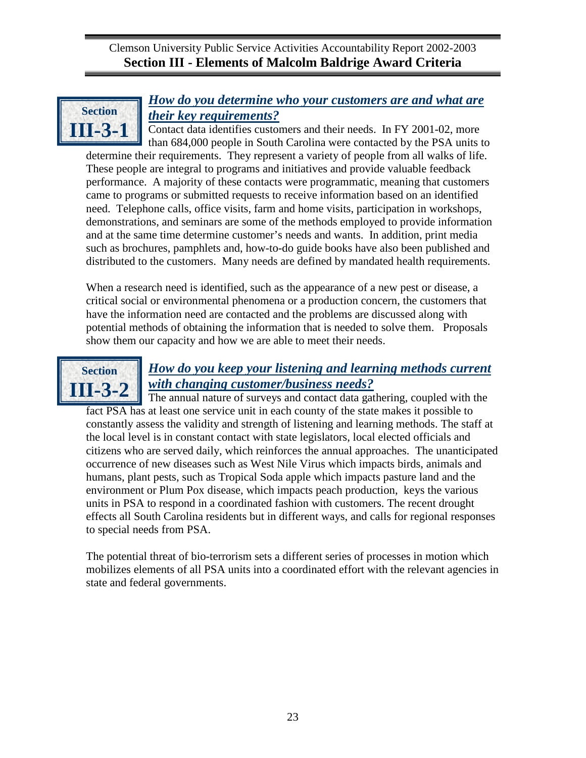## Section III-3-1

### *How do you determine who your customers are and what are their key requirements?*

Contact data identifies customers and their needs. In FY 2001-02, more than 684,000 people in South Carolina were contacted by the PSA units to determine their requirements. They represent a variety of people from all walks of life. These people are integral to programs and initiatives and provide valuable feedback performance. A majority of these contacts were programmatic, meaning that customers came to programs or submitted requests to receive information based on an identified need. Telephone calls, office visits, farm and home visits, participation in workshops, demonstrations, and seminars are some of the methods employed to provide information and at the same time determine customer's needs and wants. In addition, print media such as brochures, pamphlets and, how-to-do guide books have also been published and distributed to the customers. Many needs are defined by mandated health requirements.

When a research need is identified, such as the appearance of a new pest or disease, a critical social or environmental phenomena or a production concern, the customers that have the information need are contacted and the problems are discussed along with potential methods of obtaining the information that is needed to solve them. Proposals show them our capacity and how we are able to meet their needs.

## Section III-3-2

### *How do you keep your listening and learning methods current with changing customer/business needs?*

The annual nature of surveys and contact data gathering, coupled with the fact PSA has at least one service unit in each county of the state makes it possible to constantly assess the validity and strength of listening and learning methods. The staff at the local level is in constant contact with state legislators, local elected officials and citizens who are served daily, which reinforces the annual approaches. The unanticipated occurrence of new diseases such as West Nile Virus which impacts birds, animals and humans, plant pests, such as Tropical Soda apple which impacts pasture land and the environment or Plum Pox disease, which impacts peach production, keys the various units in PSA to respond in a coordinated fashion with customers. The recent drought effects all South Carolina residents but in different ways, and calls for regional responses to special needs from PSA.

The potential threat of bio-terrorism sets a different series of processes in motion which mobilizes elements of all PSA units into a coordinated effort with the relevant agencies in state and federal governments.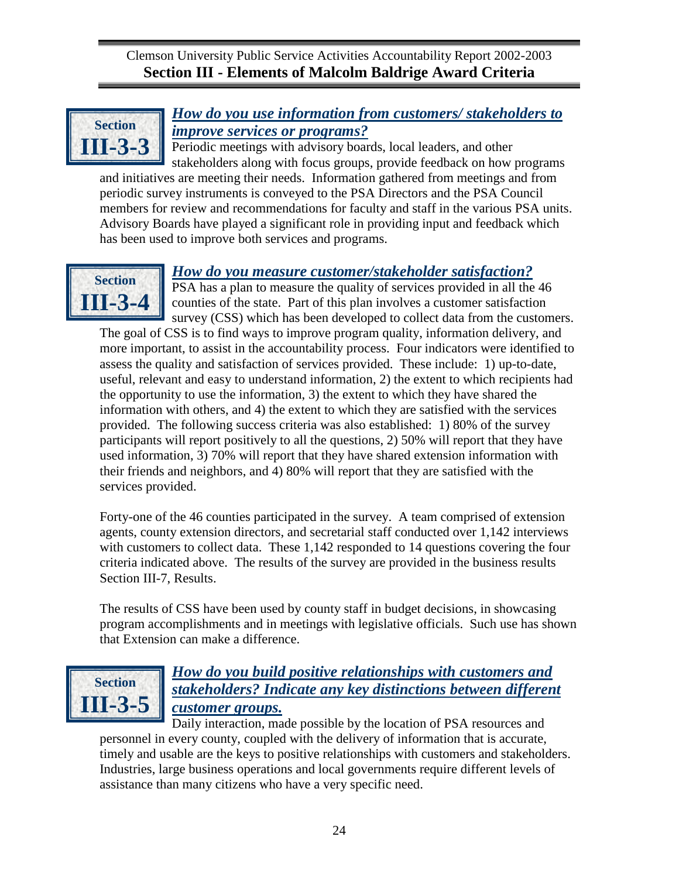## Section III-3-3

### *How do you use information from customers/ stakeholders to improve services or programs?*

Periodic meetings with advisory boards, local leaders, and other stakeholders along with focus groups, provide feedback on how programs and initiatives are meeting their needs. Information gathered from meetings and from periodic survey instruments is conveyed to the PSA Directors and the PSA Council members for review and recommendations for faculty and staff in the various PSA units. Advisory Boards have played a significant role in providing input and feedback which has been used to improve both services and programs.

## Section III-3-4

### *How do you measure customer/stakeholder satisfaction?*

PSA has a plan to measure the quality of services provided in all the 46 counties of the state. Part of this plan involves a customer satisfaction survey (CSS) which has been developed to collect data from the customers. The goal of CSS is to find ways to improve program quality, information delivery, and more important, to assist in the accountability process. Four indicators were identified to assess the quality and satisfaction of services provided. These include: 1) up-to-date, useful, relevant and easy to understand information, 2) the extent to which recipients had the opportunity to use the information, 3) the extent to which they have shared the information with others, and 4) the extent to which they are satisfied with the services provided. The following success criteria was also established: 1) 80% of the survey participants will report positively to all the questions, 2) 50% will report that they have used information, 3) 70% will report that they have shared extension information with their friends and neighbors, and 4) 80% will report that they are satisfied with the services provided.

Forty-one of the 46 counties participated in the survey. A team comprised of extension agents, county extension directors, and secretarial staff conducted over 1,142 interviews with customers to collect data. These 1,142 responded to 14 questions covering the four criteria indicated above. The results of the survey are provided in the business results Section III-7, Results.

The results of CSS have been used by county staff in budget decisions, in showcasing program accomplishments and in meetings with legislative officials. Such use has shown that Extension can make a difference.

## Section III-3-5

### *How do you build positive relationships with customers and stakeholders? Indicate any key distinctions between different customer groups.*

Daily interaction, made possible by the location of PSA resources and personnel in every county, coupled with the delivery of information that is accurate, timely and usable are the keys to positive relationships with customers and stakeholders. Industries, large business operations and local governments require different levels of assistance than many citizens who have a very specific need.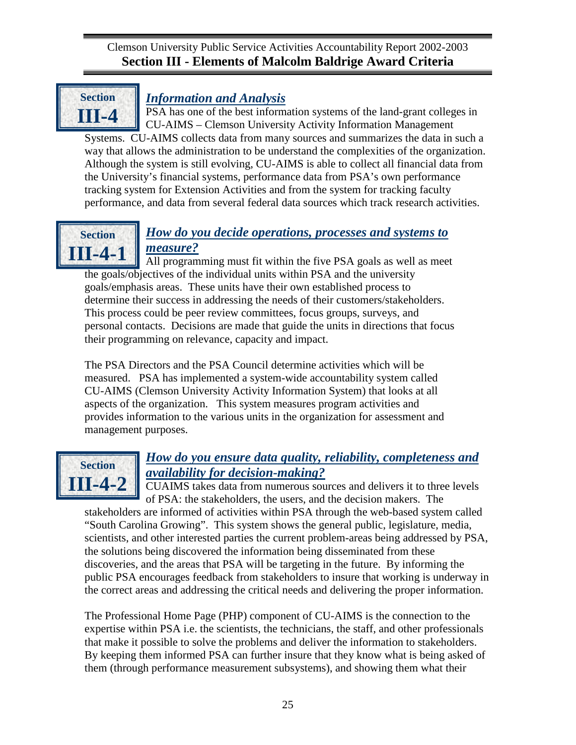## Section III-4

### *Information and Analysis*

PSA has one of the best information systems of the land-grant colleges in CU-AIMS – Clemson University Activity Information Management Systems. CU-AIMS collects data from many sources and summarizes the data in such a way that allows the administration to be understand the complexities of the organization. Although the system is still evolving, CU-AIMS is able to collect all financial data from the University's financial systems, performance data from PSA's own performance tracking system for Extension Activities and from the system for tracking faculty performance, and data from several federal data sources which track research activities.

## Section III-4-1

### *How do you decide operations, processes and systems to measure?*

All programming must fit within the five PSA goals as well as meet the goals/objectives of the individual units within PSA and the university goals/emphasis areas. These units have their own established process to determine their success in addressing the needs of their customers/stakeholders. This process could be peer review committees, focus groups, surveys, and personal contacts. Decisions are made that guide the units in directions that focus their programming on relevance, capacity and impact.

The PSA Directors and the PSA Council determine activities which will be measured. PSA has implemented a system-wide accountability system called CU-AIMS (Clemson University Activity Information System) that looks at all aspects of the organization. This system measures program activities and provides information to the various units in the organization for assessment and management purposes.

## Section III-4-2

### *How do you ensure data quality, reliability, completeness and availability for decision-making?*

CUAIMS takes data from numerous sources and delivers it to three levels of PSA: the stakeholders, the users, and the decision makers. The stakeholders are informed of activities within PSA through the web-based system called "South Carolina Growing". This system shows the general public, legislature, media, scientists, and other interested parties the current problem-areas being addressed by PSA, the solutions being discovered the information being disseminated from these discoveries, and the areas that PSA will be targeting in the future. By informing the public PSA encourages feedback from stakeholders to insure that working is underway in the correct areas and addressing the critical needs and delivering the proper information.

The Professional Home Page (PHP) component of CU-AIMS is the connection to the expertise within PSA i.e. the scientists, the technicians, the staff, and other professionals that make it possible to solve the problems and deliver the information to stakeholders. By keeping them informed PSA can further insure that they know what is being asked of them (through performance measurement subsystems), and showing them what their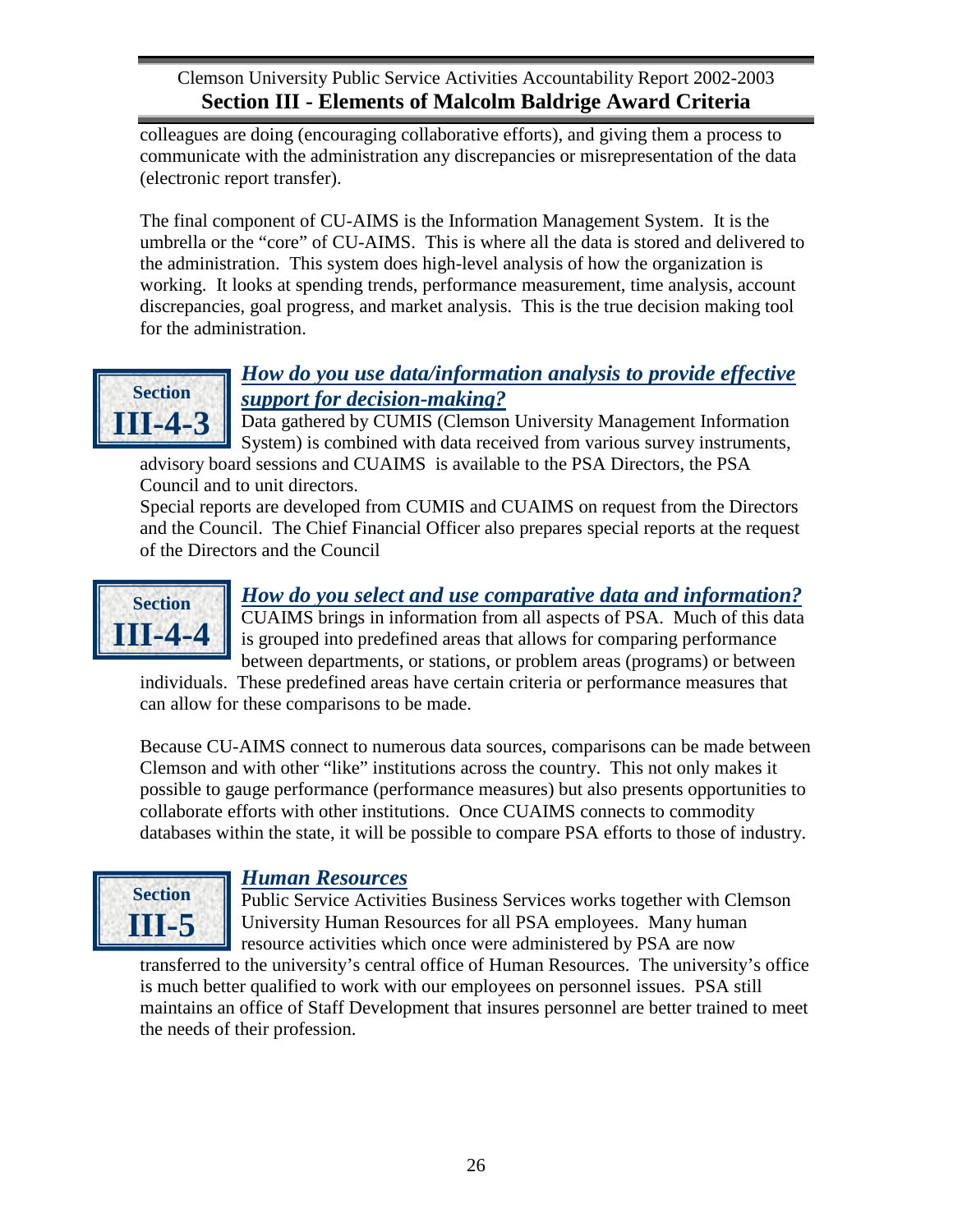colleagues are doing (encouraging collaborative efforts), and giving them a process to communicate with the administration any discrepancies or misrepresentation of the data (electronic report transfer).

The final component of CU-AIMS is the Information Management System. It is the umbrella or the "core" of CU-AIMS. This is where all the data is stored and delivered to the administration. This system does high-level analysis of how the organization is working. It looks at spending trends, performance measurement, time analysis, account discrepancies, goal progress, and market analysis. This is the true decision making tool for the administration.

## Section III-4-3

### *How do you use data/information analysis to provide effective support for decision-making?*

Data gathered by CUMIS (Clemson University Management Information System) is combined with data received from various survey instruments, advisory board sessions and CUAIMS is available to the PSA Directors, the PSA Council and to unit directors.

Special reports are developed from CUMIS and CUAIMS on request from the Directors and the Council. The Chief Financial Officer also prepares special reports at the request of the Directors and the Council

## Section III-4-4

### *How do you select and use comparative data and information?*

CUAIMS brings in information from all aspects of PSA. Much of this data is grouped into predefined areas that allows for comparing performance between departments, or stations, or problem areas (programs) or between individuals. These predefined areas have certain criteria or performance measures that can allow for these comparisons to be made.

Because CU-AIMS connect to numerous data sources, comparisons can be made between Clemson and with other "like" institutions across the country. This not only makes it possible to gauge performance (performance measures) but also presents opportunities to collaborate efforts with other institutions. Once CUAIMS connects to commodity databases within the state, it will be possible to compare PSA efforts to those of industry.

## Section III-5

### *Human Resources*

Public Service Activities Business Services works together with Clemson University Human Resources for all PSA employees. Many human resource activities which once were administered by PSA are now transferred to the university's central office of Human Resources. The university's office is much better qualified to work with our employees on personnel issues. PSA still maintains an office of Staff Development that insures personnel are better trained to meet the needs of their profession.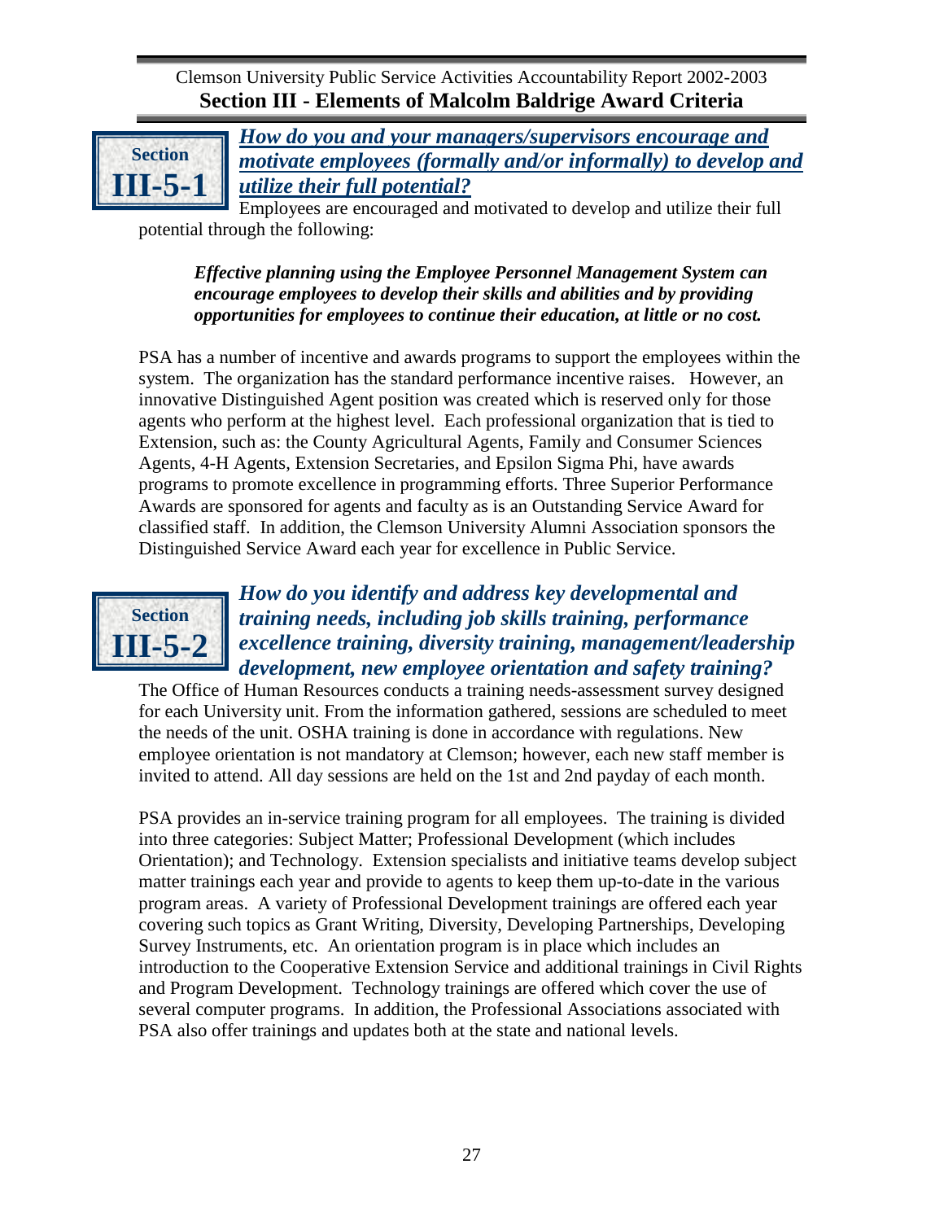## Section III-5-1

***How do you and your managers/supervisors encourage and motivate employees (formally and/or informally) to develop and utilize their full potential?***

Employees are encouraged and motivated to develop and utilize their full potential through the following:

> ***Effective planning using the Employee Personnel Management System can encourage employees to develop their skills and abilities and by providing opportunities for employees to continue their education, at little or no cost.***

PSA has a number of incentive and awards programs to support the employees within the system. The organization has the standard performance incentive raises. However, an innovative Distinguished Agent position was created which is reserved only for those agents who perform at the highest level. Each professional organization that is tied to Extension, such as: the County Agricultural Agents, Family and Consumer Sciences Agents, 4-H Agents, Extension Secretaries, and Epsilon Sigma Phi, have awards programs to promote excellence in programming efforts. Three Superior Performance Awards are sponsored for agents and faculty as is an Outstanding Service Award for classified staff. In addition, the Clemson University Alumni Association sponsors the Distinguished Service Award each year for excellence in Public Service.

## Section III-5-2

***How do you identify and address key developmental and training needs, including job skills training, performance excellence training, diversity training, management/leadership development, new employee orientation and safety training?***

The Office of Human Resources conducts a training needs-assessment survey designed for each University unit. From the information gathered, sessions are scheduled to meet the needs of the unit. OSHA training is done in accordance with regulations. New employee orientation is not mandatory at Clemson; however, each new staff member is invited to attend. All day sessions are held on the 1st and 2nd payday of each month.

PSA provides an in-service training program for all employees. The training is divided into three categories: Subject Matter; Professional Development (which includes Orientation); and Technology. Extension specialists and initiative teams develop subject matter trainings each year and provide to agents to keep them up-to-date in the various program areas. A variety of Professional Development trainings are offered each year covering such topics as Grant Writing, Diversity, Developing Partnerships, Developing Survey Instruments, etc. An orientation program is in place which includes an introduction to the Cooperative Extension Service and additional trainings in Civil Rights and Program Development. Technology trainings are offered which cover the use of several computer programs. In addition, the Professional Associations associated with PSA also offer trainings and updates both at the state and national levels.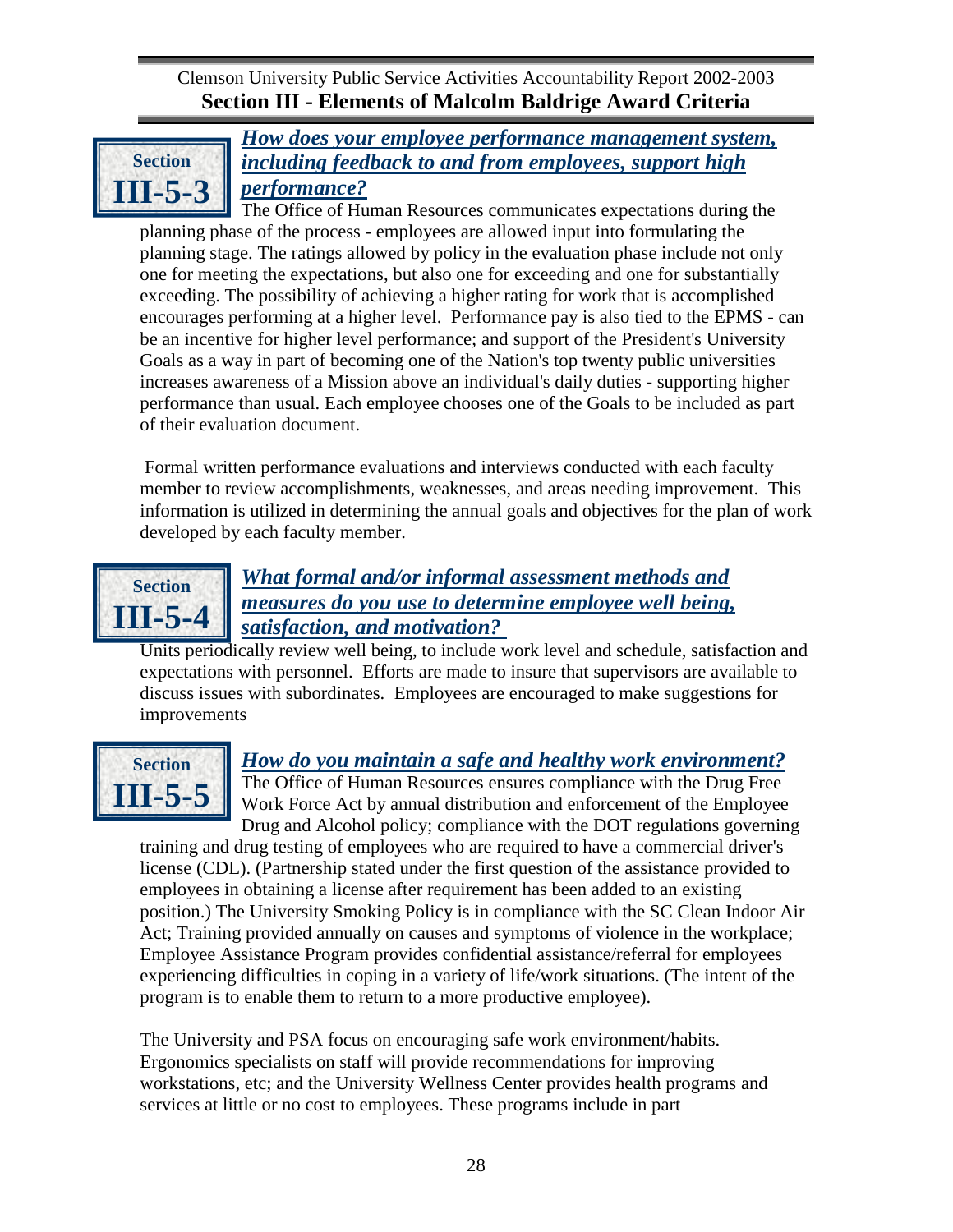### Section III-5-3

***How does your employee performance management system, including feedback to and from employees, support high performance?***

The Office of Human Resources communicates expectations during the planning phase of the process - employees are allowed input into formulating the planning stage. The ratings allowed by policy in the evaluation phase include not only one for meeting the expectations, but also one for exceeding and one for substantially exceeding. The possibility of achieving a higher rating for work that is accomplished encourages performing at a higher level. Performance pay is also tied to the EPMS - can be an incentive for higher level performance; and support of the President's University Goals as a way in part of becoming one of the Nation's top twenty public universities increases awareness of a Mission above an individual's daily duties - supporting higher performance than usual. Each employee chooses one of the Goals to be included as part of their evaluation document.

Formal written performance evaluations and interviews conducted with each faculty member to review accomplishments, weaknesses, and areas needing improvement. This information is utilized in determining the annual goals and objectives for the plan of work developed by each faculty member.

### Section III-5-4

***What formal and/or informal assessment methods and measures do you use to determine employee well being, satisfaction, and motivation?***

Units periodically review well being, to include work level and schedule, satisfaction and expectations with personnel. Efforts are made to insure that supervisors are available to discuss issues with subordinates. Employees are encouraged to make suggestions for improvements

### Section III-5-5

***How do you maintain a safe and healthy work environment?***

The Office of Human Resources ensures compliance with the Drug Free Work Force Act by annual distribution and enforcement of the Employee Drug and Alcohol policy; compliance with the DOT regulations governing training and drug testing of employees who are required to have a commercial driver's license (CDL). (Partnership stated under the first question of the assistance provided to employees in obtaining a license after requirement has been added to an existing position.) The University Smoking Policy is in compliance with the SC Clean Indoor Air Act; Training provided annually on causes and symptoms of violence in the workplace; Employee Assistance Program provides confidential assistance/referral for employees experiencing difficulties in coping in a variety of life/work situations. (The intent of the program is to enable them to return to a more productive employee).

The University and PSA focus on encouraging safe work environment/habits. Ergonomics specialists on staff will provide recommendations for improving workstations, etc; and the University Wellness Center provides health programs and services at little or no cost to employees. These programs include in part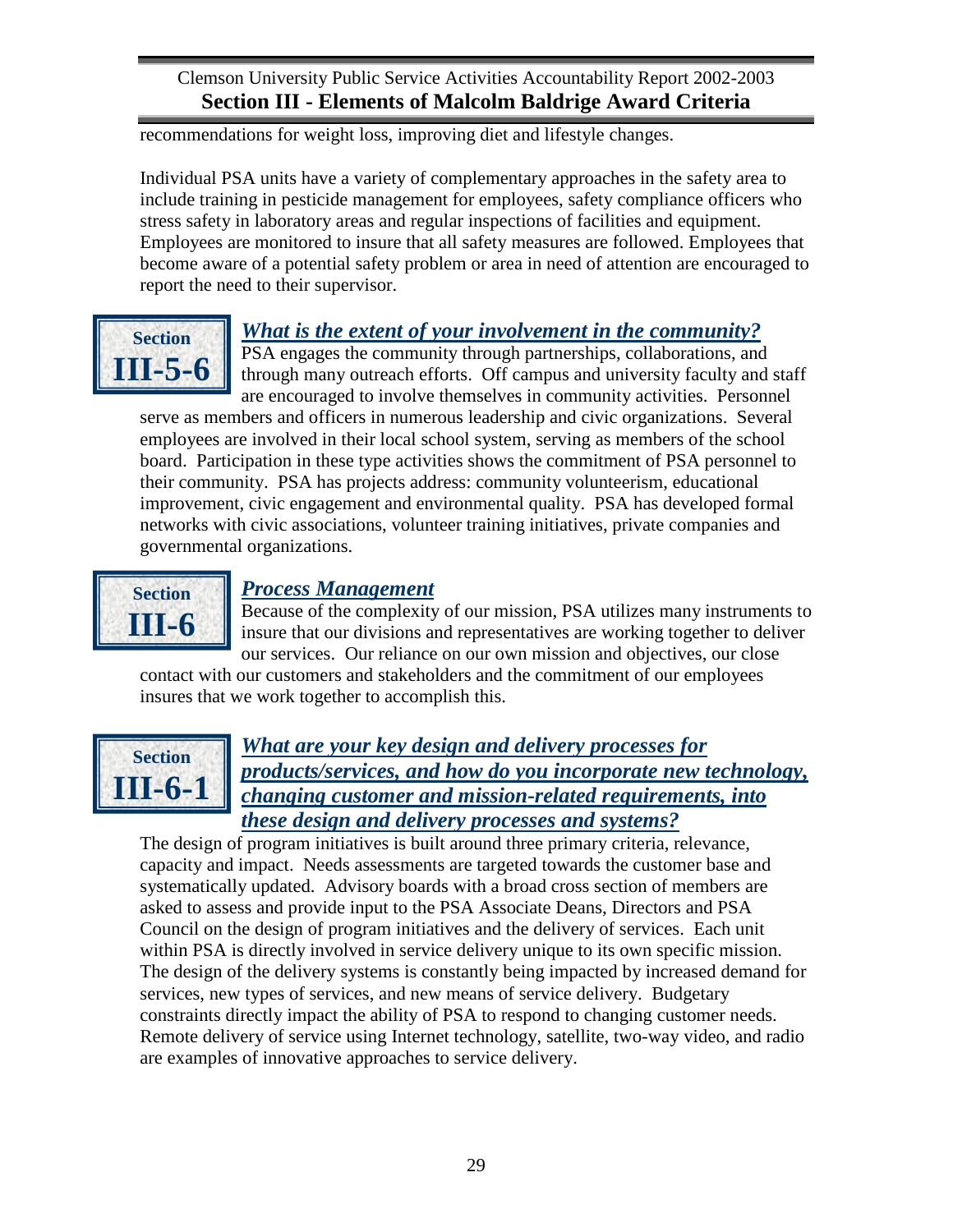recommendations for weight loss, improving diet and lifestyle changes.

Individual PSA units have a variety of complementary approaches in the safety area to include training in pesticide management for employees, safety compliance officers who stress safety in laboratory areas and regular inspections of facilities and equipment. Employees are monitored to insure that all safety measures are followed. Employees that become aware of a potential safety problem or area in need of attention are encouraged to report the need to their supervisor.

**Section III-5-6**

### *What is the extent of your involvement in the community?*

PSA engages the community through partnerships, collaborations, and through many outreach efforts. Off campus and university faculty and staff are encouraged to involve themselves in community activities. Personnel serve as members and officers in numerous leadership and civic organizations. Several employees are involved in their local school system, serving as members of the school board. Participation in these type activities shows the commitment of PSA personnel to their community. PSA has projects address: community volunteerism, educational improvement, civic engagement and environmental quality. PSA has developed formal networks with civic associations, volunteer training initiatives, private companies and governmental organizations.

**Section III-6**

### *Process Management*

Because of the complexity of our mission, PSA utilizes many instruments to insure that our divisions and representatives are working together to deliver our services. Our reliance on our own mission and objectives, our close contact with our customers and stakeholders and the commitment of our employees insures that we work together to accomplish this.

**Section III-6-1**

### *What are your key design and delivery processes for products/services, and how do you incorporate new technology, changing customer and mission-related requirements, into these design and delivery processes and systems?*

The design of program initiatives is built around three primary criteria, relevance, capacity and impact. Needs assessments are targeted towards the customer base and systematically updated. Advisory boards with a broad cross section of members are asked to assess and provide input to the PSA Associate Deans, Directors and PSA Council on the design of program initiatives and the delivery of services. Each unit within PSA is directly involved in service delivery unique to its own specific mission. The design of the delivery systems is constantly being impacted by increased demand for services, new types of services, and new means of service delivery. Budgetary constraints directly impact the ability of PSA to respond to changing customer needs. Remote delivery of service using Internet technology, satellite, two-way video, and radio are examples of innovative approaches to service delivery.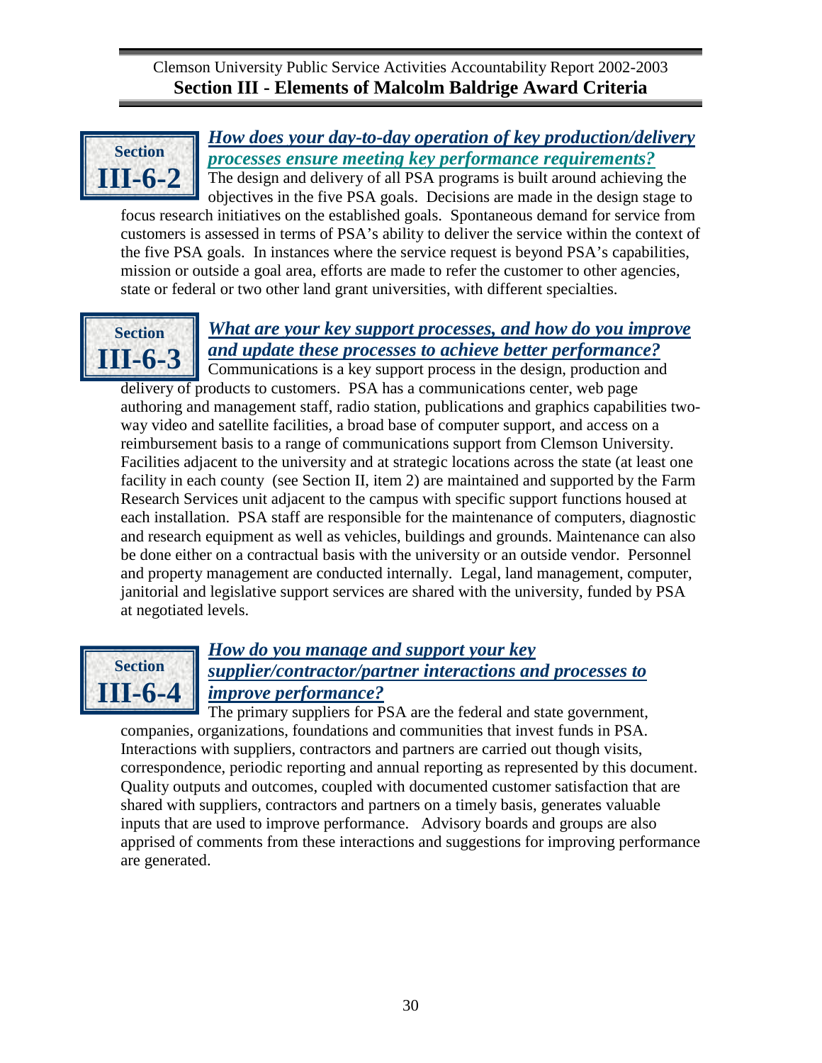## Section III-6-2

***How does your day-to-day operation of key production/delivery processes ensure meeting key performance requirements?***

The design and delivery of all PSA programs is built around achieving the objectives in the five PSA goals. Decisions are made in the design stage to focus research initiatives on the established goals. Spontaneous demand for service from customers is assessed in terms of PSA's ability to deliver the service within the context of the five PSA goals. In instances where the service request is beyond PSA's capabilities, mission or outside a goal area, efforts are made to refer the customer to other agencies, state or federal or two other land grant universities, with different specialties.

## Section III-6-3

***What are your key support processes, and how do you improve and update these processes to achieve better performance?***

Communications is a key support process in the design, production and delivery of products to customers. PSA has a communications center, web page authoring and management staff, radio station, publications and graphics capabilities two-way video and satellite facilities, a broad base of computer support, and access on a reimbursement basis to a range of communications support from Clemson University. Facilities adjacent to the university and at strategic locations across the state (at least one facility in each county (see Section II, item 2) are maintained and supported by the Farm Research Services unit adjacent to the campus with specific support functions housed at each installation. PSA staff are responsible for the maintenance of computers, diagnostic and research equipment as well as vehicles, buildings and grounds. Maintenance can also be done either on a contractual basis with the university or an outside vendor. Personnel and property management are conducted internally. Legal, land management, computer, janitorial and legislative support services are shared with the university, funded by PSA at negotiated levels.

## Section III-6-4

***How do you manage and support your key supplier/contractor/partner interactions and processes to improve performance?***

The primary suppliers for PSA are the federal and state government, companies, organizations, foundations and communities that invest funds in PSA. Interactions with suppliers, contractors and partners are carried out though visits, correspondence, periodic reporting and annual reporting as represented by this document. Quality outputs and outcomes, coupled with documented customer satisfaction that are shared with suppliers, contractors and partners on a timely basis, generates valuable inputs that are used to improve performance. Advisory boards and groups are also apprised of comments from these interactions and suggestions for improving performance are generated.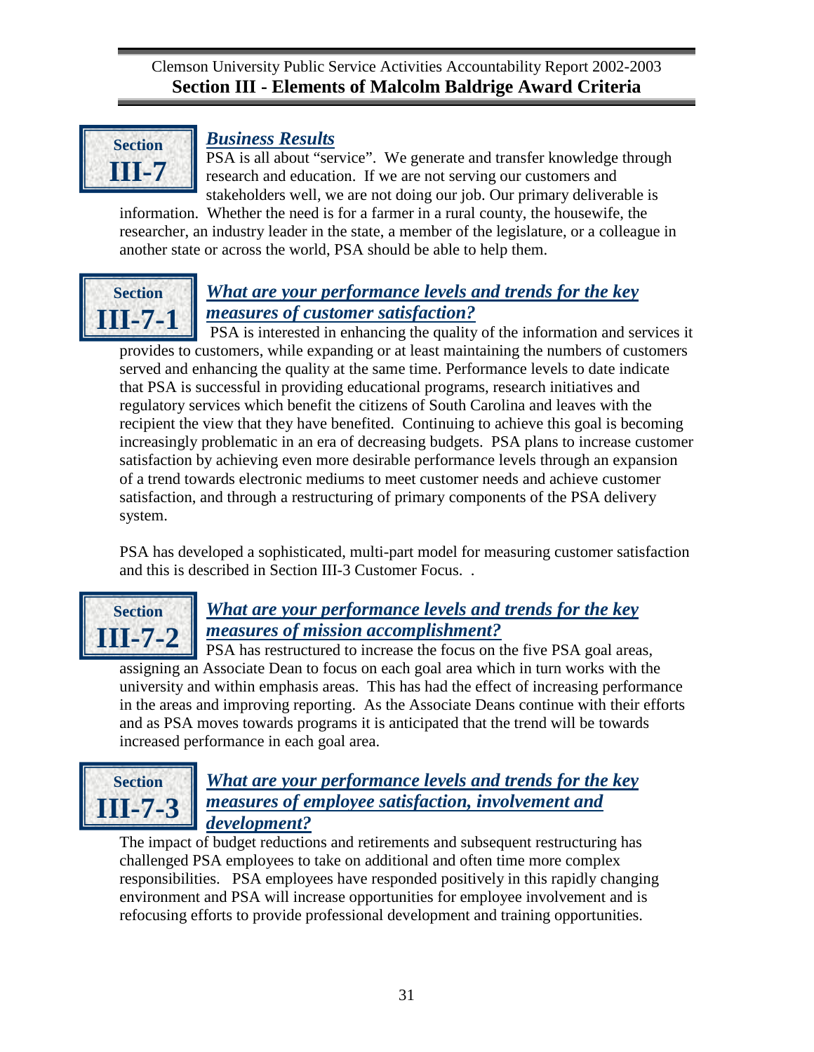## Section III-7

### *Business Results*

PSA is all about "service". We generate and transfer knowledge through research and education. If we are not serving our customers and stakeholders well, we are not doing our job. Our primary deliverable is information. Whether the need is for a farmer in a rural county, the housewife, the researcher, an industry leader in the state, a member of the legislature, or a colleague in another state or across the world, PSA should be able to help them.

## Section III-7-1

### *What are your performance levels and trends for the key measures of customer satisfaction?*

PSA is interested in enhancing the quality of the information and services it provides to customers, while expanding or at least maintaining the numbers of customers served and enhancing the quality at the same time. Performance levels to date indicate that PSA is successful in providing educational programs, research initiatives and regulatory services which benefit the citizens of South Carolina and leaves with the recipient the view that they have benefited. Continuing to achieve this goal is becoming increasingly problematic in an era of decreasing budgets. PSA plans to increase customer satisfaction by achieving even more desirable performance levels through an expansion of a trend towards electronic mediums to meet customer needs and achieve customer satisfaction, and through a restructuring of primary components of the PSA delivery system.

PSA has developed a sophisticated, multi-part model for measuring customer satisfaction and this is described in Section III-3 Customer Focus. .

## Section III-7-2

### *What are your performance levels and trends for the key measures of mission accomplishment?*

PSA has restructured to increase the focus on the five PSA goal areas, assigning an Associate Dean to focus on each goal area which in turn works with the university and within emphasis areas. This has had the effect of increasing performance in the areas and improving reporting. As the Associate Deans continue with their efforts and as PSA moves towards programs it is anticipated that the trend will be towards increased performance in each goal area.

## Section III-7-3

### *What are your performance levels and trends for the key measures of employee satisfaction, involvement and development?*

The impact of budget reductions and retirements and subsequent restructuring has challenged PSA employees to take on additional and often time more complex responsibilities. PSA employees have responded positively in this rapidly changing environment and PSA will increase opportunities for employee involvement and is refocusing efforts to provide professional development and training opportunities.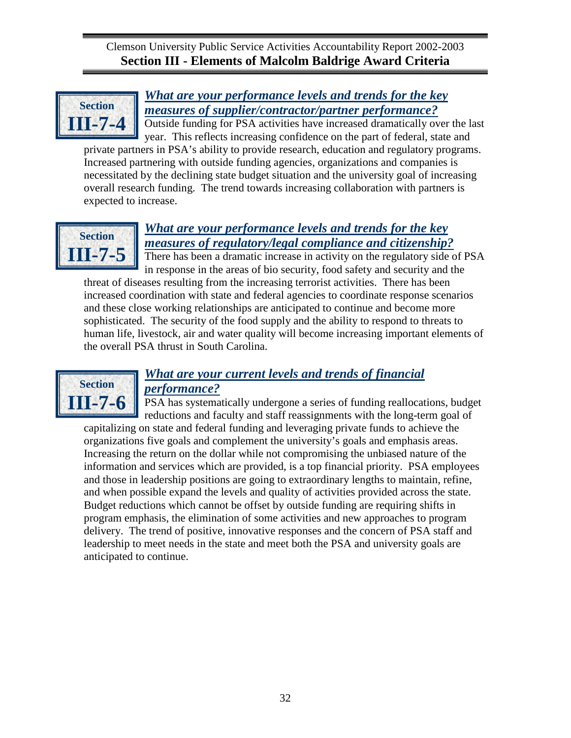## Section III-7-4

### *What are your performance levels and trends for the key measures of supplier/contractor/partner performance?*

Outside funding for PSA activities have increased dramatically over the last year. This reflects increasing confidence on the part of federal, state and private partners in PSA's ability to provide research, education and regulatory programs. Increased partnering with outside funding agencies, organizations and companies is necessitated by the declining state budget situation and the university goal of increasing overall research funding. The trend towards increasing collaboration with partners is expected to increase.

## Section III-7-5

### *What are your performance levels and trends for the key measures of regulatory/legal compliance and citizenship?*

There has been a dramatic increase in activity on the regulatory side of PSA in response in the areas of bio security, food safety and security and the threat of diseases resulting from the increasing terrorist activities. There has been increased coordination with state and federal agencies to coordinate response scenarios and these close working relationships are anticipated to continue and become more sophisticated. The security of the food supply and the ability to respond to threats to human life, livestock, air and water quality will become increasing important elements of the overall PSA thrust in South Carolina.

## Section III-7-6

### *What are your current levels and trends of financial performance?*

PSA has systematically undergone a series of funding reallocations, budget reductions and faculty and staff reassignments with the long-term goal of capitalizing on state and federal funding and leveraging private funds to achieve the organizations five goals and complement the university's goals and emphasis areas. Increasing the return on the dollar while not compromising the unbiased nature of the information and services which are provided, is a top financial priority. PSA employees and those in leadership positions are going to extraordinary lengths to maintain, refine, and when possible expand the levels and quality of activities provided across the state. Budget reductions which cannot be offset by outside funding are requiring shifts in program emphasis, the elimination of some activities and new approaches to program delivery. The trend of positive, innovative responses and the concern of PSA staff and leadership to meet needs in the state and meet both the PSA and university goals are anticipated to continue.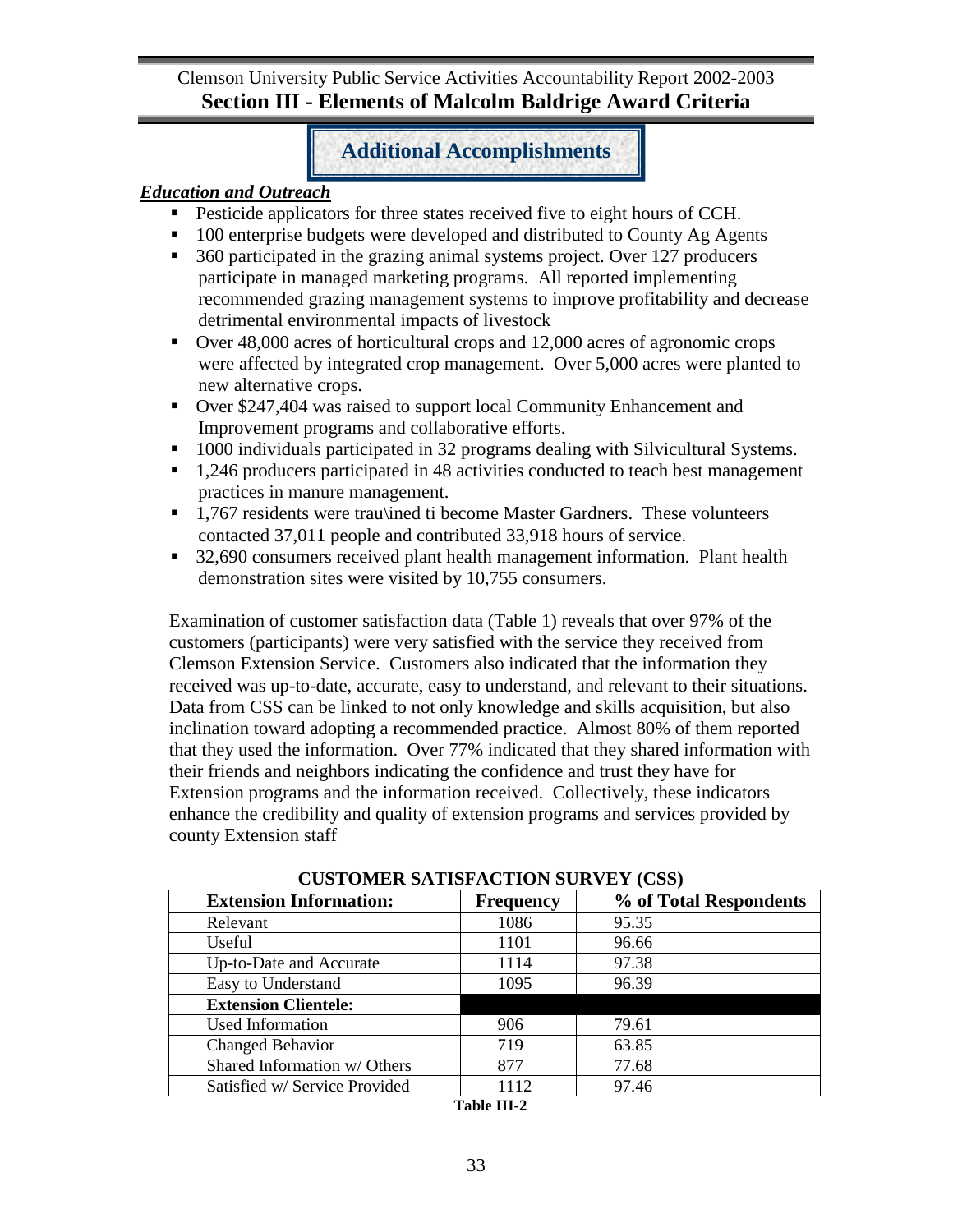## Additional Accomplishments

***Education and Outreach***

- Pesticide applicators for three states received five to eight hours of CCH.
- 100 enterprise budgets were developed and distributed to County Ag Agents
- 360 participated in the grazing animal systems project. Over 127 producers participate in managed marketing programs. All reported implementing recommended grazing management systems to improve profitability and decrease detrimental environmental impacts of livestock
- Over 48,000 acres of horticultural crops and 12,000 acres of agronomic crops were affected by integrated crop management. Over 5,000 acres were planted to new alternative crops.
- Over $247,404 was raised to support local Community Enhancement and Improvement programs and collaborative efforts.
- 1000 individuals participated in 32 programs dealing with Silvicultural Systems.
- 1,246 producers participated in 48 activities conducted to teach best management practices in manure management.
- 1,767 residents were trau\ined ti become Master Gardners. These volunteers contacted 37,011 people and contributed 33,918 hours of service.
- 32,690 consumers received plant health management information. Plant health demonstration sites were visited by 10,755 consumers.

Examination of customer satisfaction data (Table 1) reveals that over 97% of the customers (participants) were very satisfied with the service they received from Clemson Extension Service. Customers also indicated that the information they received was up-to-date, accurate, easy to understand, and relevant to their situations. Data from CSS can be linked to not only knowledge and skills acquisition, but also inclination toward adopting a recommended practice. Almost 80% of them reported that they used the information. Over 77% indicated that they shared information with their friends and neighbors indicating the confidence and trust they have for Extension programs and the information received. Collectively, these indicators enhance the credibility and quality of extension programs and services provided by county Extension staff

**CUSTOMER SATISFACTION SURVEY (CSS)**

| **Extension Information:** | **Frequency** | **% of Total Respondents** |
|---|---|---|
| Relevant | 1086 | 95.35 |
| Useful | 1101 | 96.66 |
| Up-to-Date and Accurate | 1114 | 97.38 |
| Easy to Understand | 1095 | 96.39 |
| **Extension Clientele:** | | |
| Used Information | 906 | 79.61 |
| Changed Behavior | 719 | 63.85 |
| Shared Information w/ Others | 877 | 77.68 |
| Satisfied w/ Service Provided | 1112 | 97.46 |

**Table III-2**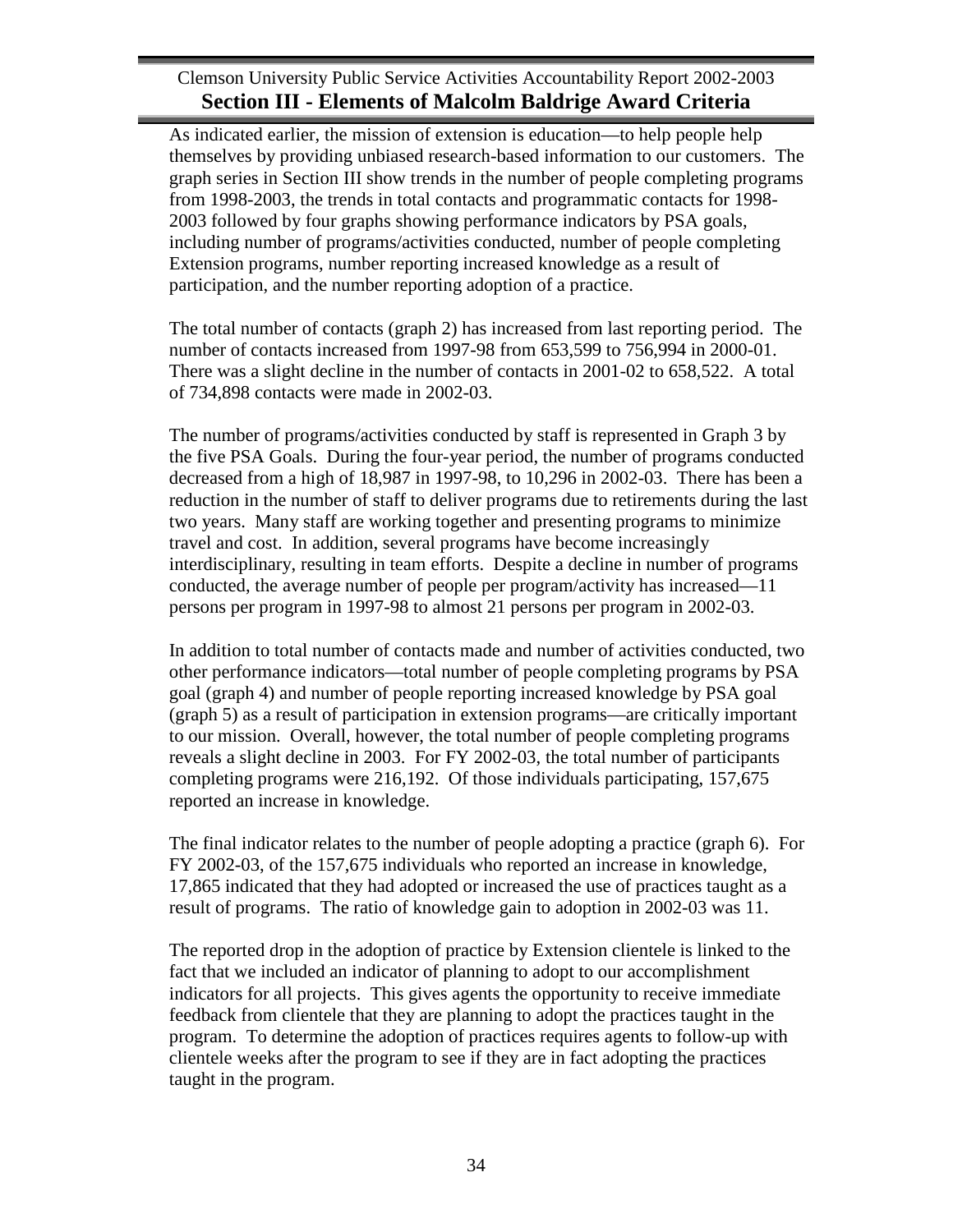As indicated earlier, the mission of extension is education—to help people help themselves by providing unbiased research-based information to our customers. The graph series in Section III show trends in the number of people completing programs from 1998-2003, the trends in total contacts and programmatic contacts for 1998-2003 followed by four graphs showing performance indicators by PSA goals, including number of programs/activities conducted, number of people completing Extension programs, number reporting increased knowledge as a result of participation, and the number reporting adoption of a practice.

The total number of contacts (graph 2) has increased from last reporting period. The number of contacts increased from 1997-98 from 653,599 to 756,994 in 2000-01. There was a slight decline in the number of contacts in 2001-02 to 658,522. A total of 734,898 contacts were made in 2002-03.

The number of programs/activities conducted by staff is represented in Graph 3 by the five PSA Goals. During the four-year period, the number of programs conducted decreased from a high of 18,987 in 1997-98, to 10,296 in 2002-03. There has been a reduction in the number of staff to deliver programs due to retirements during the last two years. Many staff are working together and presenting programs to minimize travel and cost. In addition, several programs have become increasingly interdisciplinary, resulting in team efforts. Despite a decline in number of programs conducted, the average number of people per program/activity has increased—11 persons per program in 1997-98 to almost 21 persons per program in 2002-03.

In addition to total number of contacts made and number of activities conducted, two other performance indicators—total number of people completing programs by PSA goal (graph 4) and number of people reporting increased knowledge by PSA goal (graph 5) as a result of participation in extension programs—are critically important to our mission. Overall, however, the total number of people completing programs reveals a slight decline in 2003. For FY 2002-03, the total number of participants completing programs were 216,192. Of those individuals participating, 157,675 reported an increase in knowledge.

The final indicator relates to the number of people adopting a practice (graph 6). For FY 2002-03, of the 157,675 individuals who reported an increase in knowledge, 17,865 indicated that they had adopted or increased the use of practices taught as a result of programs. The ratio of knowledge gain to adoption in 2002-03 was 11.

The reported drop in the adoption of practice by Extension clientele is linked to the fact that we included an indicator of planning to adopt to our accomplishment indicators for all projects. This gives agents the opportunity to receive immediate feedback from clientele that they are planning to adopt the practices taught in the program. To determine the adoption of practices requires agents to follow-up with clientele weeks after the program to see if they are in fact adopting the practices taught in the program.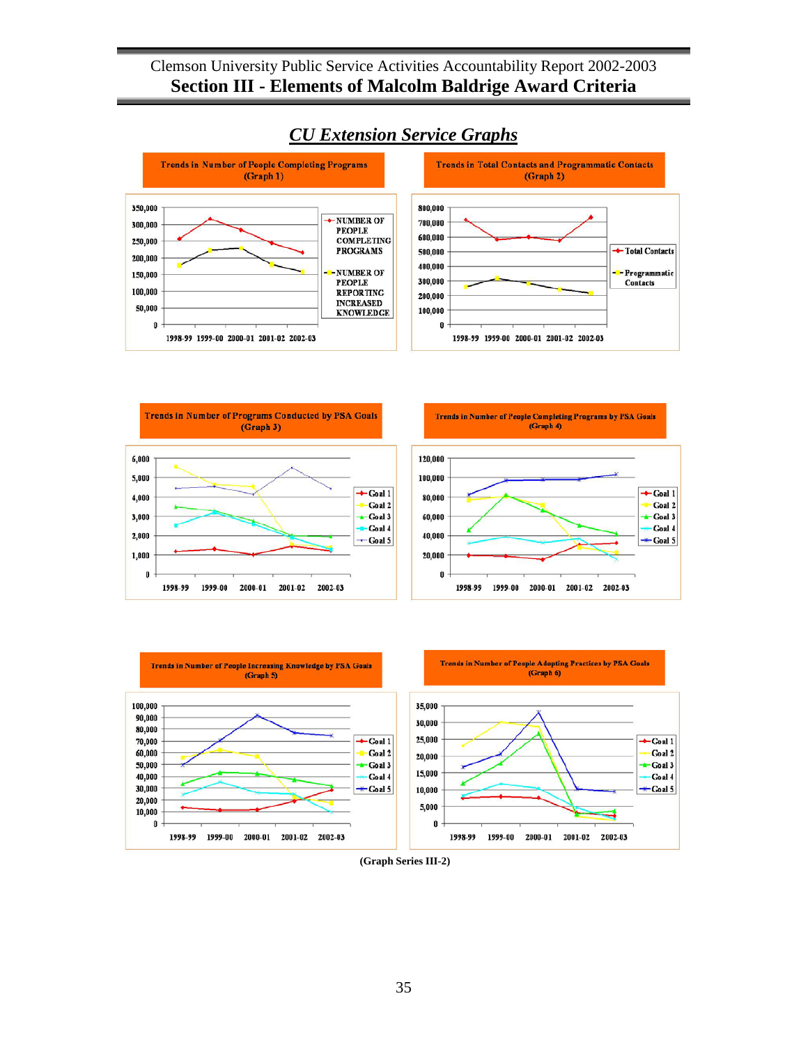## *CU Extension Service Graphs*

**Trends in Number of People Completing Programs (Graph 1)**

**Trends in Total Contacts and Programmatic Contacts (Graph 2)**

**Trends in Number of Programs Conducted by PSA Goals (Graph 3)**

**Trends in Number of People Completing Programs by PSA Goals (Graph 4)**

**Trends in Number of People Increasing Knowledge by PSA Goals (Graph 5)**

**Trends in Number of People Adopting Practices by PSA Goals (Graph 6)**

**(Graph Series III-2)**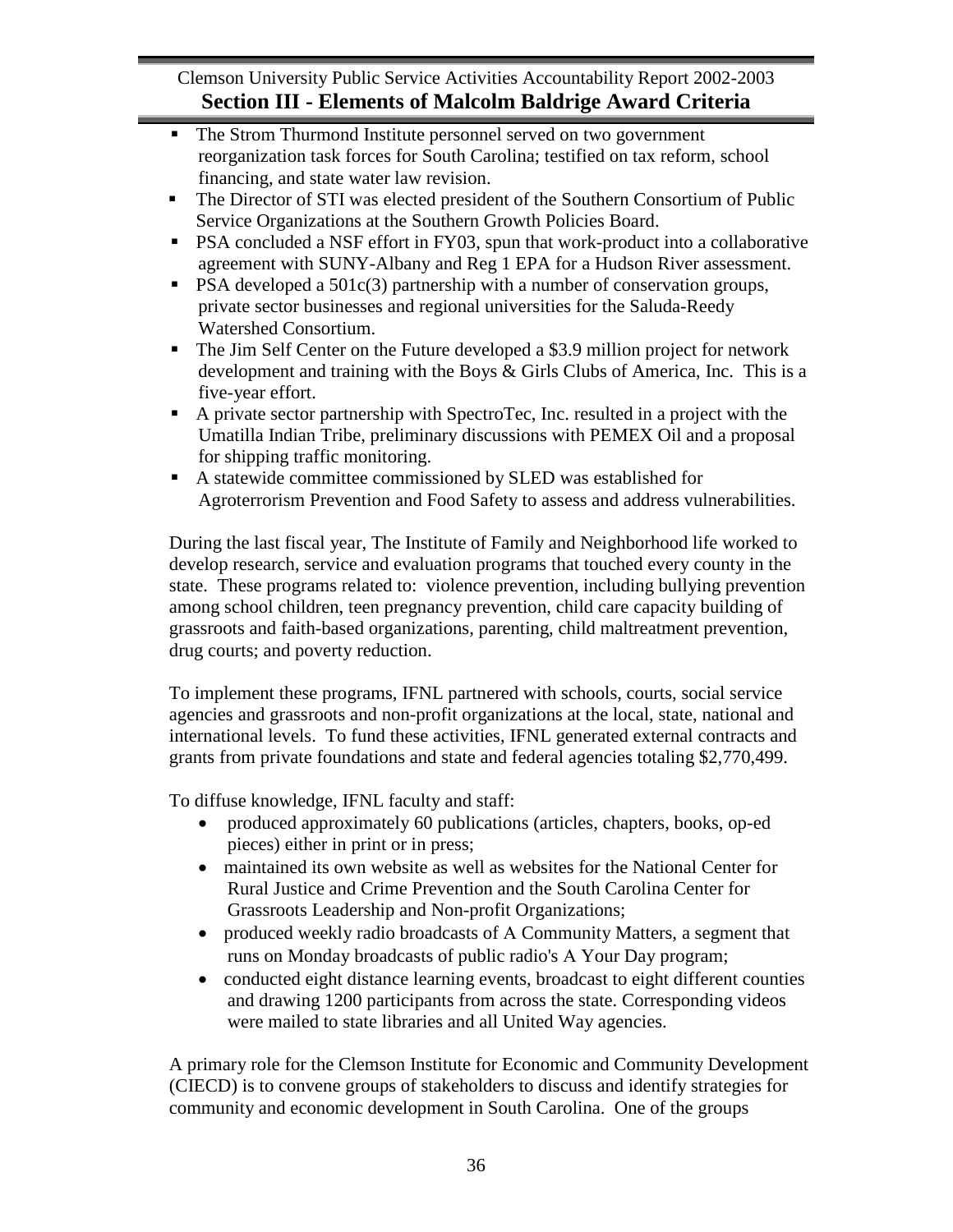- The Strom Thurmond Institute personnel served on two government reorganization task forces for South Carolina; testified on tax reform, school financing, and state water law revision.
- The Director of STI was elected president of the Southern Consortium of Public Service Organizations at the Southern Growth Policies Board.
- PSA concluded a NSF effort in FY03, spun that work-product into a collaborative agreement with SUNY-Albany and Reg 1 EPA for a Hudson River assessment.
- PSA developed a 501c(3) partnership with a number of conservation groups, private sector businesses and regional universities for the Saluda-Reedy Watershed Consortium.
- The Jim Self Center on the Future developed a $3.9 million project for network development and training with the Boys & Girls Clubs of America, Inc. This is a five-year effort.
- A private sector partnership with SpectroTec, Inc. resulted in a project with the Umatilla Indian Tribe, preliminary discussions with PEMEX Oil and a proposal for shipping traffic monitoring.
- A statewide committee commissioned by SLED was established for Agroterrorism Prevention and Food Safety to assess and address vulnerabilities.

During the last fiscal year, The Institute of Family and Neighborhood life worked to develop research, service and evaluation programs that touched every county in the state. These programs related to: violence prevention, including bullying prevention among school children, teen pregnancy prevention, child care capacity building of grassroots and faith-based organizations, parenting, child maltreatment prevention, drug courts; and poverty reduction.

To implement these programs, IFNL partnered with schools, courts, social service agencies and grassroots and non-profit organizations at the local, state, national and international levels. To fund these activities, IFNL generated external contracts and grants from private foundations and state and federal agencies totaling $2,770,499.

To diffuse knowledge, IFNL faculty and staff:

- produced approximately 60 publications (articles, chapters, books, op-ed pieces) either in print or in press;
- maintained its own website as well as websites for the National Center for Rural Justice and Crime Prevention and the South Carolina Center for Grassroots Leadership and Non-profit Organizations;
- produced weekly radio broadcasts of A Community Matters, a segment that runs on Monday broadcasts of public radio's A Your Day program;
- conducted eight distance learning events, broadcast to eight different counties and drawing 1200 participants from across the state. Corresponding videos were mailed to state libraries and all United Way agencies.

A primary role for the Clemson Institute for Economic and Community Development (CIECD) is to convene groups of stakeholders to discuss and identify strategies for community and economic development in South Carolina. One of the groups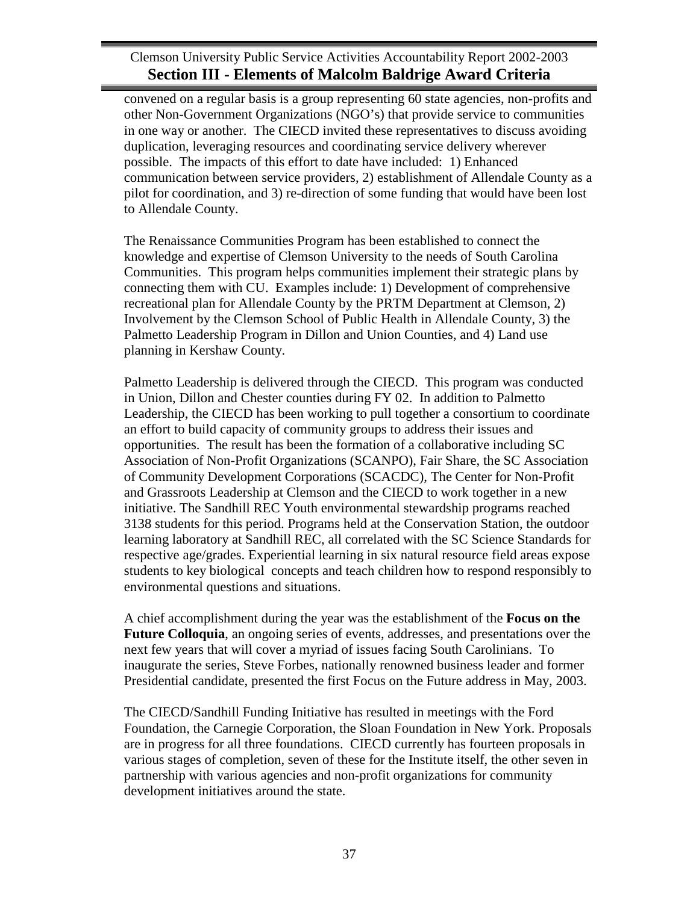convened on a regular basis is a group representing 60 state agencies, non-profits and other Non-Government Organizations (NGO's) that provide service to communities in one way or another. The CIECD invited these representatives to discuss avoiding duplication, leveraging resources and coordinating service delivery wherever possible. The impacts of this effort to date have included: 1) Enhanced communication between service providers, 2) establishment of Allendale County as a pilot for coordination, and 3) re-direction of some funding that would have been lost to Allendale County.

The Renaissance Communities Program has been established to connect the knowledge and expertise of Clemson University to the needs of South Carolina Communities. This program helps communities implement their strategic plans by connecting them with CU. Examples include: 1) Development of comprehensive recreational plan for Allendale County by the PRTM Department at Clemson, 2) Involvement by the Clemson School of Public Health in Allendale County, 3) the Palmetto Leadership Program in Dillon and Union Counties, and 4) Land use planning in Kershaw County.

Palmetto Leadership is delivered through the CIECD. This program was conducted in Union, Dillon and Chester counties during FY 02. In addition to Palmetto Leadership, the CIECD has been working to pull together a consortium to coordinate an effort to build capacity of community groups to address their issues and opportunities. The result has been the formation of a collaborative including SC Association of Non-Profit Organizations (SCANPO), Fair Share, the SC Association of Community Development Corporations (SCACDC), The Center for Non-Profit and Grassroots Leadership at Clemson and the CIECD to work together in a new initiative. The Sandhill REC Youth environmental stewardship programs reached 3138 students for this period. Programs held at the Conservation Station, the outdoor learning laboratory at Sandhill REC, all correlated with the SC Science Standards for respective age/grades. Experiential learning in six natural resource field areas expose students to key biological concepts and teach children how to respond responsibly to environmental questions and situations.

A chief accomplishment during the year was the establishment of the **Focus on the Future Colloquia**, an ongoing series of events, addresses, and presentations over the next few years that will cover a myriad of issues facing South Carolinians. To inaugurate the series, Steve Forbes, nationally renowned business leader and former Presidential candidate, presented the first Focus on the Future address in May, 2003.

The CIECD/Sandhill Funding Initiative has resulted in meetings with the Ford Foundation, the Carnegie Corporation, the Sloan Foundation in New York. Proposals are in progress for all three foundations. CIECD currently has fourteen proposals in various stages of completion, seven of these for the Institute itself, the other seven in partnership with various agencies and non-profit organizations for community development initiatives around the state.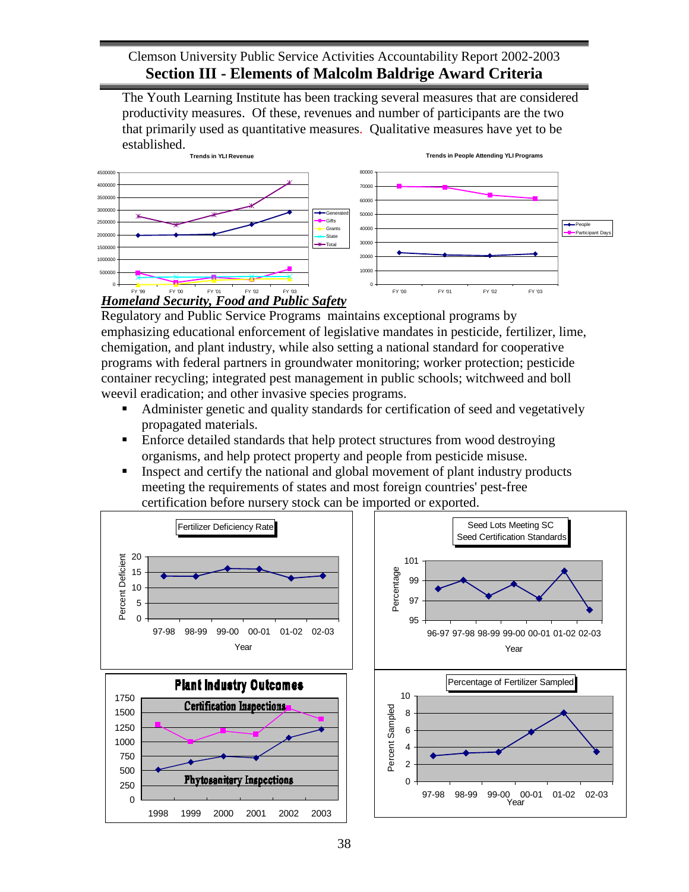The Youth Learning Institute has been tracking several measures that are considered productivity measures. Of these, revenues and number of participants are the two that primarily used as quantitative measures. Qualitative measures have yet to be established.

**Trends in YLI Revenue**

**Trends in People Attending YLI Programs**

## *Homeland Security, Food and Public Safety*

Regulatory and Public Service Programs maintains exceptional programs by emphasizing educational enforcement of legislative mandates in pesticide, fertilizer, lime, chemigation, and plant industry, while also setting a national standard for cooperative programs with federal partners in groundwater monitoring; worker protection; pesticide container recycling; integrated pest management in public schools; witchweed and boll weevil eradication; and other invasive species programs.

- Administer genetic and quality standards for certification of seed and vegetatively propagated materials.
- Enforce detailed standards that help protect structures from wood destroying organisms, and help protect property and people from pesticide misuse.
- Inspect and certify the national and global movement of plant industry products meeting the requirements of states and most foreign countries' pest-free certification before nursery stock can be imported or exported.

Fertilizer Deficiency Rate

Seed Lots Meeting SC Seed Certification Standards

Plant Industry Outcomes

Percentage of Fertilizer Sampled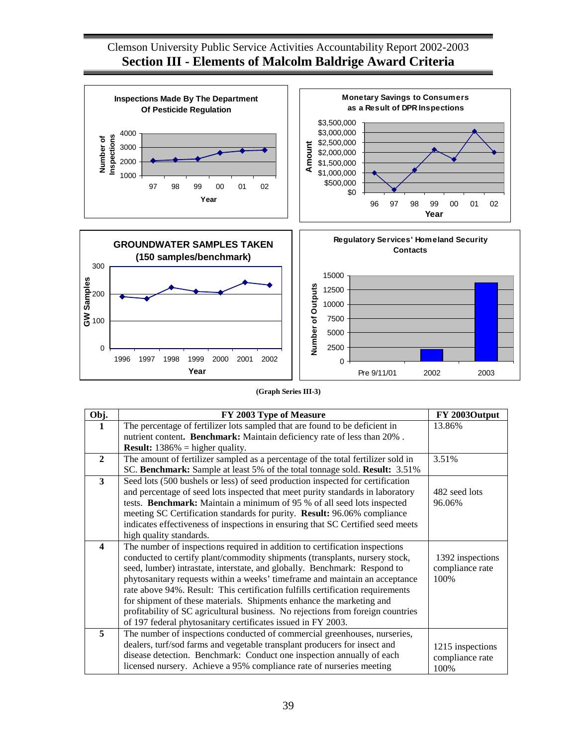**Inspections Made By The Department Of Pesticide Regulation**

**Monetary Savings to Consumers as a Result of DPR Inspections**

**GROUNDWATER SAMPLES TAKEN (150 samples/benchmark)**

**Regulatory Services' Homeland Security Contacts**

**(Graph Series III-3)**

| Obj. | FY 2003 Type of Measure | FY 2003Output |
|---|---|---|
| **1** | The percentage of fertilizer lots sampled that are found to be deficient in nutrient content**. Benchmark:** Maintain deficiency rate of less than 20% . **Result:** 1386% = higher quality. | 13.86% |
| **2** | The amount of fertilizer sampled as a percentage of the total fertilizer sold in SC. **Benchmark:** Sample at least 5% of the total tonnage sold. **Result:** 3.51% | 3.51% |
| **3** | Seed lots (500 bushels or less) of seed production inspected for certification and percentage of seed lots inspected that meet purity standards in laboratory tests. **Benchmark:** Maintain a minimum of 95 % of all seed lots inspected meeting SC Certification standards for purity. **Result:** 96.06% compliance indicates effectiveness of inspections in ensuring that SC Certified seed meets high quality standards. | 482 seed lots 96.06% |
| **4** | The number of inspections required in addition to certification inspections conducted to certify plant/commodity shipments (transplants, nursery stock, seed, lumber) intrastate, interstate, and globally. Benchmark: Respond to phytosanitary requests within a weeks' timeframe and maintain an acceptance rate above 94%. Result: This certification fulfills certification requirements for shipment of these materials. Shipments enhance the marketing and profitability of SC agricultural business. No rejections from foreign countries of 197 federal phytosanitary certificates issued in FY 2003. | 1392 inspections compliance rate 100% |
| **5** | The number of inspections conducted of commercial greenhouses, nurseries, dealers, turf/sod farms and vegetable transplant producers for insect and disease detection. Benchmark: Conduct one inspection annually of each licensed nursery. Achieve a 95% compliance rate of nurseries meeting | 1215 inspections compliance rate 100% |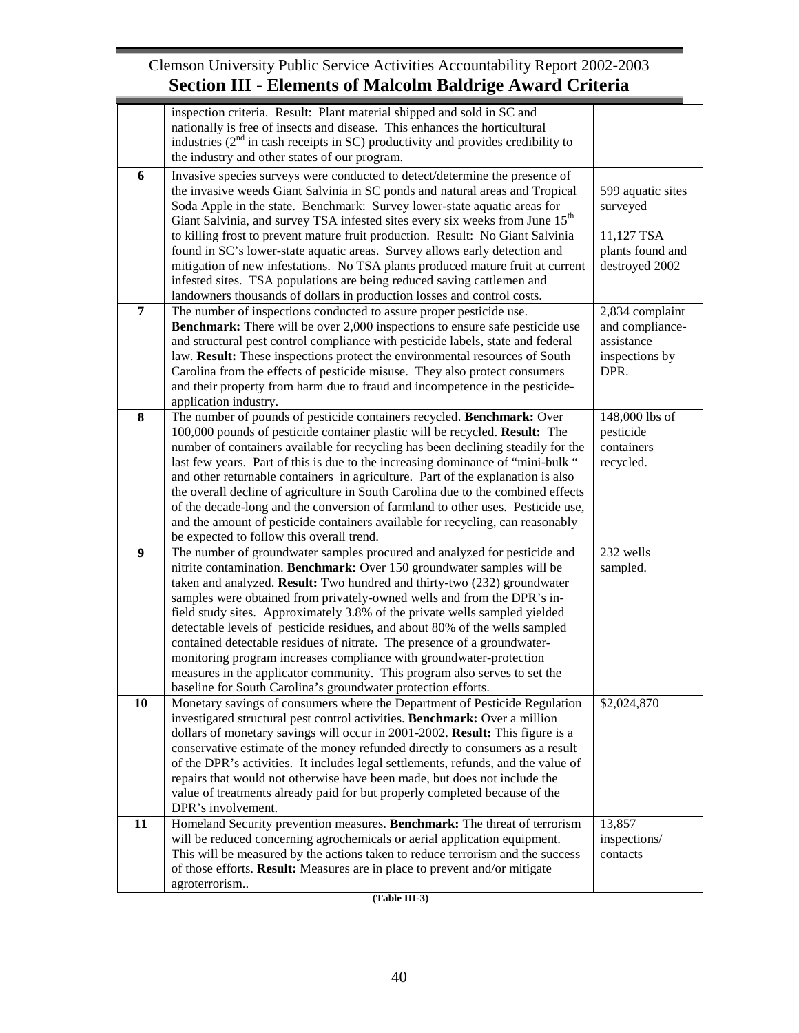| | | |
|---|---|---|
| | inspection criteria. Result: Plant material shipped and sold in SC and nationally is free of insects and disease. This enhances the horticultural industries (2nd in cash receipts in SC) productivity and provides credibility to the industry and other states of our program. | |
| **6** | Invasive species surveys were conducted to detect/determine the presence of the invasive weeds Giant Salvinia in SC ponds and natural areas and Tropical Soda Apple in the state. Benchmark: Survey lower-state aquatic areas for Giant Salvinia, and survey TSA infested sites every six weeks from June 15th to killing frost to prevent mature fruit production. Result: No Giant Salvinia found in SC's lower-state aquatic areas. Survey allows early detection and mitigation of new infestations. No TSA plants produced mature fruit at current infested sites. TSA populations are being reduced saving cattlemen and landowners thousands of dollars in production losses and control costs. | 599 aquatic sites surveyed<br><br>11,127 TSA plants found and destroyed 2002 |
| **7** | The number of inspections conducted to assure proper pesticide use. **Benchmark:** There will be over 2,000 inspections to ensure safe pesticide use and structural pest control compliance with pesticide labels, state and federal law. **Result:** These inspections protect the environmental resources of South Carolina from the effects of pesticide misuse. They also protect consumers and their property from harm due to fraud and incompetence in the pesticide-application industry. | 2,834 complaint and compliance-assistance inspections by DPR. |
| **8** | The number of pounds of pesticide containers recycled. **Benchmark:** Over 100,000 pounds of pesticide container plastic will be recycled. **Result:** The number of containers available for recycling has been declining steadily for the last few years. Part of this is due to the increasing dominance of "mini-bulk " and other returnable containers in agriculture. Part of the explanation is also the overall decline of agriculture in South Carolina due to the combined effects of the decade-long and the conversion of farmland to other uses. Pesticide use, and the amount of pesticide containers available for recycling, can reasonably be expected to follow this overall trend. | 148,000 lbs of pesticide containers recycled. |
| **9** | The number of groundwater samples procured and analyzed for pesticide and nitrite contamination. **Benchmark:** Over 150 groundwater samples will be taken and analyzed. **Result:** Two hundred and thirty-two (232) groundwater samples were obtained from privately-owned wells and from the DPR's in-field study sites. Approximately 3.8% of the private wells sampled yielded detectable levels of pesticide residues, and about 80% of the wells sampled contained detectable residues of nitrate. The presence of a groundwater-monitoring program increases compliance with groundwater-protection measures in the applicator community. This program also serves to set the baseline for South Carolina's groundwater protection efforts. | 232 wells sampled. |
| **10** | Monetary savings of consumers where the Department of Pesticide Regulation investigated structural pest control activities. **Benchmark:** Over a million dollars of monetary savings will occur in 2001-2002. **Result:** This figure is a conservative estimate of the money refunded directly to consumers as a result of the DPR's activities. It includes legal settlements, refunds, and the value of repairs that would not otherwise have been made, but does not include the value of treatments already paid for but properly completed because of the DPR's involvement. | $2,024,870 |
| **11** | Homeland Security prevention measures. **Benchmark:** The threat of terrorism will be reduced concerning agrochemicals or aerial application equipment. This will be measured by the actions taken to reduce terrorism and the success of those efforts. **Result:** Measures are in place to prevent and/or mitigate agroterrorism.. | 13,857 inspections/ contacts |

**(Table III-3)**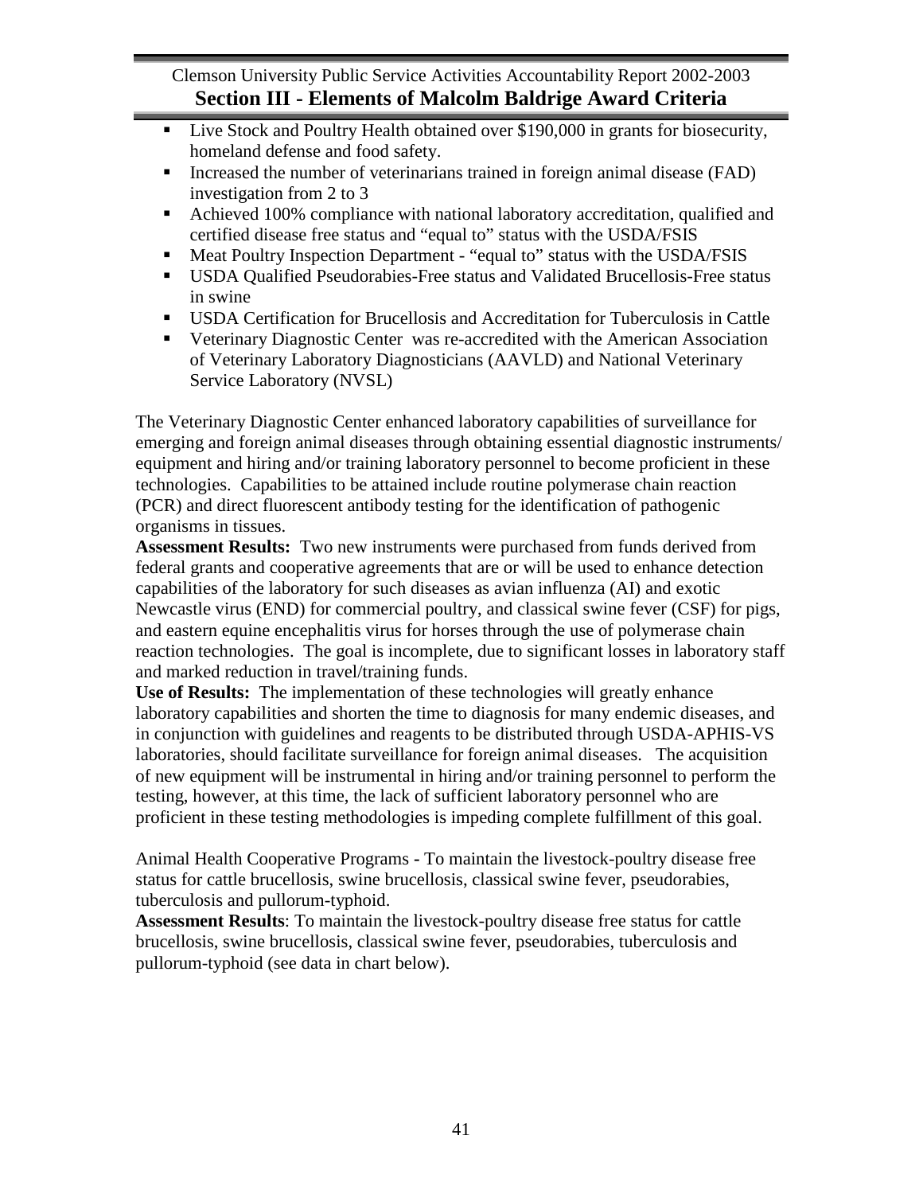- Live Stock and Poultry Health obtained over $190,000 in grants for biosecurity, homeland defense and food safety.
- Increased the number of veterinarians trained in foreign animal disease (FAD) investigation from 2 to 3
- Achieved 100% compliance with national laboratory accreditation, qualified and certified disease free status and "equal to" status with the USDA/FSIS
- Meat Poultry Inspection Department - "equal to" status with the USDA/FSIS
- USDA Qualified Pseudorabies-Free status and Validated Brucellosis-Free status in swine
- USDA Certification for Brucellosis and Accreditation for Tuberculosis in Cattle
- Veterinary Diagnostic Center was re-accredited with the American Association of Veterinary Laboratory Diagnosticians (AAVLD) and National Veterinary Service Laboratory (NVSL)

The Veterinary Diagnostic Center enhanced laboratory capabilities of surveillance for emerging and foreign animal diseases through obtaining essential diagnostic instruments/ equipment and hiring and/or training laboratory personnel to become proficient in these technologies. Capabilities to be attained include routine polymerase chain reaction (PCR) and direct fluorescent antibody testing for the identification of pathogenic organisms in tissues.

**Assessment Results:** Two new instruments were purchased from funds derived from federal grants and cooperative agreements that are or will be used to enhance detection capabilities of the laboratory for such diseases as avian influenza (AI) and exotic Newcastle virus (END) for commercial poultry, and classical swine fever (CSF) for pigs, and eastern equine encephalitis virus for horses through the use of polymerase chain reaction technologies. The goal is incomplete, due to significant losses in laboratory staff and marked reduction in travel/training funds.

**Use of Results:** The implementation of these technologies will greatly enhance laboratory capabilities and shorten the time to diagnosis for many endemic diseases, and in conjunction with guidelines and reagents to be distributed through USDA-APHIS-VS laboratories, should facilitate surveillance for foreign animal diseases. The acquisition of new equipment will be instrumental in hiring and/or training personnel to perform the testing, however, at this time, the lack of sufficient laboratory personnel who are proficient in these testing methodologies is impeding complete fulfillment of this goal.

Animal Health Cooperative Programs - To maintain the livestock-poultry disease free status for cattle brucellosis, swine brucellosis, classical swine fever, pseudorabies, tuberculosis and pullorum-typhoid.

**Assessment Results**: To maintain the livestock-poultry disease free status for cattle brucellosis, swine brucellosis, classical swine fever, pseudorabies, tuberculosis and pullorum-typhoid (see data in chart below).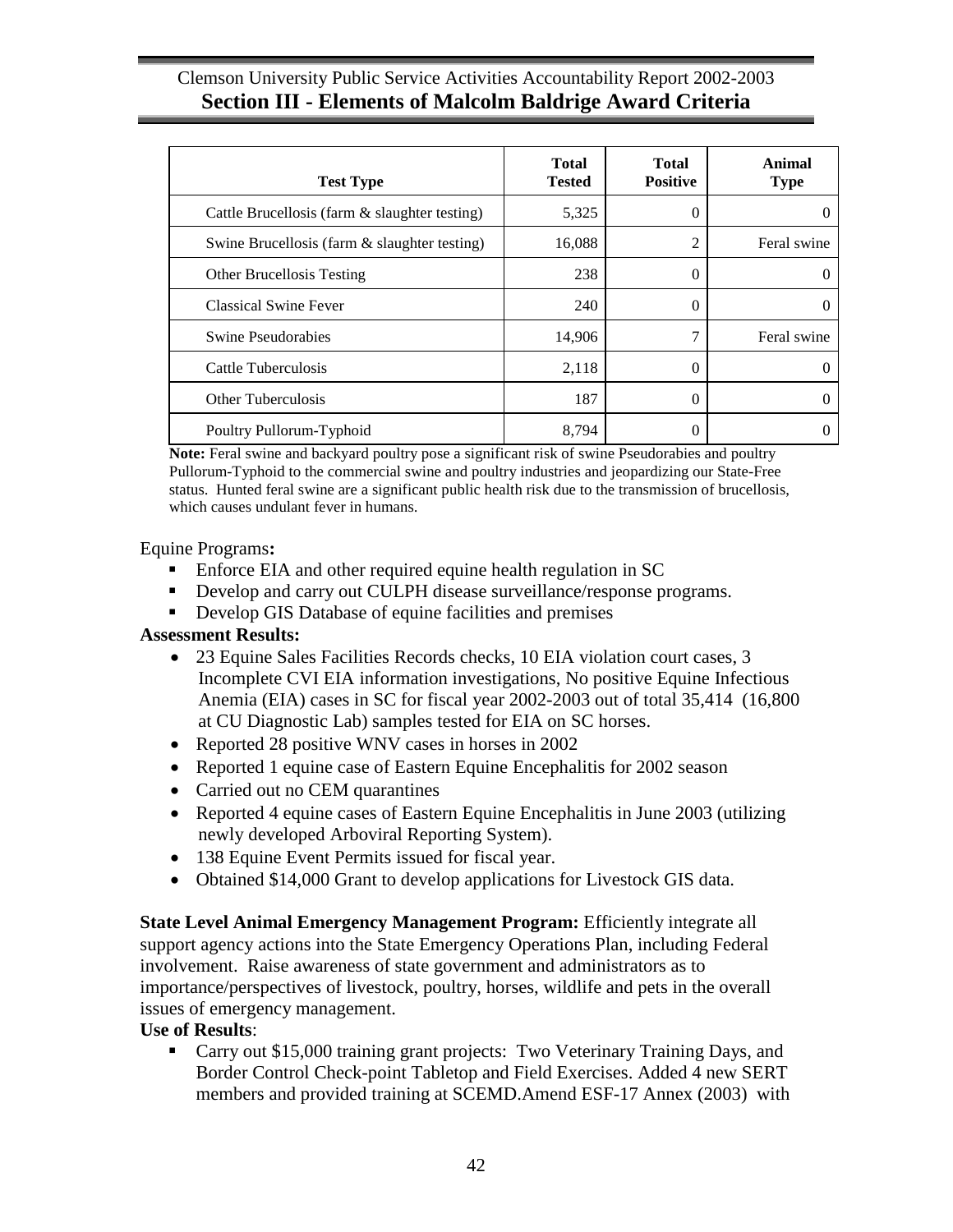| Test Type | Total Tested | Total Positive | Animal Type |
|---|---|---|---|
| Cattle Brucellosis (farm & slaughter testing) | 5,325 | 0 | 0 |
| Swine Brucellosis (farm & slaughter testing) | 16,088 | 2 | Feral swine |
| Other Brucellosis Testing | 238 | 0 | 0 |
| Classical Swine Fever | 240 | 0 | 0 |
| Swine Pseudorabies | 14,906 | 7 | Feral swine |
| Cattle Tuberculosis | 2,118 | 0 | 0 |
| Other Tuberculosis | 187 | 0 | 0 |
| Poultry Pullorum-Typhoid | 8,794 | 0 | 0 |

**Note:** Feral swine and backyard poultry pose a significant risk of swine Pseudorabies and poultry Pullorum-Typhoid to the commercial swine and poultry industries and jeopardizing our State-Free status. Hunted feral swine are a significant public health risk due to the transmission of brucellosis, which causes undulant fever in humans.

Equine Programs**:**

- Enforce EIA and other required equine health regulation in SC
- Develop and carry out CULPH disease surveillance/response programs.
- Develop GIS Database of equine facilities and premises

**Assessment Results:**

- 23 Equine Sales Facilities Records checks, 10 EIA violation court cases, 3 Incomplete CVI EIA information investigations, No positive Equine Infectious Anemia (EIA) cases in SC for fiscal year 2002-2003 out of total 35,414 (16,800 at CU Diagnostic Lab) samples tested for EIA on SC horses.
- Reported 28 positive WNV cases in horses in 2002
- Reported 1 equine case of Eastern Equine Encephalitis for 2002 season
- Carried out no CEM quarantines
- Reported 4 equine cases of Eastern Equine Encephalitis in June 2003 (utilizing newly developed Arboviral Reporting System).
- 138 Equine Event Permits issued for fiscal year.
- Obtained $14,000 Grant to develop applications for Livestock GIS data.

**State Level Animal Emergency Management Program:** Efficiently integrate all support agency actions into the State Emergency Operations Plan, including Federal involvement. Raise awareness of state government and administrators as to importance/perspectives of livestock, poultry, horses, wildlife and pets in the overall issues of emergency management.

**Use of Results**:

- Carry out $15,000 training grant projects: Two Veterinary Training Days, and Border Control Check-point Tabletop and Field Exercises. Added 4 new SERT members and provided training at SCEMD.Amend ESF-17 Annex (2003) with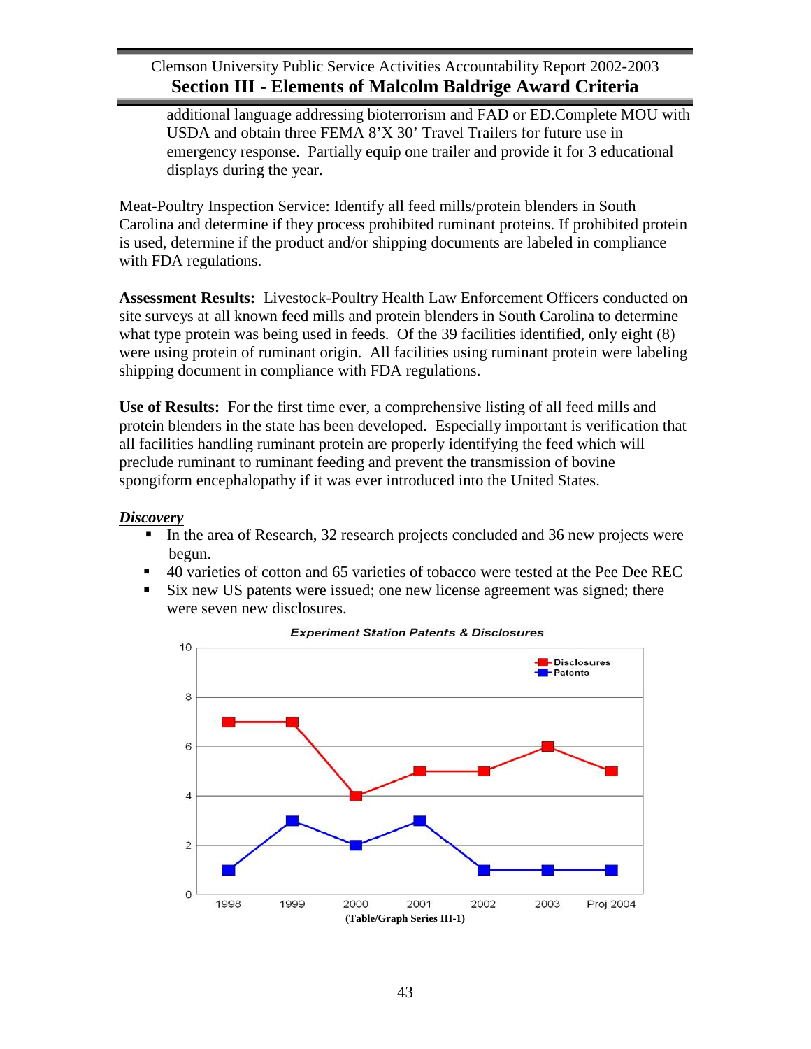additional language addressing bioterrorism and FAD or ED.Complete MOU with USDA and obtain three FEMA 8'X 30' Travel Trailers for future use in emergency response. Partially equip one trailer and provide it for 3 educational displays during the year.

Meat-Poultry Inspection Service: Identify all feed mills/protein blenders in South Carolina and determine if they process prohibited ruminant proteins. If prohibited protein is used, determine if the product and/or shipping documents are labeled in compliance with FDA regulations.

**Assessment Results:** Livestock-Poultry Health Law Enforcement Officers conducted on site surveys at all known feed mills and protein blenders in South Carolina to determine what type protein was being used in feeds. Of the 39 facilities identified, only eight (8) were using protein of ruminant origin. All facilities using ruminant protein were labeling shipping document in compliance with FDA regulations.

**Use of Results:** For the first time ever, a comprehensive listing of all feed mills and protein blenders in the state has been developed. Especially important is verification that all facilities handling ruminant protein are properly identifying the feed which will preclude ruminant to ruminant feeding and prevent the transmission of bovine spongiform encephalopathy if it was ever introduced into the United States.

***Discovery***

- In the area of Research, 32 research projects concluded and 36 new projects were begun.
- 40 varieties of cotton and 65 varieties of tobacco were tested at the Pee Dee REC
- Six new US patents were issued; one new license agreement was signed; there were seven new disclosures.

**Experiment Station Patents & Disclosures**

| | 1998 | 1999 | 2000 | 2001 | 2002 | 2003 | Proj 2004 |
|---|---|---|---|---|---|---|---|
| Disclosures | 7 | 7 | 4 | 5 | 5 | 6 | 5 |
| Patents | 1 | 3 | 2 | 3 | 1 | 1 | 1 |

**(Table/Graph Series III-1)**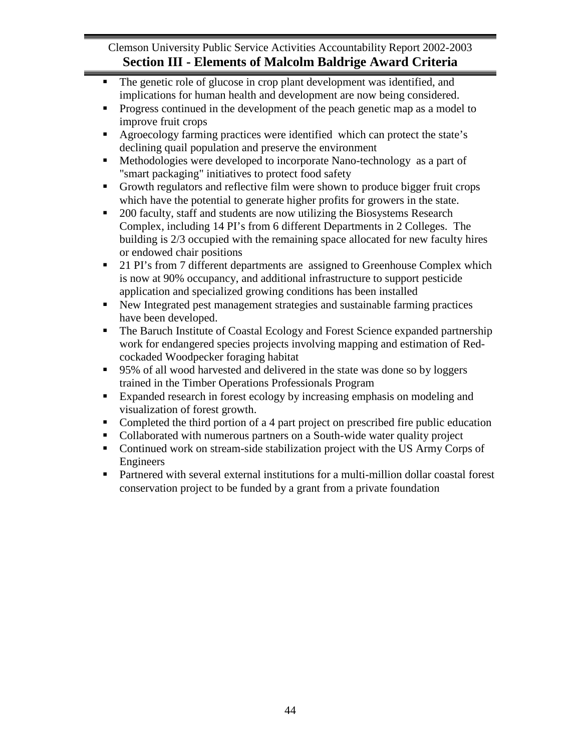- The genetic role of glucose in crop plant development was identified, and implications for human health and development are now being considered.
- Progress continued in the development of the peach genetic map as a model to improve fruit crops
- Agroecology farming practices were identified which can protect the state's declining quail population and preserve the environment
- Methodologies were developed to incorporate Nano-technology as a part of "smart packaging" initiatives to protect food safety
- Growth regulators and reflective film were shown to produce bigger fruit crops which have the potential to generate higher profits for growers in the state.
- 200 faculty, staff and students are now utilizing the Biosystems Research Complex, including 14 PI's from 6 different Departments in 2 Colleges. The building is 2/3 occupied with the remaining space allocated for new faculty hires or endowed chair positions
- 21 PI's from 7 different departments are assigned to Greenhouse Complex which is now at 90% occupancy, and additional infrastructure to support pesticide application and specialized growing conditions has been installed
- New Integrated pest management strategies and sustainable farming practices have been developed.
- The Baruch Institute of Coastal Ecology and Forest Science expanded partnership work for endangered species projects involving mapping and estimation of Red-cockaded Woodpecker foraging habitat
- 95% of all wood harvested and delivered in the state was done so by loggers trained in the Timber Operations Professionals Program
- Expanded research in forest ecology by increasing emphasis on modeling and visualization of forest growth.
- Completed the third portion of a 4 part project on prescribed fire public education
- Collaborated with numerous partners on a South-wide water quality project
- Continued work on stream-side stabilization project with the US Army Corps of Engineers
- Partnered with several external institutions for a multi-million dollar coastal forest conservation project to be funded by a grant from a private foundation